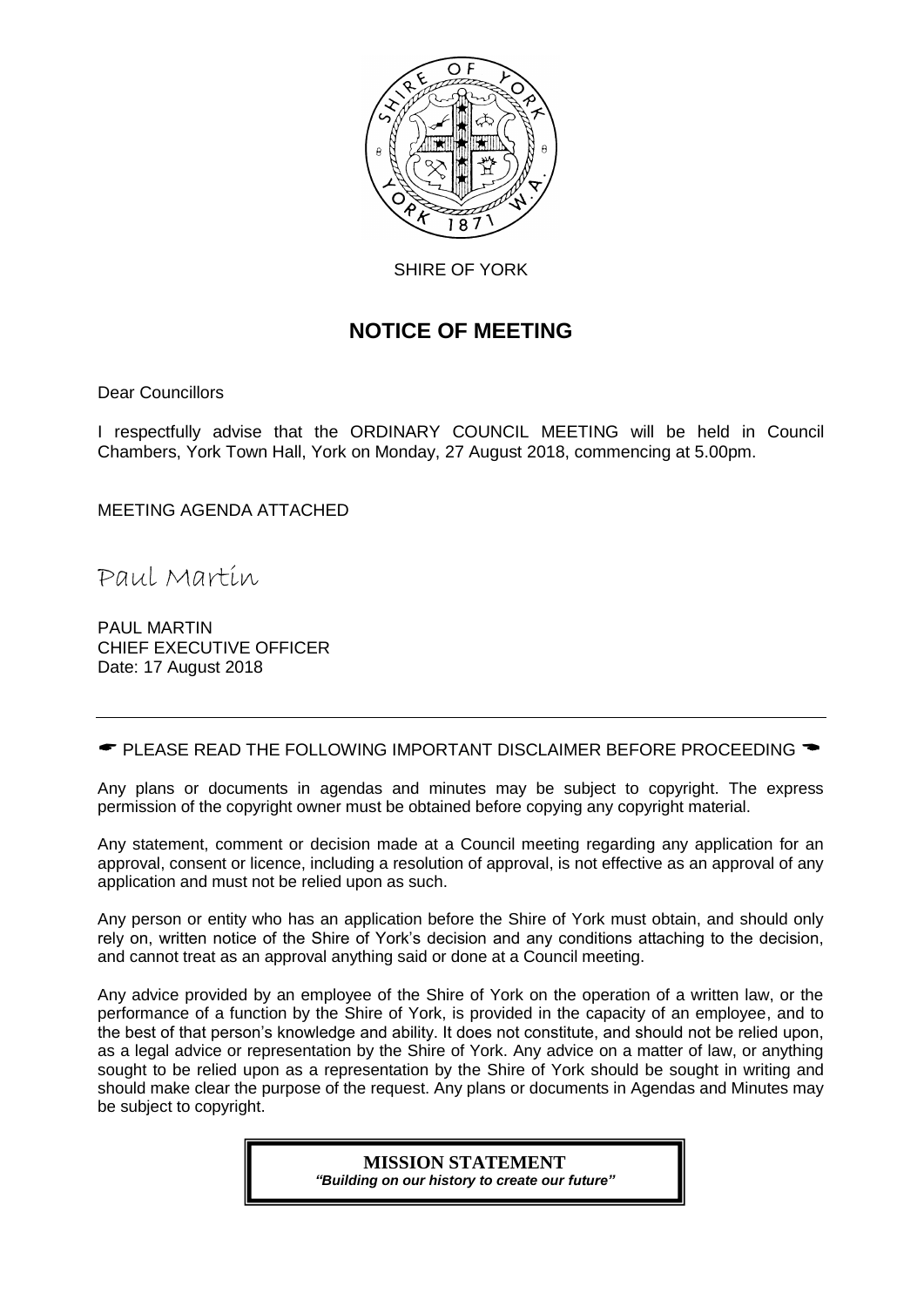SHIRE OF YORK

# NOTICE OF MEETING

Dear Councillors

I respectfully advise that the ORDINARY COUNCIL MEETING will be held in Council Chambers, York Town Hall, York on Monday, 27 August 2018, commencing at 5.00pm.

MEETING AGENDA ATTACHED

Paul Martin

PAUL MARTIN
CHIEF EXECUTIVE OFFICER
Date: 17 August 2018

---

☛ PLEASE READ THE FOLLOWING IMPORTANT DISCLAIMER BEFORE PROCEEDING ☚

Any plans or documents in agendas and minutes may be subject to copyright. The express permission of the copyright owner must be obtained before copying any copyright material.

Any statement, comment or decision made at a Council meeting regarding any application for an approval, consent or licence, including a resolution of approval, is not effective as an approval of any application and must not be relied upon as such.

Any person or entity who has an application before the Shire of York must obtain, and should only rely on, written notice of the Shire of York's decision and any conditions attaching to the decision, and cannot treat as an approval anything said or done at a Council meeting.

Any advice provided by an employee of the Shire of York on the operation of a written law, or the performance of a function by the Shire of York, is provided in the capacity of an employee, and to the best of that person's knowledge and ability. It does not constitute, and should not be relied upon, as a legal advice or representation by the Shire of York. Any advice on a matter of law, or anything sought to be relied upon as a representation by the Shire of York should be sought in writing and should make clear the purpose of the request. Any plans or documents in Agendas and Minutes may be subject to copyright.

**MISSION STATEMENT**
***"Building on our history to create our future"***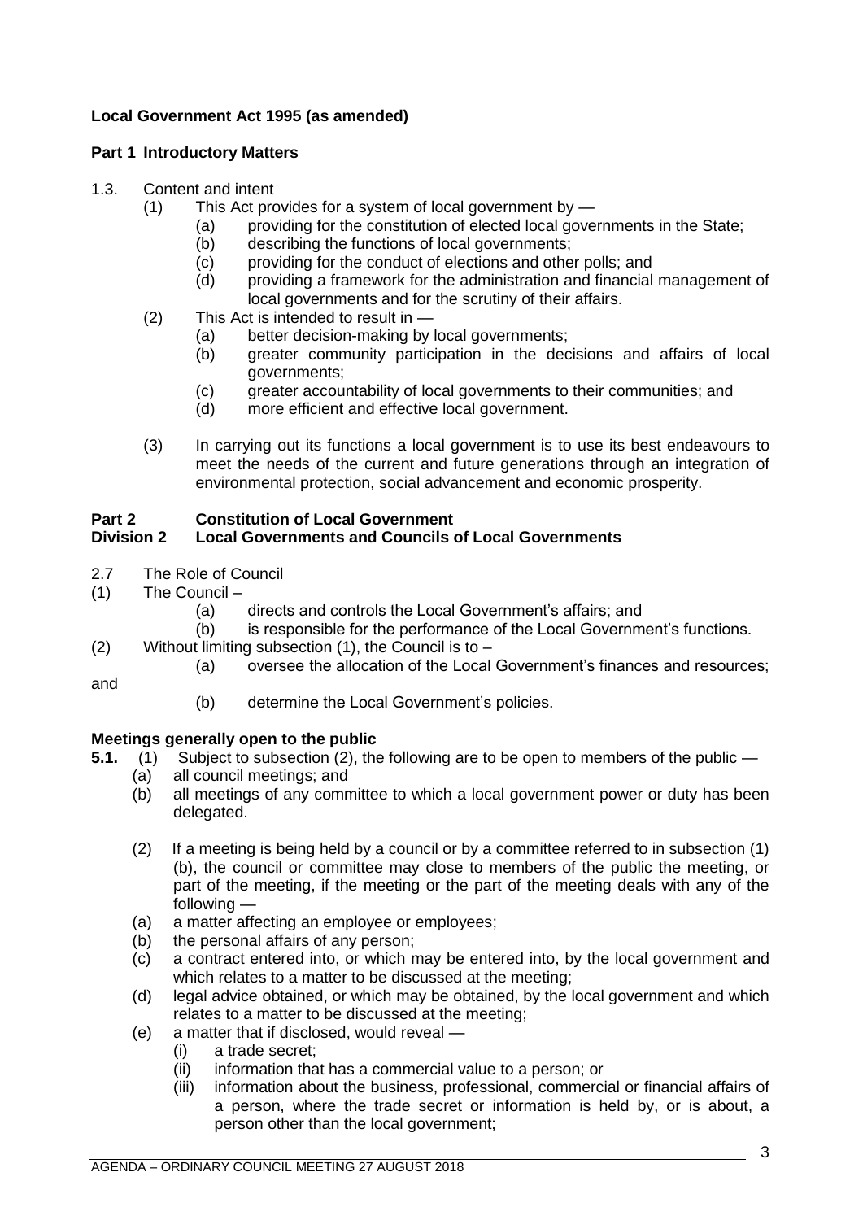**Local Government Act 1995 (as amended)**

**Part 1 Introductory Matters**

1.3. Content and intent

(1) This Act provides for a system of local government by —

(a) providing for the constitution of elected local governments in the State;
(b) describing the functions of local governments;
(c) providing for the conduct of elections and other polls; and
(d) providing a framework for the administration and financial management of local governments and for the scrutiny of their affairs.

(2) This Act is intended to result in —

(a) better decision-making by local governments;
(b) greater community participation in the decisions and affairs of local governments;
(c) greater accountability of local governments to their communities; and
(d) more efficient and effective local government.

(3) In carrying out its functions a local government is to use its best endeavours to meet the needs of the current and future generations through an integration of environmental protection, social advancement and economic prosperity.

**Part 2 Constitution of Local Government**
**Division 2 Local Governments and Councils of Local Governments**

2.7 The Role of Council

(1) The Council –

(a) directs and controls the Local Government's affairs; and
(b) is responsible for the performance of the Local Government's functions.

(2) Without limiting subsection (1), the Council is to –

(a) oversee the allocation of the Local Government's finances and resources; and
(b) determine the Local Government's policies.

**Meetings generally open to the public**

**5.1.** (1) Subject to subsection (2), the following are to be open to members of the public —

(a) all council meetings; and
(b) all meetings of any committee to which a local government power or duty has been delegated.

(2) If a meeting is being held by a council or by a committee referred to in subsection (1) (b), the council or committee may close to members of the public the meeting, or part of the meeting, if the meeting or the part of the meeting deals with any of the following —

(a) a matter affecting an employee or employees;
(b) the personal affairs of any person;
(c) a contract entered into, or which may be entered into, by the local government and which relates to a matter to be discussed at the meeting;
(d) legal advice obtained, or which may be obtained, by the local government and which relates to a matter to be discussed at the meeting;
(e) a matter that if disclosed, would reveal —
  (i) a trade secret;
  (ii) information that has a commercial value to a person; or
  (iii) information about the business, professional, commercial or financial affairs of a person, where the trade secret or information is held by, or is about, a person other than the local government;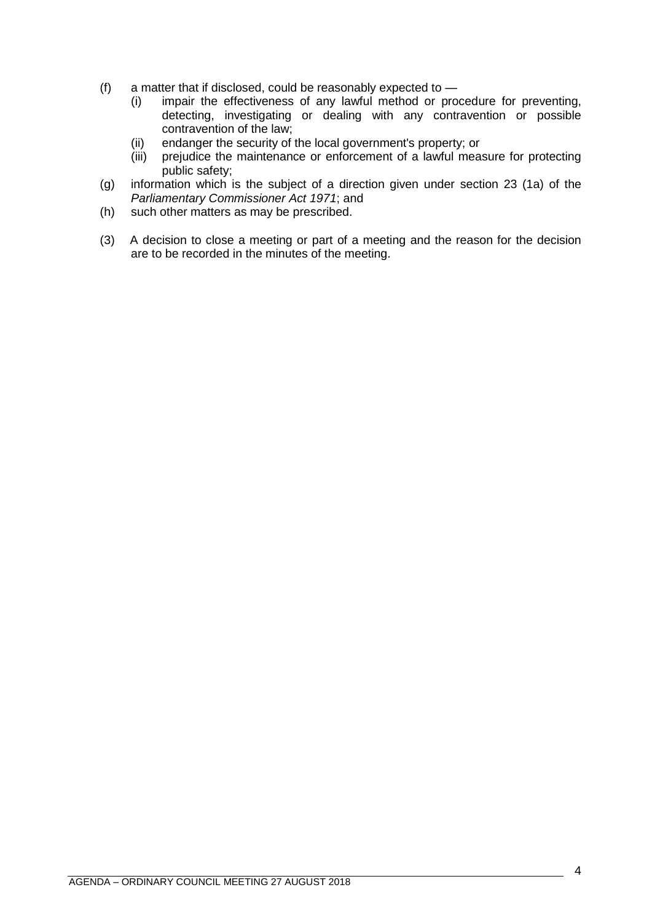(f) a matter that if disclosed, could be reasonably expected to —
   (i) impair the effectiveness of any lawful method or procedure for preventing, detecting, investigating or dealing with any contravention or possible contravention of the law;
   (ii) endanger the security of the local government's property; or
   (iii) prejudice the maintenance or enforcement of a lawful measure for protecting public safety;

(g) information which is the subject of a direction given under section 23 (1a) of the *Parliamentary Commissioner Act 1971*; and

(h) such other matters as may be prescribed.

(3) A decision to close a meeting or part of a meeting and the reason for the decision are to be recorded in the minutes of the meeting.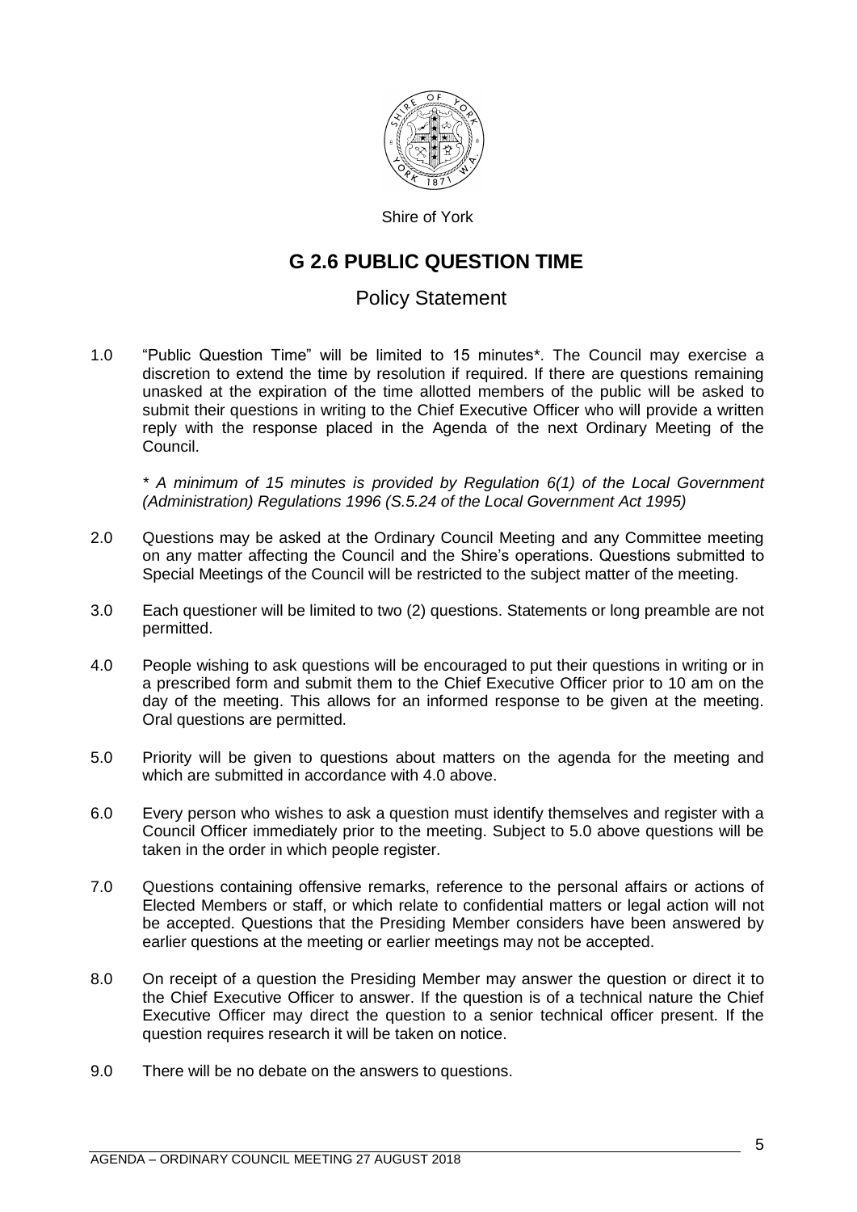Shire of York

# G 2.6 PUBLIC QUESTION TIME

## Policy Statement

1.0 "Public Question Time" will be limited to 15 minutes*. The Council may exercise a discretion to extend the time by resolution if required. If there are questions remaining unasked at the expiration of the time allotted members of the public will be asked to submit their questions in writing to the Chief Executive Officer who will provide a written reply with the response placed in the Agenda of the next Ordinary Meeting of the Council.

*\* A minimum of 15 minutes is provided by Regulation 6(1) of the Local Government (Administration) Regulations 1996 (S.5.24 of the Local Government Act 1995)*

2.0 Questions may be asked at the Ordinary Council Meeting and any Committee meeting on any matter affecting the Council and the Shire's operations. Questions submitted to Special Meetings of the Council will be restricted to the subject matter of the meeting.

3.0 Each questioner will be limited to two (2) questions. Statements or long preamble are not permitted.

4.0 People wishing to ask questions will be encouraged to put their questions in writing or in a prescribed form and submit them to the Chief Executive Officer prior to 10 am on the day of the meeting. This allows for an informed response to be given at the meeting. Oral questions are permitted.

5.0 Priority will be given to questions about matters on the agenda for the meeting and which are submitted in accordance with 4.0 above.

6.0 Every person who wishes to ask a question must identify themselves and register with a Council Officer immediately prior to the meeting. Subject to 5.0 above questions will be taken in the order in which people register.

7.0 Questions containing offensive remarks, reference to the personal affairs or actions of Elected Members or staff, or which relate to confidential matters or legal action will not be accepted. Questions that the Presiding Member considers have been answered by earlier questions at the meeting or earlier meetings may not be accepted.

8.0 On receipt of a question the Presiding Member may answer the question or direct it to the Chief Executive Officer to answer. If the question is of a technical nature the Chief Executive Officer may direct the question to a senior technical officer present. If the question requires research it will be taken on notice.

9.0 There will be no debate on the answers to questions.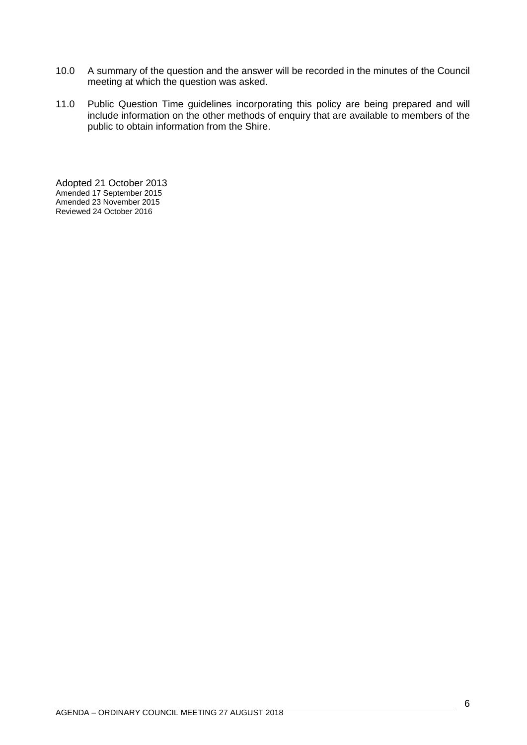10.0 A summary of the question and the answer will be recorded in the minutes of the Council meeting at which the question was asked.

11.0 Public Question Time guidelines incorporating this policy are being prepared and will include information on the other methods of enquiry that are available to members of the public to obtain information from the Shire.

Adopted 21 October 2013
Amended 17 September 2015
Amended 23 November 2015
Reviewed 24 October 2016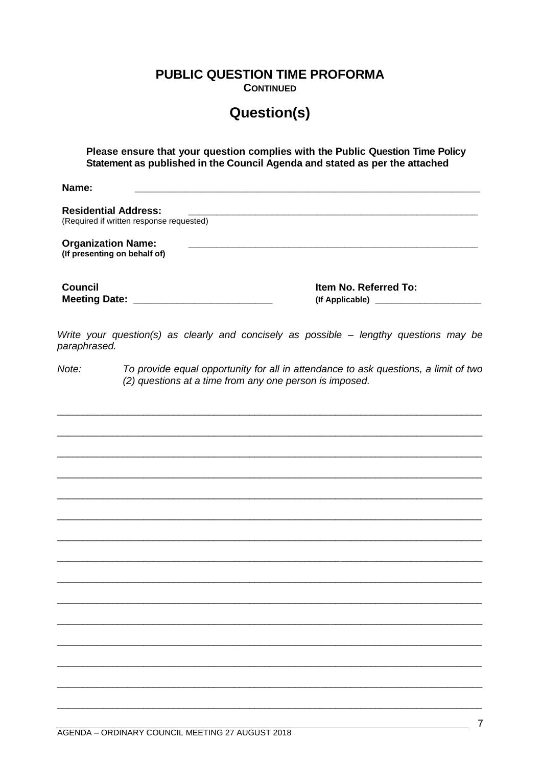# PUBLIC QUESTION TIME PROFORMA

**CONTINUED**

## Question(s)

**Please ensure that your question complies with the Public Question Time Policy Statement as published in the Council Agenda and stated as per the attached**

**Name:** ______________________________________________________________

**Residential Address:** ____________________________________________________
(Required if written response requested)

**Organization Name:** ____________________________________________________
**(If presenting on behalf of)**

**Council Meeting Date:** ________________________ **Item No. Referred To:** **(If Applicable)** ____________________

*Write your question(s) as clearly and concisely as possible – lengthy questions may be paraphrased.*

*Note:* *To provide equal opportunity for all in attendance to ask questions, a limit of two (2) questions at a time from any one person is imposed.*

______________________________________________________________________________

______________________________________________________________________________

______________________________________________________________________________

______________________________________________________________________________

______________________________________________________________________________

______________________________________________________________________________

______________________________________________________________________________

______________________________________________________________________________

______________________________________________________________________________

______________________________________________________________________________

______________________________________________________________________________

______________________________________________________________________________

______________________________________________________________________________

______________________________________________________________________________

______________________________________________________________________________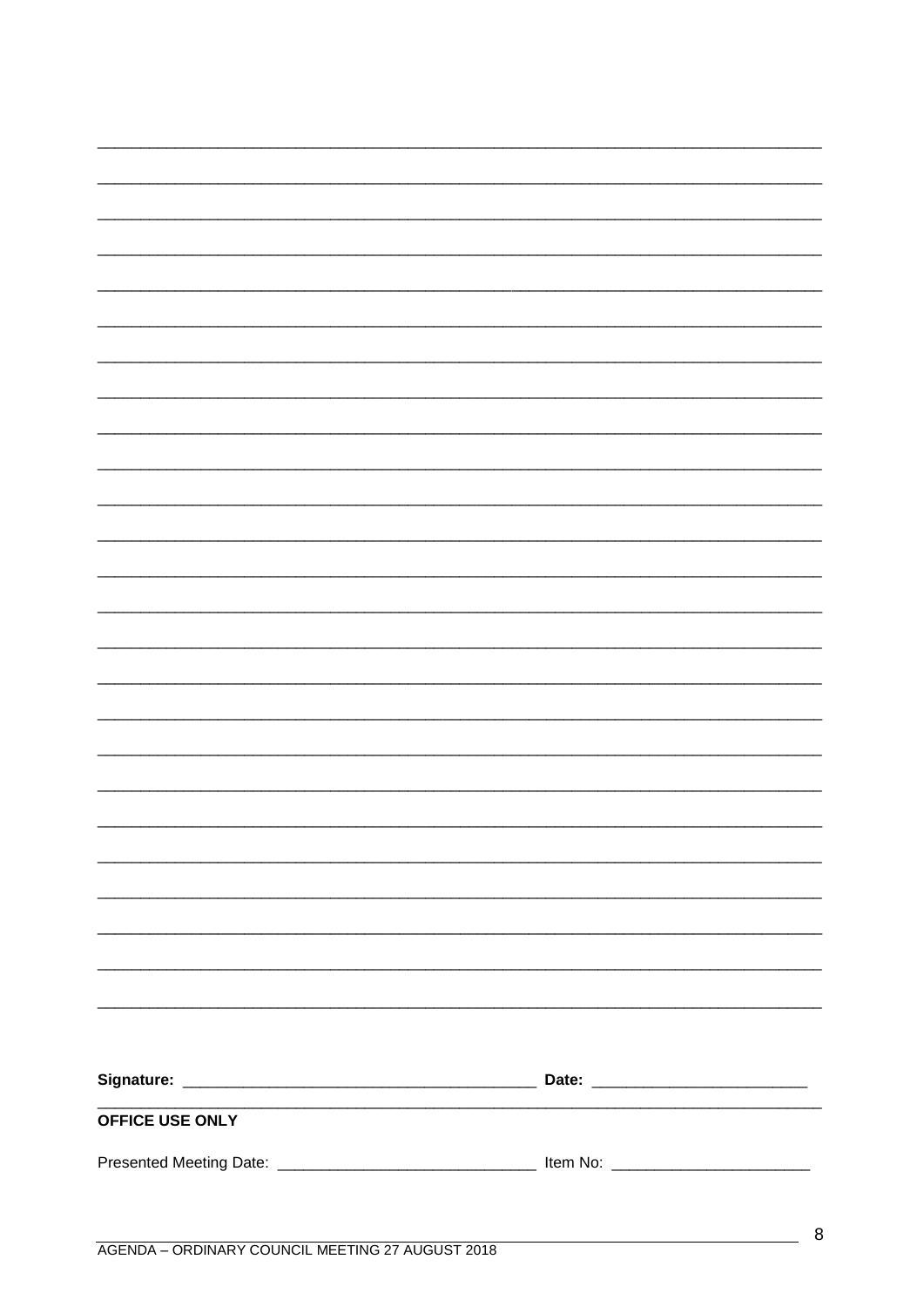Signature: ________________________________________ Date: ________________________

**OFFICE USE ONLY**

Presented Meeting Date: _____________________________ Item No: ______________________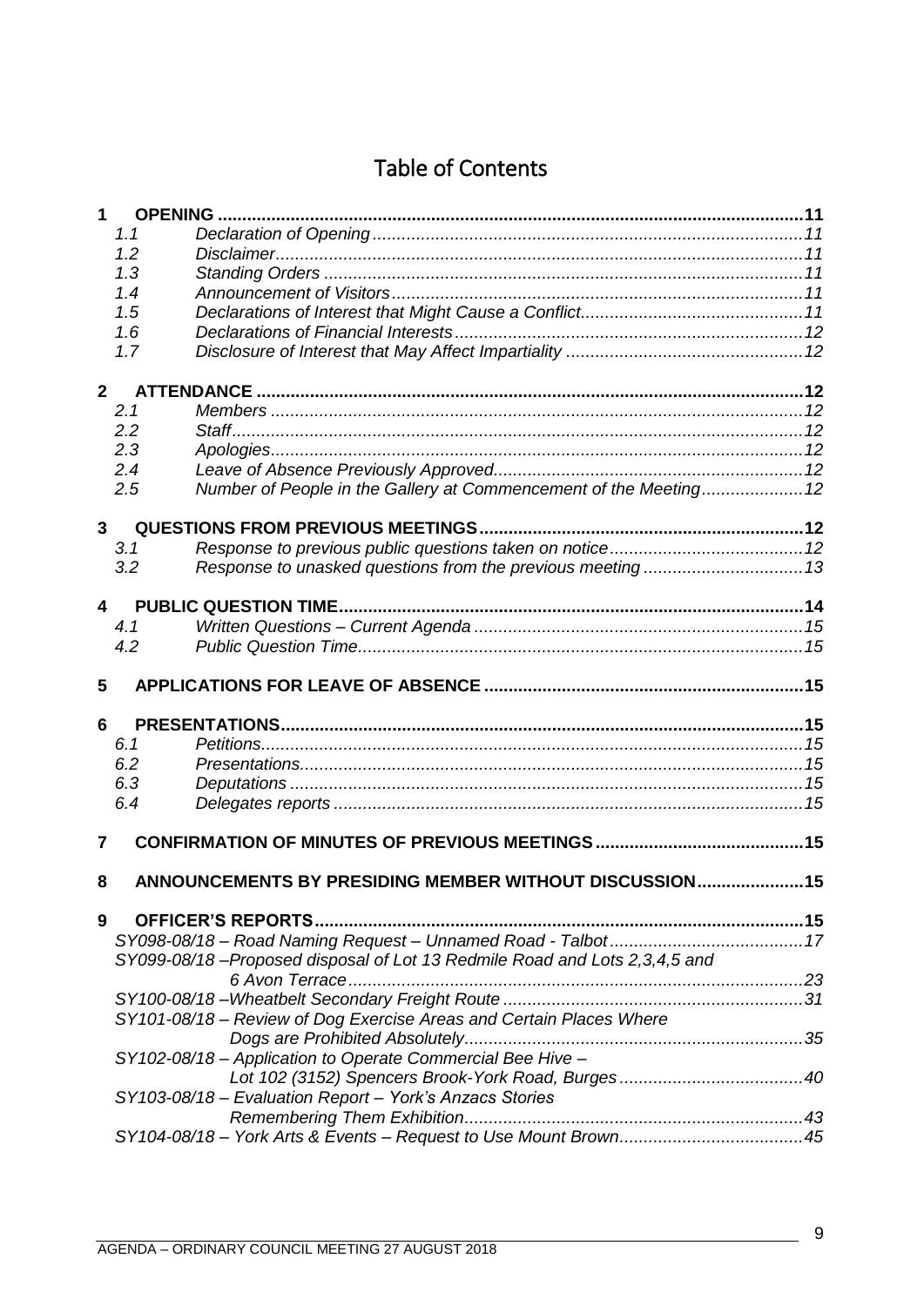# Table of Contents

**1 OPENING** ......................................................................................................................11
- 1.1 *Declaration of Opening* ......................................................................................11
- 1.2 *Disclaimer* ...........................................................................................................11
- 1.3 *Standing Orders* ..................................................................................................11
- 1.4 *Announcement of Visitors* ...................................................................................11
- 1.5 *Declarations of Interest that Might Cause a Conflict* .............................................11
- 1.6 *Declarations of Financial Interests* .......................................................................12
- 1.7 *Disclosure of Interest that May Affect Impartiality* ................................................12

**2 ATTENDANCE** ...............................................................................................................12
- 2.1 *Members* ..............................................................................................................12
- 2.2 *Staff* .....................................................................................................................12
- 2.3 *Apologies* .............................................................................................................12
- 2.4 *Leave of Absence Previously Approved* ................................................................12
- 2.5 *Number of People in the Gallery at Commencement of the Meeting* .....................12

**3 QUESTIONS FROM PREVIOUS MEETINGS** ..................................................................12
- 3.1 *Response to previous public questions taken on notice* ........................................12
- 3.2 *Response to unasked questions from the previous meeting* ..................................13

**4 PUBLIC QUESTION TIME** ..............................................................................................14
- 4.1 *Written Questions – Current Agenda* ....................................................................15
- 4.2 *Public Question Time* ...........................................................................................15

**5 APPLICATIONS FOR LEAVE OF ABSENCE** .................................................................15

**6 PRESENTATIONS** ..........................................................................................................15
- 6.1 *Petitions* ...............................................................................................................15
- 6.2 *Presentations* .......................................................................................................15
- 6.3 *Deputations* ..........................................................................................................15
- 6.4 *Delegates reports* .................................................................................................15

**7 CONFIRMATION OF MINUTES OF PREVIOUS MEETINGS** ..........................................15

**8 ANNOUNCEMENTS BY PRESIDING MEMBER WITHOUT DISCUSSION** ......................15

**9 OFFICER'S REPORTS** ...................................................................................................15
- *SY098-08/18 – Road Naming Request – Unnamed Road - Talbot* ........................................17
- *SY099-08/18 –Proposed disposal of Lot 13 Redmile Road and Lots 2,3,4,5 and 6 Avon Terrace* .............................................................................................23
- *SY100-08/18 –Wheatbelt Secondary Freight Route* .............................................................31
- *SY101-08/18 – Review of Dog Exercise Areas and Certain Places Where Dogs are Prohibited Absolutely* .....................................................................35
- *SY102-08/18 – Application to Operate Commercial Bee Hive – Lot 102 (3152) Spencers Brook-York Road, Burges* ......................................40
- *SY103-08/18 – Evaluation Report – York's Anzacs Stories Remembering Them Exhibition* .....................................................................43
- *SY104-08/18 – York Arts & Events – Request to Use Mount Brown* ......................................45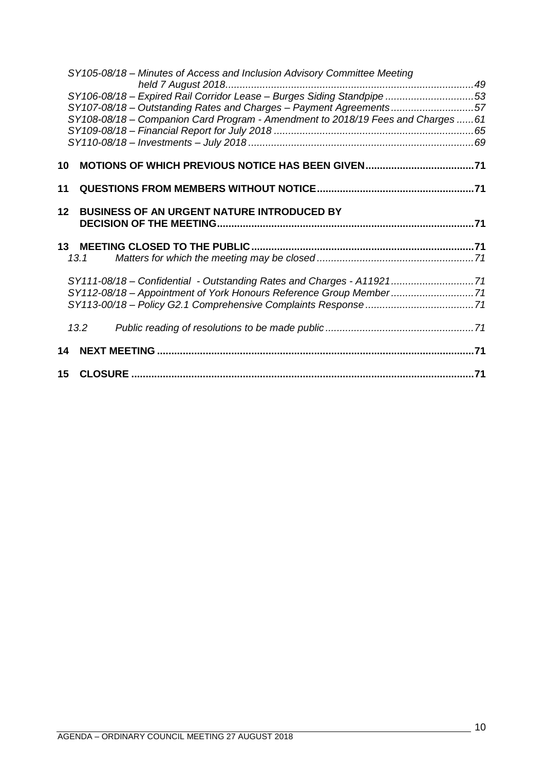*SY105-08/18 – Minutes of Access and Inclusion Advisory Committee Meeting held 7 August 2018 ......49*
*SY106-08/18 – Expired Rail Corridor Lease – Burges Siding Standpipe ......53*
*SY107-08/18 – Outstanding Rates and Charges – Payment Agreements ......57*
*SY108-08/18 – Companion Card Program - Amendment to 2018/19 Fees and Charges ......61*
*SY109-08/18 – Financial Report for July 2018 ......65*
*SY110-08/18 – Investments – July 2018 ......69*

**10 MOTIONS OF WHICH PREVIOUS NOTICE HAS BEEN GIVEN ......71**

**11 QUESTIONS FROM MEMBERS WITHOUT NOTICE ......71**

**12 BUSINESS OF AN URGENT NATURE INTRODUCED BY DECISION OF THE MEETING ......71**

**13 MEETING CLOSED TO THE PUBLIC ......71**

*13.1 Matters for which the meeting may be closed ......71*

*SY111-08/18 – Confidential - Outstanding Rates and Charges - A11921 ......71*
*SY112-08/18 – Appointment of York Honours Reference Group Member ......71*
*SY113-00/18 – Policy G2.1 Comprehensive Complaints Response ......71*

*13.2 Public reading of resolutions to be made public ......71*

**14 NEXT MEETING ......71**

**15 CLOSURE ......71**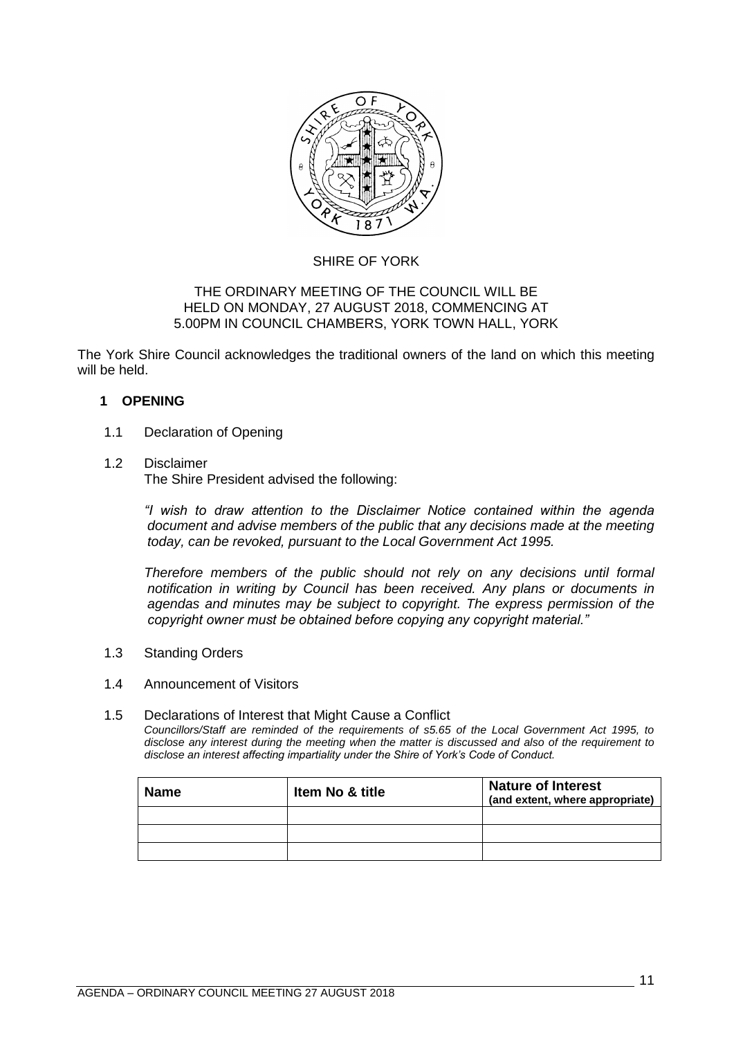SHIRE OF YORK

THE ORDINARY MEETING OF THE COUNCIL WILL BE HELD ON MONDAY, 27 AUGUST 2018, COMMENCING AT 5.00PM IN COUNCIL CHAMBERS, YORK TOWN HALL, YORK

The York Shire Council acknowledges the traditional owners of the land on which this meeting will be held.

## 1 OPENING

1.1 Declaration of Opening

1.2 Disclaimer

The Shire President advised the following:

*"I wish to draw attention to the Disclaimer Notice contained within the agenda document and advise members of the public that any decisions made at the meeting today, can be revoked, pursuant to the Local Government Act 1995.*

*Therefore members of the public should not rely on any decisions until formal notification in writing by Council has been received. Any plans or documents in agendas and minutes may be subject to copyright. The express permission of the copyright owner must be obtained before copying any copyright material."*

1.3 Standing Orders

1.4 Announcement of Visitors

1.5 Declarations of Interest that Might Cause a Conflict

*Councillors/Staff are reminded of the requirements of s5.65 of the Local Government Act 1995, to disclose any interest during the meeting when the matter is discussed and also of the requirement to disclose an interest affecting impartiality under the Shire of York's Code of Conduct.*

| Name | Item No & title | Nature of Interest (and extent, where appropriate) |
|---|---|---|
| | | |
| | | |
| | | |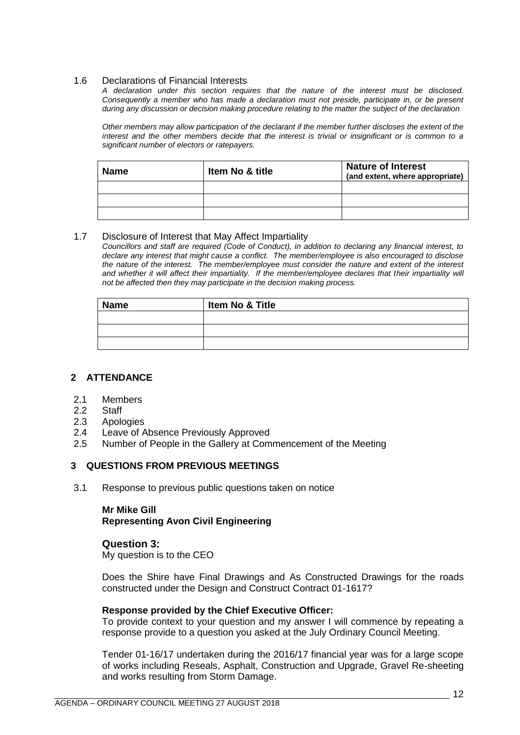### 1.6 Declarations of Financial Interests

*A declaration under this section requires that the nature of the interest must be disclosed. Consequently a member who has made a declaration must not preside, participate in, or be present during any discussion or decision making procedure relating to the matter the subject of the declaration*

*Other members may allow participation of the declarant if the member further discloses the extent of the interest and the other members decide that the interest is trivial or insignificant or is common to a significant number of electors or ratepayers.*

| Name | Item No & title | Nature of Interest (and extent, where appropriate) |
|---|---|---|
| | | |
| | | |
| | | |

### 1.7 Disclosure of Interest that May Affect Impartiality

*Councillors and staff are required (Code of Conduct), in addition to declaring any financial interest, to declare any interest that might cause a conflict. The member/employee is also encouraged to disclose the nature of the interest. The member/employee must consider the nature and extent of the interest and whether it will affect their impartiality. If the member/employee declares that their impartiality will not be affected then they may participate in the decision making process.*

| Name | Item No & Title |
|---|---|
| | |
| | |
| | |

## 2 ATTENDANCE

2.1 Members
2.2 Staff
2.3 Apologies
2.4 Leave of Absence Previously Approved
2.5 Number of People in the Gallery at Commencement of the Meeting

## 3 QUESTIONS FROM PREVIOUS MEETINGS

3.1 Response to previous public questions taken on notice

**Mr Mike Gill**
**Representing Avon Civil Engineering**

**Question 3:**
My question is to the CEO

Does the Shire have Final Drawings and As Constructed Drawings for the roads constructed under the Design and Construct Contract 01-1617?

**Response provided by the Chief Executive Officer:**
To provide context to your question and my answer I will commence by repeating a response provide to a question you asked at the July Ordinary Council Meeting.

Tender 01-16/17 undertaken during the 2016/17 financial year was for a large scope of works including Reseals, Asphalt, Construction and Upgrade, Gravel Re-sheeting and works resulting from Storm Damage.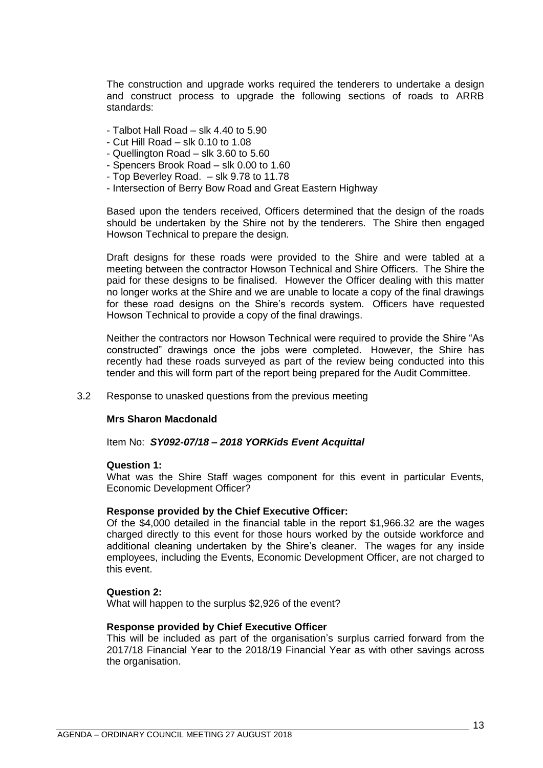The construction and upgrade works required the tenderers to undertake a design and construct process to upgrade the following sections of roads to ARRB standards:

- Talbot Hall Road – slk 4.40 to 5.90
- Cut Hill Road – slk 0.10 to 1.08
- Quellington Road – slk 3.60 to 5.60
- Spencers Brook Road – slk 0.00 to 1.60
- Top Beverley Road. – slk 9.78 to 11.78
- Intersection of Berry Bow Road and Great Eastern Highway

Based upon the tenders received, Officers determined that the design of the roads should be undertaken by the Shire not by the tenderers. The Shire then engaged Howson Technical to prepare the design.

Draft designs for these roads were provided to the Shire and were tabled at a meeting between the contractor Howson Technical and Shire Officers. The Shire the paid for these designs to be finalised. However the Officer dealing with this matter no longer works at the Shire and we are unable to locate a copy of the final drawings for these road designs on the Shire's records system. Officers have requested Howson Technical to provide a copy of the final drawings.

Neither the contractors nor Howson Technical were required to provide the Shire "As constructed" drawings once the jobs were completed. However, the Shire has recently had these roads surveyed as part of the review being conducted into this tender and this will form part of the report being prepared for the Audit Committee.

3.2 Response to unasked questions from the previous meeting

**Mrs Sharon Macdonald**

Item No: ***SY092-07/18 – 2018 YORKids Event Acquittal***

**Question 1:**

What was the Shire Staff wages component for this event in particular Events, Economic Development Officer?

**Response provided by the Chief Executive Officer:**

Of the $4,000 detailed in the financial table in the report $1,966.32 are the wages charged directly to this event for those hours worked by the outside workforce and additional cleaning undertaken by the Shire's cleaner. The wages for any inside employees, including the Events, Economic Development Officer, are not charged to this event.

**Question 2:**

What will happen to the surplus $2,926 of the event?

**Response provided by Chief Executive Officer**

This will be included as part of the organisation's surplus carried forward from the 2017/18 Financial Year to the 2018/19 Financial Year as with other savings across the organisation.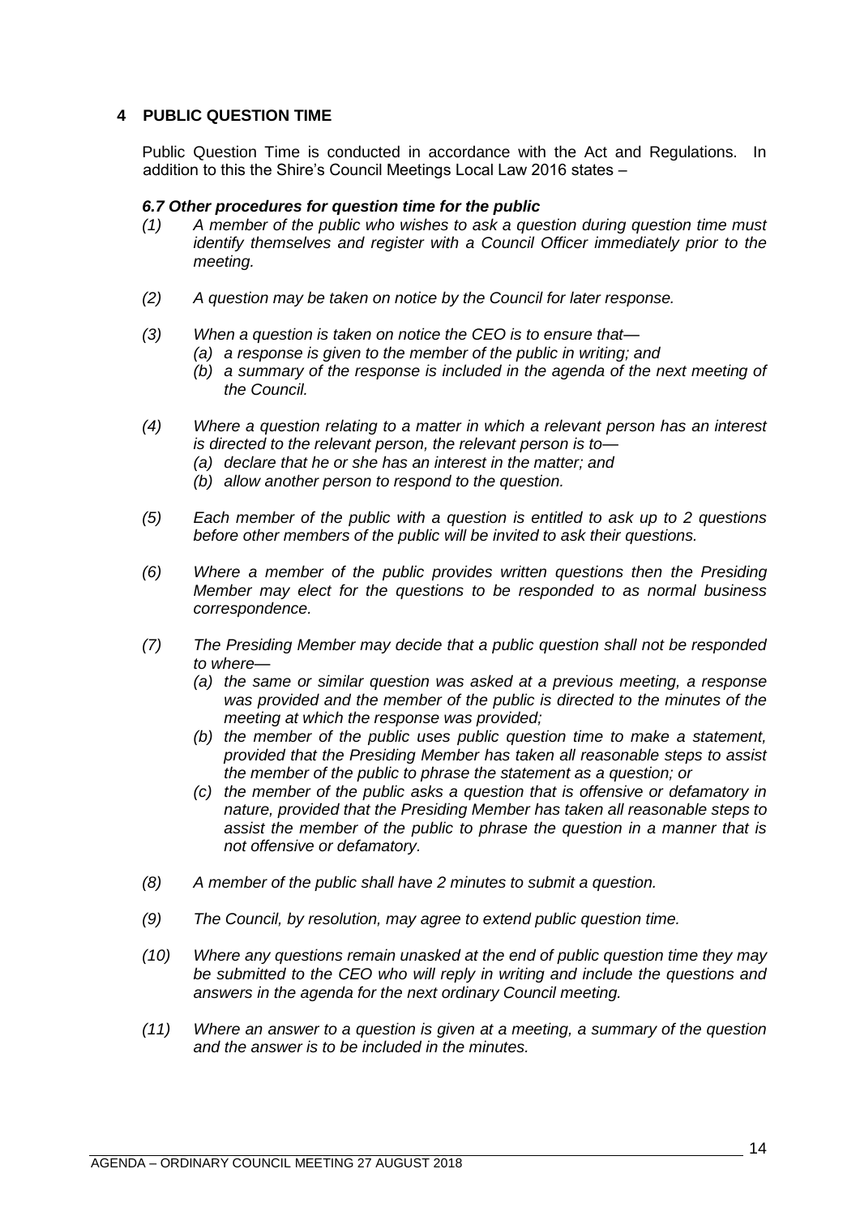## 4 PUBLIC QUESTION TIME

Public Question Time is conducted in accordance with the Act and Regulations. In addition to this the Shire's Council Meetings Local Law 2016 states –

***6.7 Other procedures for question time for the public***

*(1) A member of the public who wishes to ask a question during question time must identify themselves and register with a Council Officer immediately prior to the meeting.*

*(2) A question may be taken on notice by the Council for later response.*

*(3) When a question is taken on notice the CEO is to ensure that—*
   *(a) a response is given to the member of the public in writing; and*
   *(b) a summary of the response is included in the agenda of the next meeting of the Council.*

*(4) Where a question relating to a matter in which a relevant person has an interest is directed to the relevant person, the relevant person is to—*
   *(a) declare that he or she has an interest in the matter; and*
   *(b) allow another person to respond to the question.*

*(5) Each member of the public with a question is entitled to ask up to 2 questions before other members of the public will be invited to ask their questions.*

*(6) Where a member of the public provides written questions then the Presiding Member may elect for the questions to be responded to as normal business correspondence.*

*(7) The Presiding Member may decide that a public question shall not be responded to where—*
   *(a) the same or similar question was asked at a previous meeting, a response was provided and the member of the public is directed to the minutes of the meeting at which the response was provided;*
   *(b) the member of the public uses public question time to make a statement, provided that the Presiding Member has taken all reasonable steps to assist the member of the public to phrase the statement as a question; or*
   *(c) the member of the public asks a question that is offensive or defamatory in nature, provided that the Presiding Member has taken all reasonable steps to assist the member of the public to phrase the question in a manner that is not offensive or defamatory.*

*(8) A member of the public shall have 2 minutes to submit a question.*

*(9) The Council, by resolution, may agree to extend public question time.*

*(10) Where any questions remain unasked at the end of public question time they may be submitted to the CEO who will reply in writing and include the questions and answers in the agenda for the next ordinary Council meeting.*

*(11) Where an answer to a question is given at a meeting, a summary of the question and the answer is to be included in the minutes.*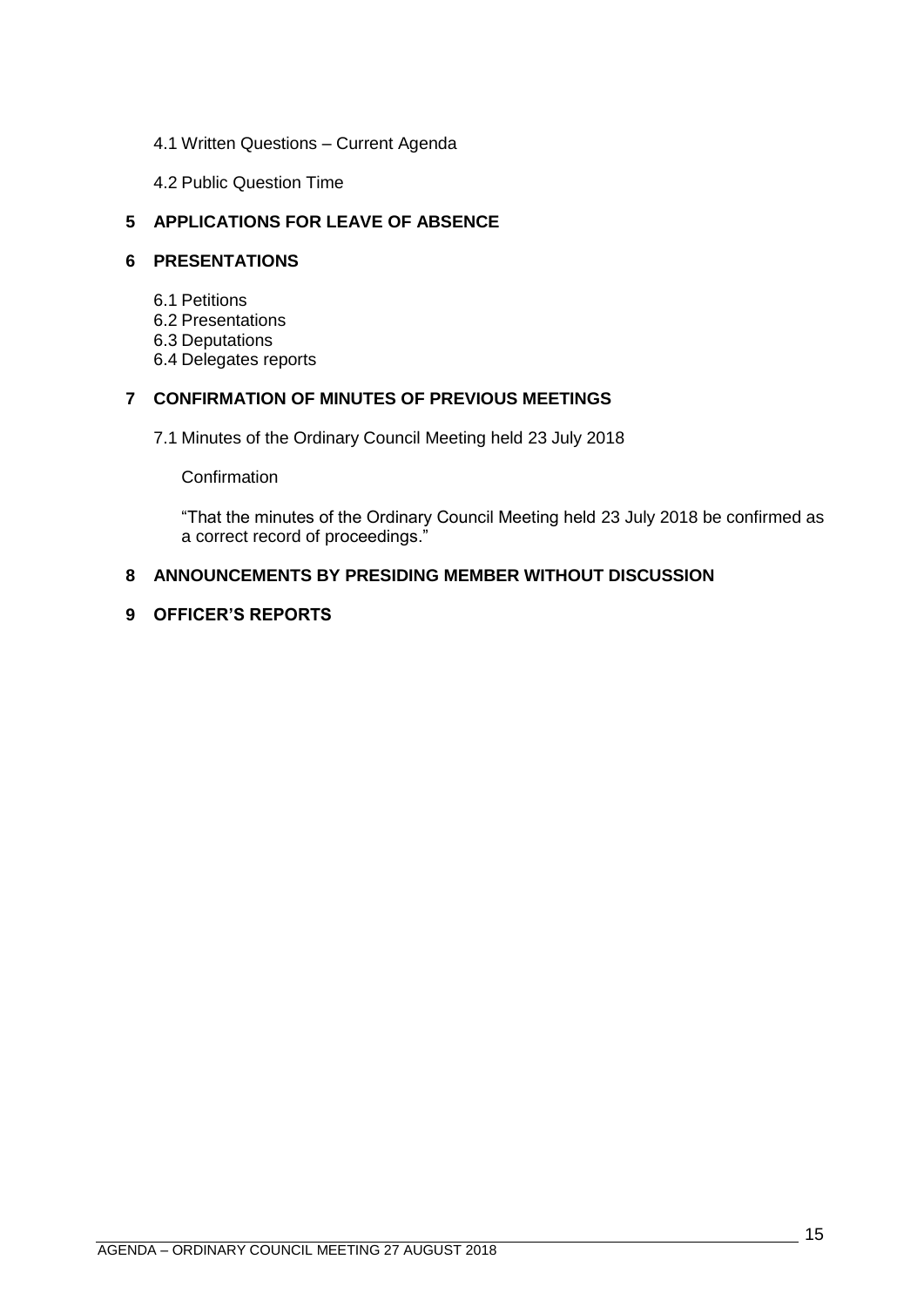4.1 Written Questions – Current Agenda

4.2 Public Question Time

## 5 APPLICATIONS FOR LEAVE OF ABSENCE

## 6 PRESENTATIONS

6.1 Petitions
6.2 Presentations
6.3 Deputations
6.4 Delegates reports

## 7 CONFIRMATION OF MINUTES OF PREVIOUS MEETINGS

7.1 Minutes of the Ordinary Council Meeting held 23 July 2018

Confirmation

"That the minutes of the Ordinary Council Meeting held 23 July 2018 be confirmed as a correct record of proceedings."

## 8 ANNOUNCEMENTS BY PRESIDING MEMBER WITHOUT DISCUSSION

## 9 OFFICER'S REPORTS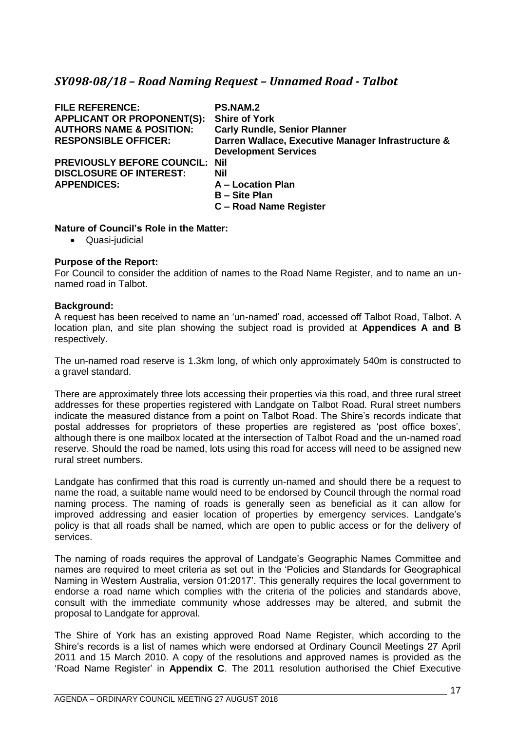## *SY098-08/18 – Road Naming Request – Unnamed Road - Talbot*

| | |
|---|---|
| **FILE REFERENCE:** | **PS.NAM.2** |
| **APPLICANT OR PROPONENT(S):** | **Shire of York** |
| **AUTHORS NAME & POSITION:** | **Carly Rundle, Senior Planner** |
| **RESPONSIBLE OFFICER:** | **Darren Wallace, Executive Manager Infrastructure & Development Services** |
| **PREVIOUSLY BEFORE COUNCIL:** | **Nil** |
| **DISCLOSURE OF INTEREST:** | **Nil** |
| **APPENDICES:** | **A – Location Plan**<br>**B – Site Plan**<br>**C – Road Name Register** |

**Nature of Council's Role in the Matter:**

- Quasi-judicial

**Purpose of the Report:**

For Council to consider the addition of names to the Road Name Register, and to name an un-named road in Talbot.

**Background:**

A request has been received to name an 'un-named' road, accessed off Talbot Road, Talbot. A location plan, and site plan showing the subject road is provided at **Appendices A and B** respectively.

The un-named road reserve is 1.3km long, of which only approximately 540m is constructed to a gravel standard.

There are approximately three lots accessing their properties via this road, and three rural street addresses for these properties registered with Landgate on Talbot Road. Rural street numbers indicate the measured distance from a point on Talbot Road. The Shire's records indicate that postal addresses for proprietors of these properties are registered as 'post office boxes', although there is one mailbox located at the intersection of Talbot Road and the un-named road reserve. Should the road be named, lots using this road for access will need to be assigned new rural street numbers.

Landgate has confirmed that this road is currently un-named and should there be a request to name the road, a suitable name would need to be endorsed by Council through the normal road naming process. The naming of roads is generally seen as beneficial as it can allow for improved addressing and easier location of properties by emergency services. Landgate's policy is that all roads shall be named, which are open to public access or for the delivery of services.

The naming of roads requires the approval of Landgate's Geographic Names Committee and names are required to meet criteria as set out in the 'Policies and Standards for Geographical Naming in Western Australia, version 01:2017'. This generally requires the local government to endorse a road name which complies with the criteria of the policies and standards above, consult with the immediate community whose addresses may be altered, and submit the proposal to Landgate for approval.

The Shire of York has an existing approved Road Name Register, which according to the Shire's records is a list of names which were endorsed at Ordinary Council Meetings 27 April 2011 and 15 March 2010. A copy of the resolutions and approved names is provided as the 'Road Name Register' in **Appendix C**. The 2011 resolution authorised the Chief Executive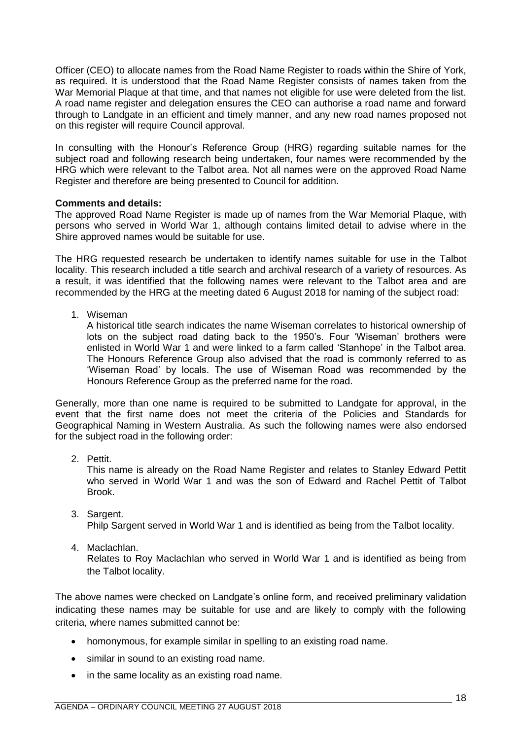Officer (CEO) to allocate names from the Road Name Register to roads within the Shire of York, as required. It is understood that the Road Name Register consists of names taken from the War Memorial Plaque at that time, and that names not eligible for use were deleted from the list. A road name register and delegation ensures the CEO can authorise a road name and forward through to Landgate in an efficient and timely manner, and any new road names proposed not on this register will require Council approval.

In consulting with the Honour's Reference Group (HRG) regarding suitable names for the subject road and following research being undertaken, four names were recommended by the HRG which were relevant to the Talbot area. Not all names were on the approved Road Name Register and therefore are being presented to Council for addition.

**Comments and details:**
The approved Road Name Register is made up of names from the War Memorial Plaque, with persons who served in World War 1, although contains limited detail to advise where in the Shire approved names would be suitable for use.

The HRG requested research be undertaken to identify names suitable for use in the Talbot locality. This research included a title search and archival research of a variety of resources. As a result, it was identified that the following names were relevant to the Talbot area and are recommended by the HRG at the meeting dated 6 August 2018 for naming of the subject road:

1. Wiseman
   A historical title search indicates the name Wiseman correlates to historical ownership of lots on the subject road dating back to the 1950's. Four 'Wiseman' brothers were enlisted in World War 1 and were linked to a farm called 'Stanhope' in the Talbot area. The Honours Reference Group also advised that the road is commonly referred to as 'Wiseman Road' by locals. The use of Wiseman Road was recommended by the Honours Reference Group as the preferred name for the road.

Generally, more than one name is required to be submitted to Landgate for approval, in the event that the first name does not meet the criteria of the Policies and Standards for Geographical Naming in Western Australia. As such the following names were also endorsed for the subject road in the following order:

2. Pettit.
   This name is already on the Road Name Register and relates to Stanley Edward Pettit who served in World War 1 and was the son of Edward and Rachel Pettit of Talbot Brook.

3. Sargent.
   Philp Sargent served in World War 1 and is identified as being from the Talbot locality.

4. Maclachlan.
   Relates to Roy Maclachlan who served in World War 1 and is identified as being from the Talbot locality.

The above names were checked on Landgate's online form, and received preliminary validation indicating these names may be suitable for use and are likely to comply with the following criteria, where names submitted cannot be:

- homonymous, for example similar in spelling to an existing road name.
- similar in sound to an existing road name.
- in the same locality as an existing road name.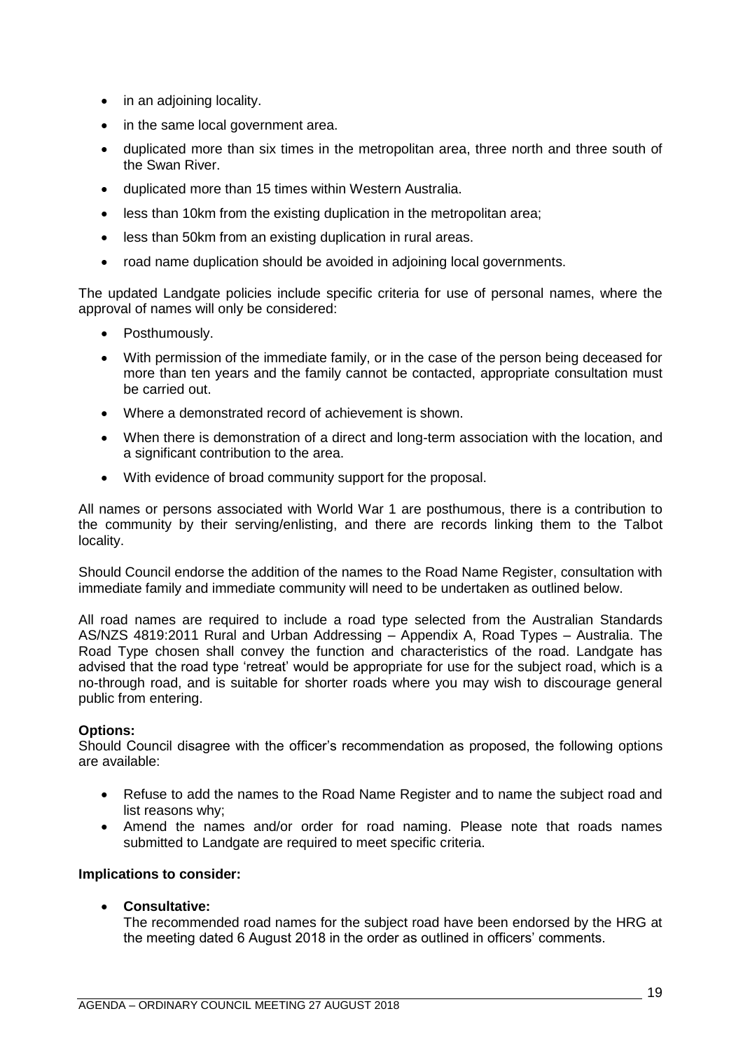- in an adjoining locality.
- in the same local government area.
- duplicated more than six times in the metropolitan area, three north and three south of the Swan River.
- duplicated more than 15 times within Western Australia.
- less than 10km from the existing duplication in the metropolitan area;
- less than 50km from an existing duplication in rural areas.
- road name duplication should be avoided in adjoining local governments.

The updated Landgate policies include specific criteria for use of personal names, where the approval of names will only be considered:

- Posthumously.
- With permission of the immediate family, or in the case of the person being deceased for more than ten years and the family cannot be contacted, appropriate consultation must be carried out.
- Where a demonstrated record of achievement is shown.
- When there is demonstration of a direct and long-term association with the location, and a significant contribution to the area.
- With evidence of broad community support for the proposal.

All names or persons associated with World War 1 are posthumous, there is a contribution to the community by their serving/enlisting, and there are records linking them to the Talbot locality.

Should Council endorse the addition of the names to the Road Name Register, consultation with immediate family and immediate community will need to be undertaken as outlined below.

All road names are required to include a road type selected from the Australian Standards AS/NZS 4819:2011 Rural and Urban Addressing – Appendix A, Road Types – Australia. The Road Type chosen shall convey the function and characteristics of the road. Landgate has advised that the road type 'retreat' would be appropriate for use for the subject road, which is a no-through road, and is suitable for shorter roads where you may wish to discourage general public from entering.

**Options:**
Should Council disagree with the officer's recommendation as proposed, the following options are available:

- Refuse to add the names to the Road Name Register and to name the subject road and list reasons why;
- Amend the names and/or order for road naming. Please note that roads names submitted to Landgate are required to meet specific criteria.

**Implications to consider:**

- **Consultative:**
  The recommended road names for the subject road have been endorsed by the HRG at the meeting dated 6 August 2018 in the order as outlined in officers' comments.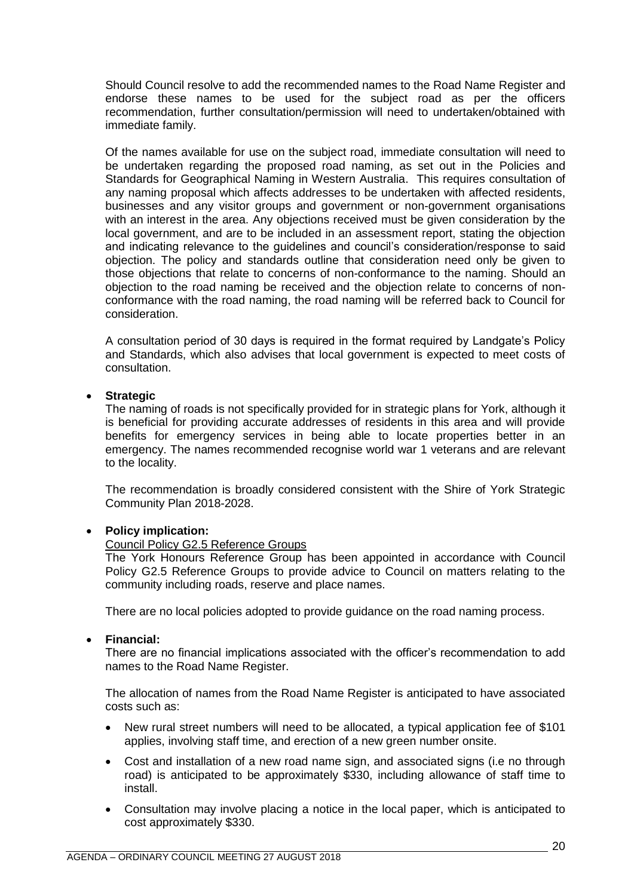Should Council resolve to add the recommended names to the Road Name Register and endorse these names to be used for the subject road as per the officers recommendation, further consultation/permission will need to undertaken/obtained with immediate family.

Of the names available for use on the subject road, immediate consultation will need to be undertaken regarding the proposed road naming, as set out in the Policies and Standards for Geographical Naming in Western Australia. This requires consultation of any naming proposal which affects addresses to be undertaken with affected residents, businesses and any visitor groups and government or non-government organisations with an interest in the area. Any objections received must be given consideration by the local government, and are to be included in an assessment report, stating the objection and indicating relevance to the guidelines and council's consideration/response to said objection. The policy and standards outline that consideration need only be given to those objections that relate to concerns of non-conformance to the naming. Should an objection to the road naming be received and the objection relate to concerns of non-conformance with the road naming, the road naming will be referred back to Council for consideration.

A consultation period of 30 days is required in the format required by Landgate's Policy and Standards, which also advises that local government is expected to meet costs of consultation.

- **Strategic**

  The naming of roads is not specifically provided for in strategic plans for York, although it is beneficial for providing accurate addresses of residents in this area and will provide benefits for emergency services in being able to locate properties better in an emergency. The names recommended recognise world war 1 veterans and are relevant to the locality.

  The recommendation is broadly considered consistent with the Shire of York Strategic Community Plan 2018-2028.

- **Policy implication:**

  <u>Council Policy G2.5 Reference Groups</u>

  The York Honours Reference Group has been appointed in accordance with Council Policy G2.5 Reference Groups to provide advice to Council on matters relating to the community including roads, reserve and place names.

  There are no local policies adopted to provide guidance on the road naming process.

- **Financial:**

  There are no financial implications associated with the officer's recommendation to add names to the Road Name Register.

  The allocation of names from the Road Name Register is anticipated to have associated costs such as:

  - New rural street numbers will need to be allocated, a typical application fee of $101 applies, involving staff time, and erection of a new green number onsite.
  - Cost and installation of a new road name sign, and associated signs (i.e no through road) is anticipated to be approximately $330, including allowance of staff time to install.
  - Consultation may involve placing a notice in the local paper, which is anticipated to cost approximately $330.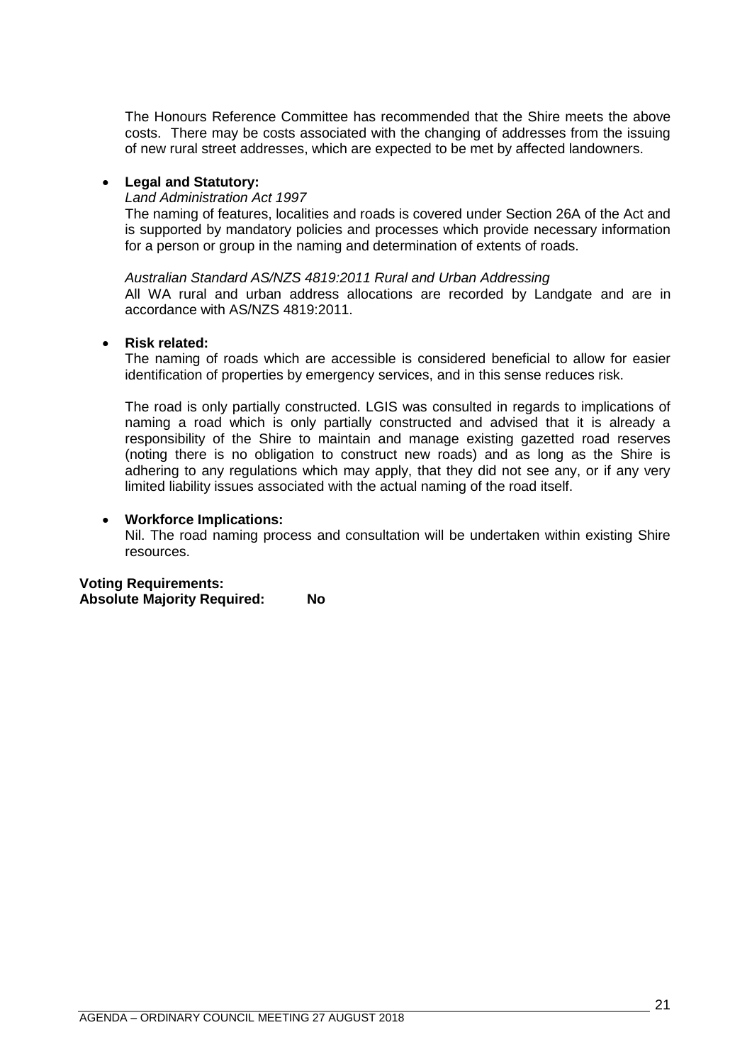The Honours Reference Committee has recommended that the Shire meets the above costs. There may be costs associated with the changing of addresses from the issuing of new rural street addresses, which are expected to be met by affected landowners.

- **Legal and Statutory:**

  *Land Administration Act 1997*

  The naming of features, localities and roads is covered under Section 26A of the Act and is supported by mandatory policies and processes which provide necessary information for a person or group in the naming and determination of extents of roads.

  *Australian Standard AS/NZS 4819:2011 Rural and Urban Addressing*

  All WA rural and urban address allocations are recorded by Landgate and are in accordance with AS/NZS 4819:2011.

- **Risk related:**

  The naming of roads which are accessible is considered beneficial to allow for easier identification of properties by emergency services, and in this sense reduces risk.

  The road is only partially constructed. LGIS was consulted in regards to implications of naming a road which is only partially constructed and advised that it is already a responsibility of the Shire to maintain and manage existing gazetted road reserves (noting there is no obligation to construct new roads) and as long as the Shire is adhering to any regulations which may apply, that they did not see any, or if any very limited liability issues associated with the actual naming of the road itself.

- **Workforce Implications:**

  Nil. The road naming process and consultation will be undertaken within existing Shire resources.

**Voting Requirements:**
**Absolute Majority Required: No**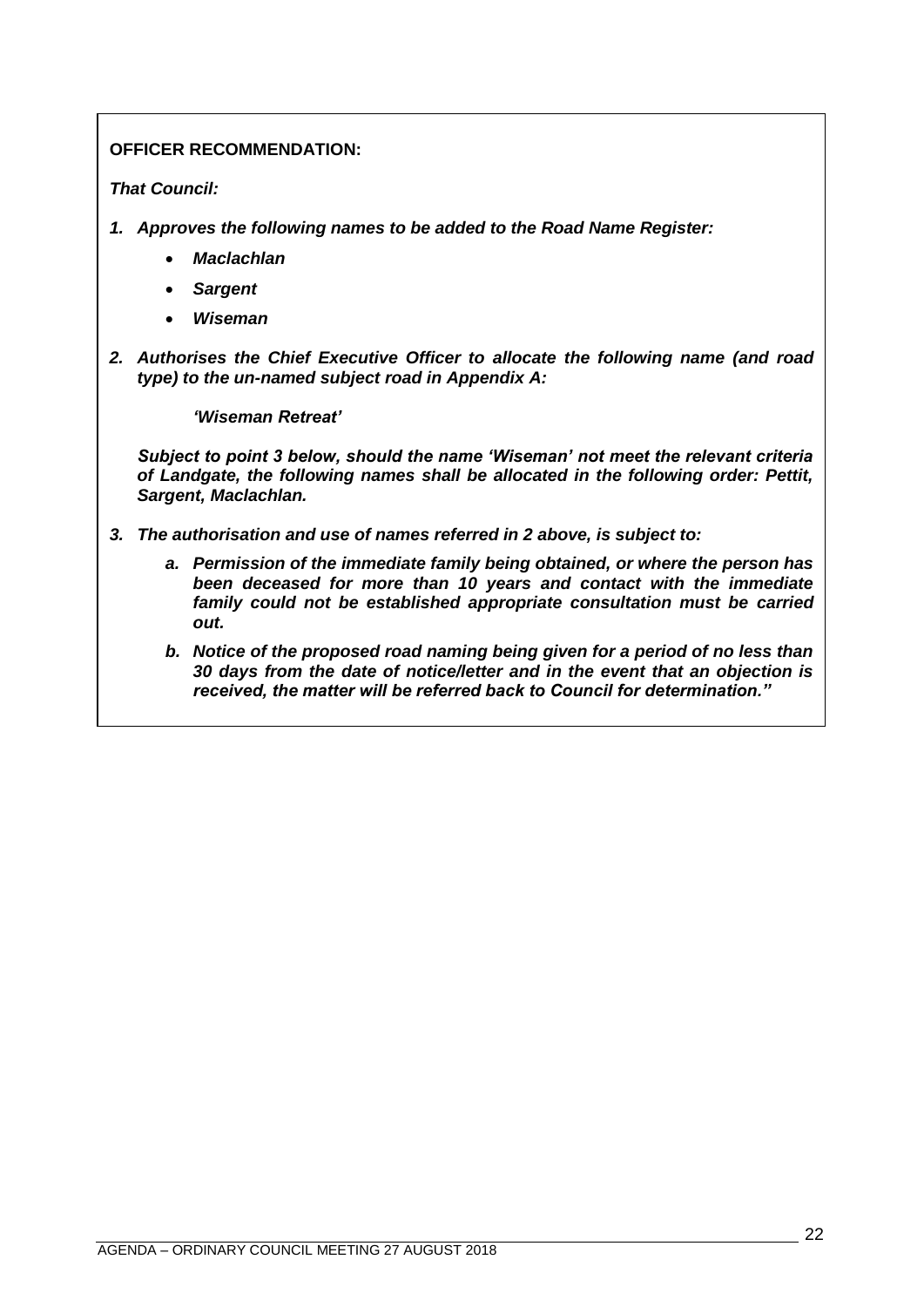**OFFICER RECOMMENDATION:**

***That Council:***

1. ***Approves the following names to be added to the Road Name Register:***
   - ***Maclachlan***
   - ***Sargent***
   - ***Wiseman***

2. ***Authorises the Chief Executive Officer to allocate the following name (and road type) to the un-named subject road in Appendix A:***

   ***'Wiseman Retreat'***

   ***Subject to point 3 below, should the name 'Wiseman' not meet the relevant criteria of Landgate, the following names shall be allocated in the following order: Pettit, Sargent, Maclachlan.***

3. ***The authorisation and use of names referred in 2 above, is subject to:***

   a. ***Permission of the immediate family being obtained, or where the person has been deceased for more than 10 years and contact with the immediate family could not be established appropriate consultation must be carried out.***

   b. ***Notice of the proposed road naming being given for a period of no less than 30 days from the date of notice/letter and in the event that an objection is received, the matter will be referred back to Council for determination."***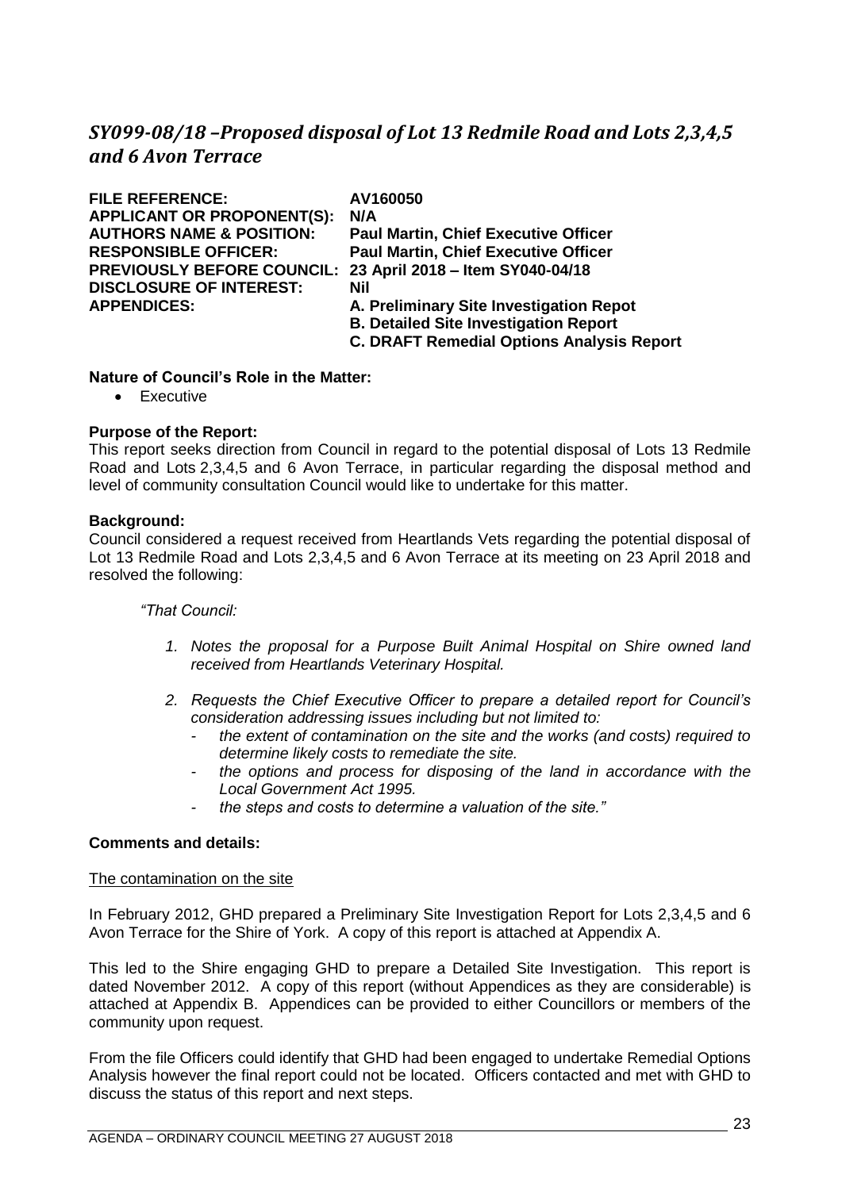## *SY099-08/18 –Proposed disposal of Lot 13 Redmile Road and Lots 2,3,4,5 and 6 Avon Terrace*

| | |
|---|---|
| **FILE REFERENCE:** | **AV160050** |
| **APPLICANT OR PROPONENT(S):** | **N/A** |
| **AUTHORS NAME & POSITION:** | **Paul Martin, Chief Executive Officer** |
| **RESPONSIBLE OFFICER:** | **Paul Martin, Chief Executive Officer** |
| **PREVIOUSLY BEFORE COUNCIL:** | **23 April 2018 – Item SY040-04/18** |
| **DISCLOSURE OF INTEREST:** | **Nil** |
| **APPENDICES:** | **A. Preliminary Site Investigation Repot**<br>**B. Detailed Site Investigation Report**<br>**C. DRAFT Remedial Options Analysis Report** |

**Nature of Council's Role in the Matter:**

- Executive

**Purpose of the Report:**

This report seeks direction from Council in regard to the potential disposal of Lots 13 Redmile Road and Lots 2,3,4,5 and 6 Avon Terrace, in particular regarding the disposal method and level of community consultation Council would like to undertake for this matter.

**Background:**

Council considered a request received from Heartlands Vets regarding the potential disposal of Lot 13 Redmile Road and Lots 2,3,4,5 and 6 Avon Terrace at its meeting on 23 April 2018 and resolved the following:

*"That Council:*

1. *Notes the proposal for a Purpose Built Animal Hospital on Shire owned land received from Heartlands Veterinary Hospital.*
2. *Requests the Chief Executive Officer to prepare a detailed report for Council's consideration addressing issues including but not limited to:*
   - *the extent of contamination on the site and the works (and costs) required to determine likely costs to remediate the site.*
   - *the options and process for disposing of the land in accordance with the Local Government Act 1995.*
   - *the steps and costs to determine a valuation of the site."*

**Comments and details:**

The contamination on the site

In February 2012, GHD prepared a Preliminary Site Investigation Report for Lots 2,3,4,5 and 6 Avon Terrace for the Shire of York. A copy of this report is attached at Appendix A.

This led to the Shire engaging GHD to prepare a Detailed Site Investigation. This report is dated November 2012. A copy of this report (without Appendices as they are considerable) is attached at Appendix B. Appendices can be provided to either Councillors or members of the community upon request.

From the file Officers could identify that GHD had been engaged to undertake Remedial Options Analysis however the final report could not be located. Officers contacted and met with GHD to discuss the status of this report and next steps.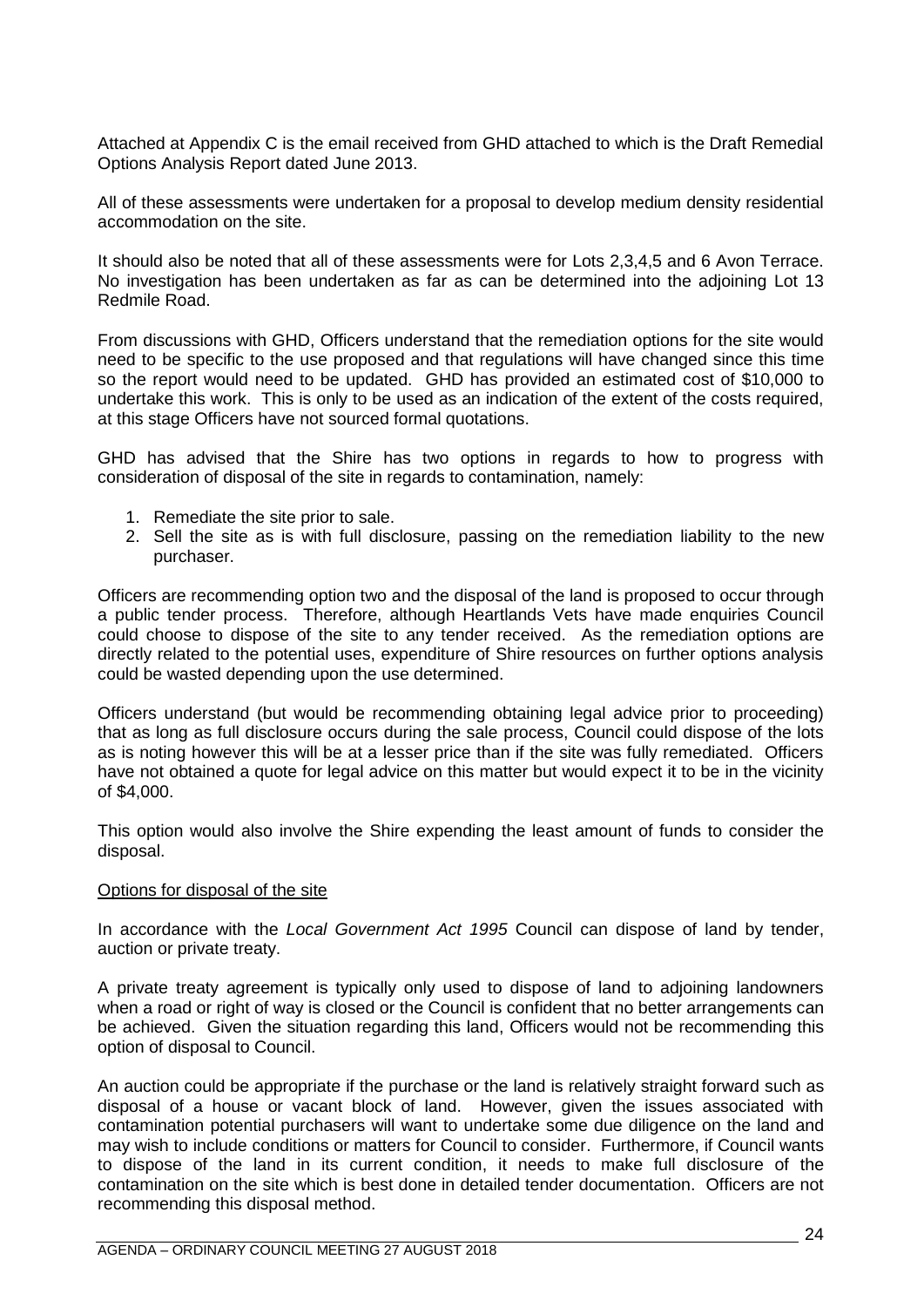Attached at Appendix C is the email received from GHD attached to which is the Draft Remedial Options Analysis Report dated June 2013.

All of these assessments were undertaken for a proposal to develop medium density residential accommodation on the site.

It should also be noted that all of these assessments were for Lots 2,3,4,5 and 6 Avon Terrace. No investigation has been undertaken as far as can be determined into the adjoining Lot 13 Redmile Road.

From discussions with GHD, Officers understand that the remediation options for the site would need to be specific to the use proposed and that regulations will have changed since this time so the report would need to be updated. GHD has provided an estimated cost of $10,000 to undertake this work. This is only to be used as an indication of the extent of the costs required, at this stage Officers have not sourced formal quotations.

GHD has advised that the Shire has two options in regards to how to progress with consideration of disposal of the site in regards to contamination, namely:

1. Remediate the site prior to sale.
2. Sell the site as is with full disclosure, passing on the remediation liability to the new purchaser.

Officers are recommending option two and the disposal of the land is proposed to occur through a public tender process. Therefore, although Heartlands Vets have made enquiries Council could choose to dispose of the site to any tender received. As the remediation options are directly related to the potential uses, expenditure of Shire resources on further options analysis could be wasted depending upon the use determined.

Officers understand (but would be recommending obtaining legal advice prior to proceeding) that as long as full disclosure occurs during the sale process, Council could dispose of the lots as is noting however this will be at a lesser price than if the site was fully remediated. Officers have not obtained a quote for legal advice on this matter but would expect it to be in the vicinity of $4,000.

This option would also involve the Shire expending the least amount of funds to consider the disposal.

Options for disposal of the site

In accordance with the *Local Government Act 1995* Council can dispose of land by tender, auction or private treaty.

A private treaty agreement is typically only used to dispose of land to adjoining landowners when a road or right of way is closed or the Council is confident that no better arrangements can be achieved. Given the situation regarding this land, Officers would not be recommending this option of disposal to Council.

An auction could be appropriate if the purchase or the land is relatively straight forward such as disposal of a house or vacant block of land. However, given the issues associated with contamination potential purchasers will want to undertake some due diligence on the land and may wish to include conditions or matters for Council to consider. Furthermore, if Council wants to dispose of the land in its current condition, it needs to make full disclosure of the contamination on the site which is best done in detailed tender documentation. Officers are not recommending this disposal method.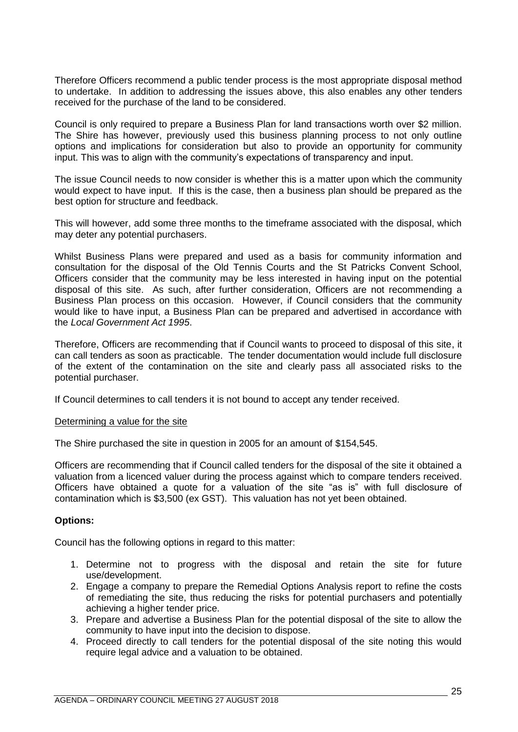Therefore Officers recommend a public tender process is the most appropriate disposal method to undertake. In addition to addressing the issues above, this also enables any other tenders received for the purchase of the land to be considered.

Council is only required to prepare a Business Plan for land transactions worth over $2 million. The Shire has however, previously used this business planning process to not only outline options and implications for consideration but also to provide an opportunity for community input. This was to align with the community's expectations of transparency and input.

The issue Council needs to now consider is whether this is a matter upon which the community would expect to have input. If this is the case, then a business plan should be prepared as the best option for structure and feedback.

This will however, add some three months to the timeframe associated with the disposal, which may deter any potential purchasers.

Whilst Business Plans were prepared and used as a basis for community information and consultation for the disposal of the Old Tennis Courts and the St Patricks Convent School, Officers consider that the community may be less interested in having input on the potential disposal of this site. As such, after further consideration, Officers are not recommending a Business Plan process on this occasion. However, if Council considers that the community would like to have input, a Business Plan can be prepared and advertised in accordance with the *Local Government Act 1995*.

Therefore, Officers are recommending that if Council wants to proceed to disposal of this site, it can call tenders as soon as practicable. The tender documentation would include full disclosure of the extent of the contamination on the site and clearly pass all associated risks to the potential purchaser.

If Council determines to call tenders it is not bound to accept any tender received.

<u>Determining a value for the site</u>

The Shire purchased the site in question in 2005 for an amount of $154,545.

Officers are recommending that if Council called tenders for the disposal of the site it obtained a valuation from a licenced valuer during the process against which to compare tenders received. Officers have obtained a quote for a valuation of the site "as is" with full disclosure of contamination which is $3,500 (ex GST). This valuation has not yet been obtained.

**Options:**

Council has the following options in regard to this matter:

1. Determine not to progress with the disposal and retain the site for future use/development.
2. Engage a company to prepare the Remedial Options Analysis report to refine the costs of remediating the site, thus reducing the risks for potential purchasers and potentially achieving a higher tender price.
3. Prepare and advertise a Business Plan for the potential disposal of the site to allow the community to have input into the decision to dispose.
4. Proceed directly to call tenders for the potential disposal of the site noting this would require legal advice and a valuation to be obtained.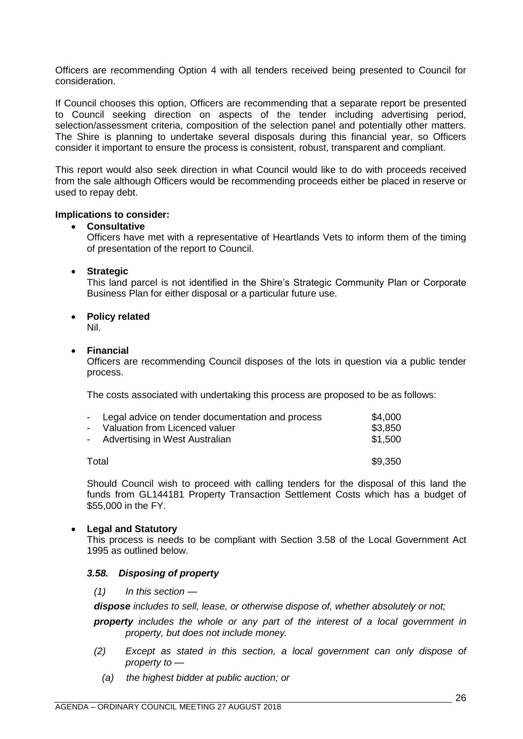Officers are recommending Option 4 with all tenders received being presented to Council for consideration.

If Council chooses this option, Officers are recommending that a separate report be presented to Council seeking direction on aspects of the tender including advertising period, selection/assessment criteria, composition of the selection panel and potentially other matters. The Shire is planning to undertake several disposals during this financial year, so Officers consider it important to ensure the process is consistent, robust, transparent and compliant.

This report would also seek direction in what Council would like to do with proceeds received from the sale although Officers would be recommending proceeds either be placed in reserve or used to repay debt.

**Implications to consider:**

- **Consultative**
  Officers have met with a representative of Heartlands Vets to inform them of the timing of presentation of the report to Council.

- **Strategic**
  This land parcel is not identified in the Shire's Strategic Community Plan or Corporate Business Plan for either disposal or a particular future use.

- **Policy related**
  Nil.

- **Financial**
  Officers are recommending Council disposes of the lots in question via a public tender process.

  The costs associated with undertaking this process are proposed to be as follows:

  | Item | Cost |
  |---|---|
  | - Legal advice on tender documentation and process | $4,000 |
  | - Valuation from Licenced valuer | $3,850 |
  | - Advertising in West Australian | $1,500 |
  | Total | $9,350 |

  Should Council wish to proceed with calling tenders for the disposal of this land the funds from GL144181 Property Transaction Settlement Costs which has a budget of $55,000 in the FY.

- **Legal and Statutory**
  This process is needs to be compliant with Section 3.58 of the Local Government Act 1995 as outlined below.

  ***3.58. Disposing of property***

  *(1) In this section —*

  ***dispose*** *includes to sell, lease, or otherwise dispose of, whether absolutely or not;*

  ***property*** *includes the whole or any part of the interest of a local government in property, but does not include money.*

  *(2) Except as stated in this section, a local government can only dispose of property to —*

  *(a) the highest bidder at public auction; or*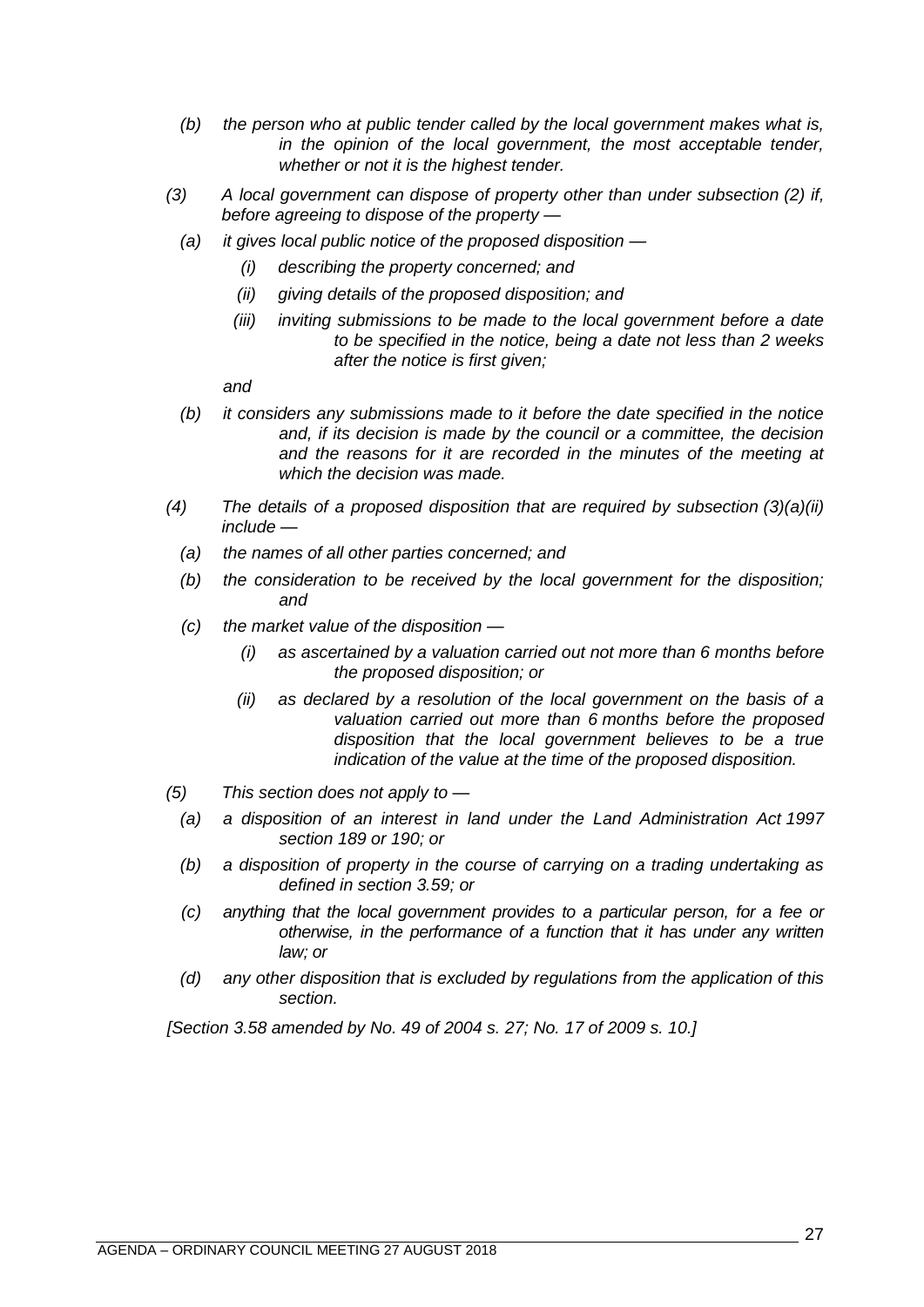*(b) the person who at public tender called by the local government makes what is, in the opinion of the local government, the most acceptable tender, whether or not it is the highest tender.*

*(3) A local government can dispose of property other than under subsection (2) if, before agreeing to dispose of the property —*

*(a) it gives local public notice of the proposed disposition —*

*(i) describing the property concerned; and*

*(ii) giving details of the proposed disposition; and*

*(iii) inviting submissions to be made to the local government before a date to be specified in the notice, being a date not less than 2 weeks after the notice is first given;*

*and*

*(b) it considers any submissions made to it before the date specified in the notice and, if its decision is made by the council or a committee, the decision and the reasons for it are recorded in the minutes of the meeting at which the decision was made.*

*(4) The details of a proposed disposition that are required by subsection (3)(a)(ii) include —*

*(a) the names of all other parties concerned; and*

*(b) the consideration to be received by the local government for the disposition; and*

*(c) the market value of the disposition —*

*(i) as ascertained by a valuation carried out not more than 6 months before the proposed disposition; or*

*(ii) as declared by a resolution of the local government on the basis of a valuation carried out more than 6 months before the proposed disposition that the local government believes to be a true indication of the value at the time of the proposed disposition.*

*(5) This section does not apply to —*

*(a) a disposition of an interest in land under the Land Administration Act 1997 section 189 or 190; or*

*(b) a disposition of property in the course of carrying on a trading undertaking as defined in section 3.59; or*

*(c) anything that the local government provides to a particular person, for a fee or otherwise, in the performance of a function that it has under any written law; or*

*(d) any other disposition that is excluded by regulations from the application of this section.*

*[Section 3.58 amended by No. 49 of 2004 s. 27; No. 17 of 2009 s. 10.]*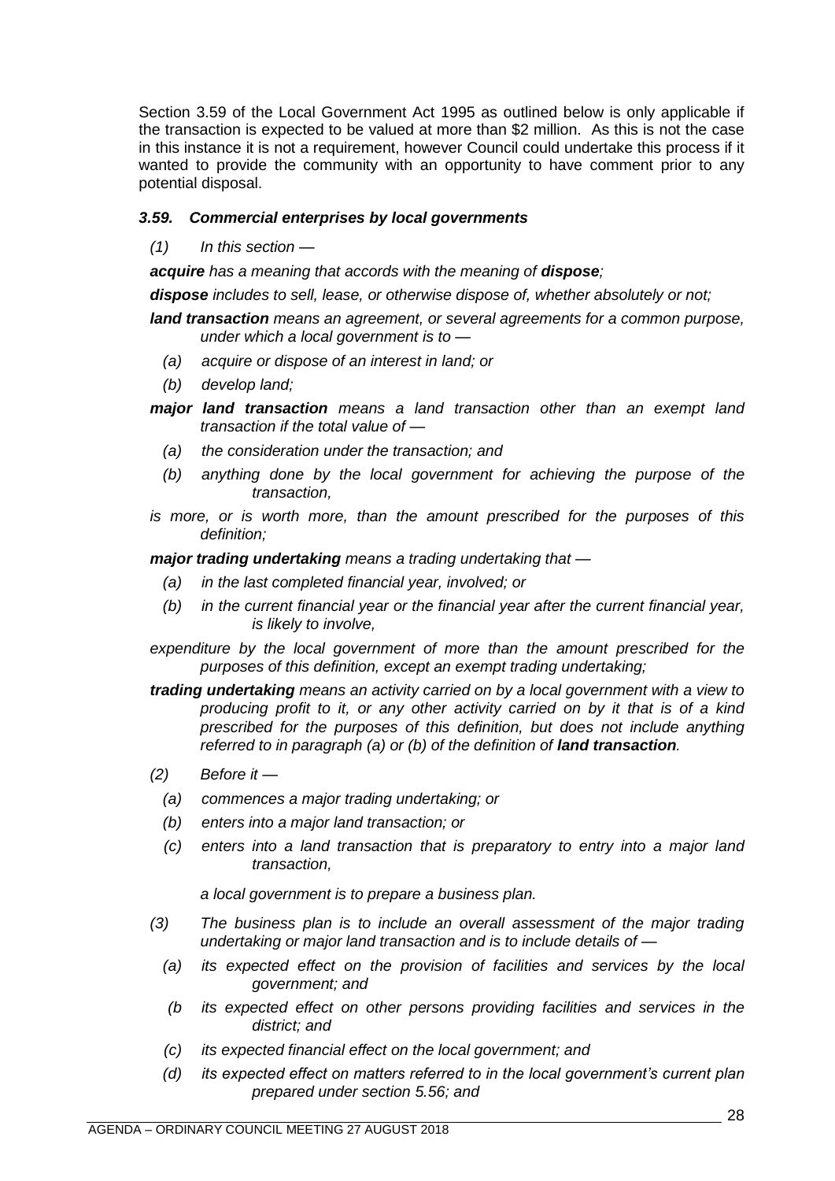Section 3.59 of the Local Government Act 1995 as outlined below is only applicable if the transaction is expected to be valued at more than $2 million. As this is not the case in this instance it is not a requirement, however Council could undertake this process if it wanted to provide the community with an opportunity to have comment prior to any potential disposal.

### *3.59. Commercial enterprises by local governments*

*(1) In this section —*

***acquire*** *has a meaning that accords with the meaning of* ***dispose****;*

***dispose*** *includes to sell, lease, or otherwise dispose of, whether absolutely or not;*

***land transaction*** *means an agreement, or several agreements for a common purpose, under which a local government is to —*

*(a) acquire or dispose of an interest in land; or*

*(b) develop land;*

***major land transaction*** *means a land transaction other than an exempt land transaction if the total value of —*

*(a) the consideration under the transaction; and*

*(b) anything done by the local government for achieving the purpose of the transaction,*

*is more, or is worth more, than the amount prescribed for the purposes of this definition;*

***major trading undertaking*** *means a trading undertaking that —*

*(a) in the last completed financial year, involved; or*

*(b) in the current financial year or the financial year after the current financial year, is likely to involve,*

*expenditure by the local government of more than the amount prescribed for the purposes of this definition, except an exempt trading undertaking;*

***trading undertaking*** *means an activity carried on by a local government with a view to producing profit to it, or any other activity carried on by it that is of a kind prescribed for the purposes of this definition, but does not include anything referred to in paragraph (a) or (b) of the definition of* ***land transaction****.*

*(2) Before it —*

*(a) commences a major trading undertaking; or*

*(b) enters into a major land transaction; or*

*(c) enters into a land transaction that is preparatory to entry into a major land transaction,*

*a local government is to prepare a business plan.*

*(3) The business plan is to include an overall assessment of the major trading undertaking or major land transaction and is to include details of —*

*(a) its expected effect on the provision of facilities and services by the local government; and*

*(b its expected effect on other persons providing facilities and services in the district; and*

*(c) its expected financial effect on the local government; and*

*(d) its expected effect on matters referred to in the local government's current plan prepared under section 5.56; and*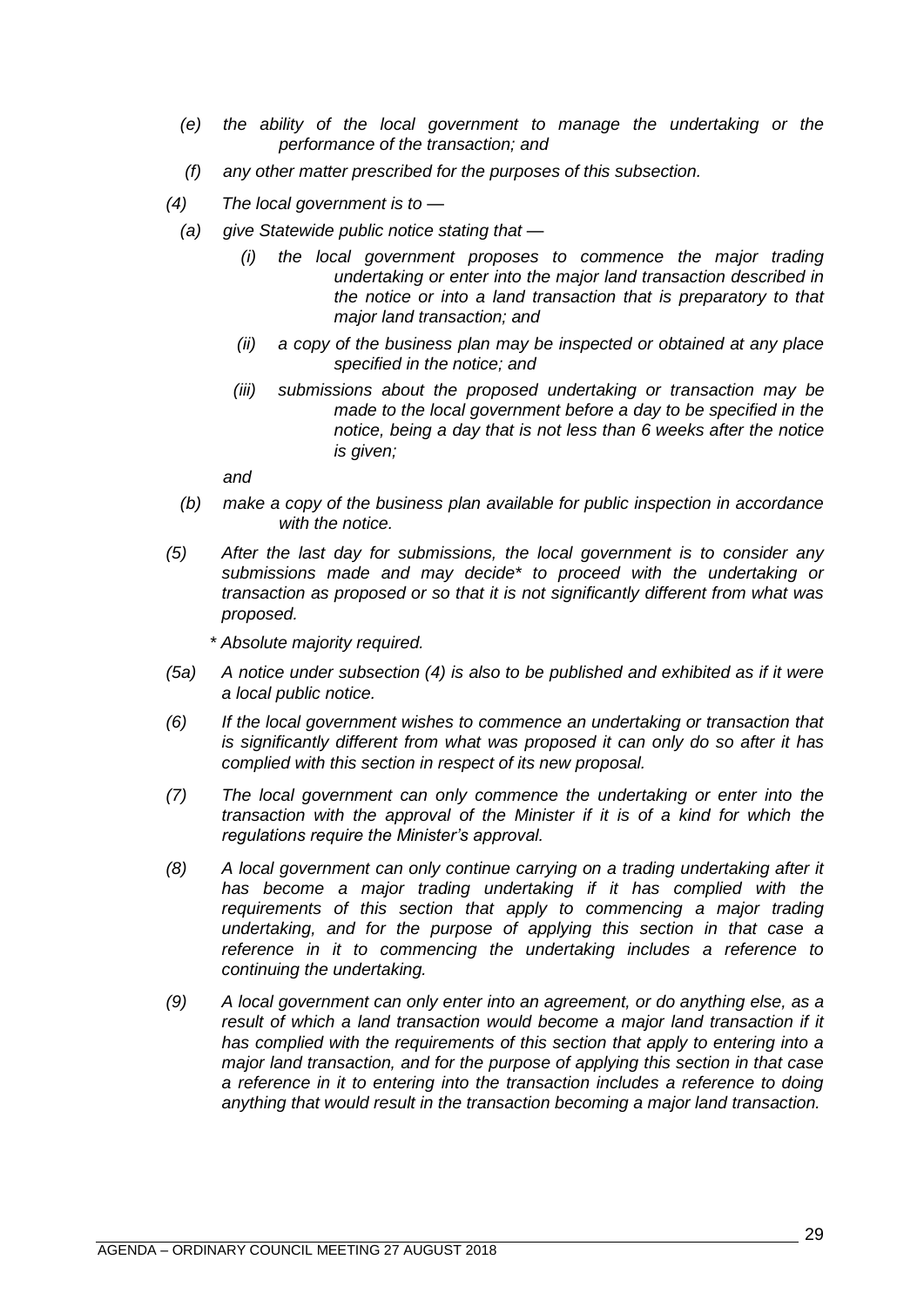*(e) the ability of the local government to manage the undertaking or the performance of the transaction; and*

*(f) any other matter prescribed for the purposes of this subsection.*

*(4) The local government is to —*

*(a) give Statewide public notice stating that —*

*(i) the local government proposes to commence the major trading undertaking or enter into the major land transaction described in the notice or into a land transaction that is preparatory to that major land transaction; and*

*(ii) a copy of the business plan may be inspected or obtained at any place specified in the notice; and*

*(iii) submissions about the proposed undertaking or transaction may be made to the local government before a day to be specified in the notice, being a day that is not less than 6 weeks after the notice is given;*

*and*

*(b) make a copy of the business plan available for public inspection in accordance with the notice.*

*(5) After the last day for submissions, the local government is to consider any submissions made and may decide\* to proceed with the undertaking or transaction as proposed or so that it is not significantly different from what was proposed.*

*\* Absolute majority required.*

*(5a) A notice under subsection (4) is also to be published and exhibited as if it were a local public notice.*

*(6) If the local government wishes to commence an undertaking or transaction that is significantly different from what was proposed it can only do so after it has complied with this section in respect of its new proposal.*

*(7) The local government can only commence the undertaking or enter into the transaction with the approval of the Minister if it is of a kind for which the regulations require the Minister's approval.*

*(8) A local government can only continue carrying on a trading undertaking after it has become a major trading undertaking if it has complied with the requirements of this section that apply to commencing a major trading undertaking, and for the purpose of applying this section in that case a reference in it to commencing the undertaking includes a reference to continuing the undertaking.*

*(9) A local government can only enter into an agreement, or do anything else, as a result of which a land transaction would become a major land transaction if it has complied with the requirements of this section that apply to entering into a major land transaction, and for the purpose of applying this section in that case a reference in it to entering into the transaction includes a reference to doing anything that would result in the transaction becoming a major land transaction.*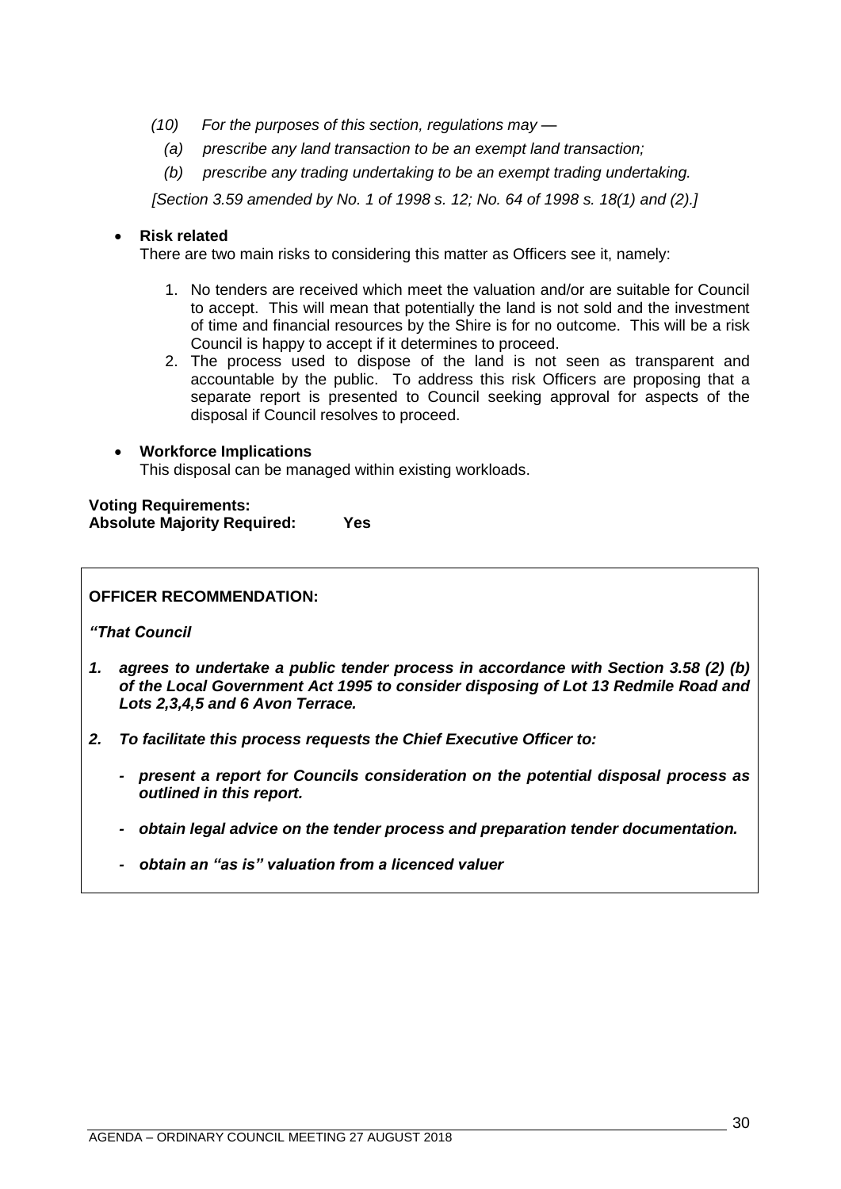*(10) For the purposes of this section, regulations may —*

*(a) prescribe any land transaction to be an exempt land transaction;*

*(b) prescribe any trading undertaking to be an exempt trading undertaking.*

*[Section 3.59 amended by No. 1 of 1998 s. 12; No. 64 of 1998 s. 18(1) and (2).]*

- **Risk related**

  There are two main risks to considering this matter as Officers see it, namely:

  1. No tenders are received which meet the valuation and/or are suitable for Council to accept. This will mean that potentially the land is not sold and the investment of time and financial resources by the Shire is for no outcome. This will be a risk Council is happy to accept if it determines to proceed.
  2. The process used to dispose of the land is not seen as transparent and accountable by the public. To address this risk Officers are proposing that a separate report is presented to Council seeking approval for aspects of the disposal if Council resolves to proceed.

- **Workforce Implications**

  This disposal can be managed within existing workloads.

**Voting Requirements:**
**Absolute Majority Required: Yes**

**OFFICER RECOMMENDATION:**

***"That Council***

1. ***agrees to undertake a public tender process in accordance with Section 3.58 (2) (b) of the Local Government Act 1995 to consider disposing of Lot 13 Redmile Road and Lots 2,3,4,5 and 6 Avon Terrace.***

2. ***To facilitate this process requests the Chief Executive Officer to:***

   - ***present a report for Councils consideration on the potential disposal process as outlined in this report.***
   - ***obtain legal advice on the tender process and preparation tender documentation.***
   - ***obtain an "as is" valuation from a licenced valuer***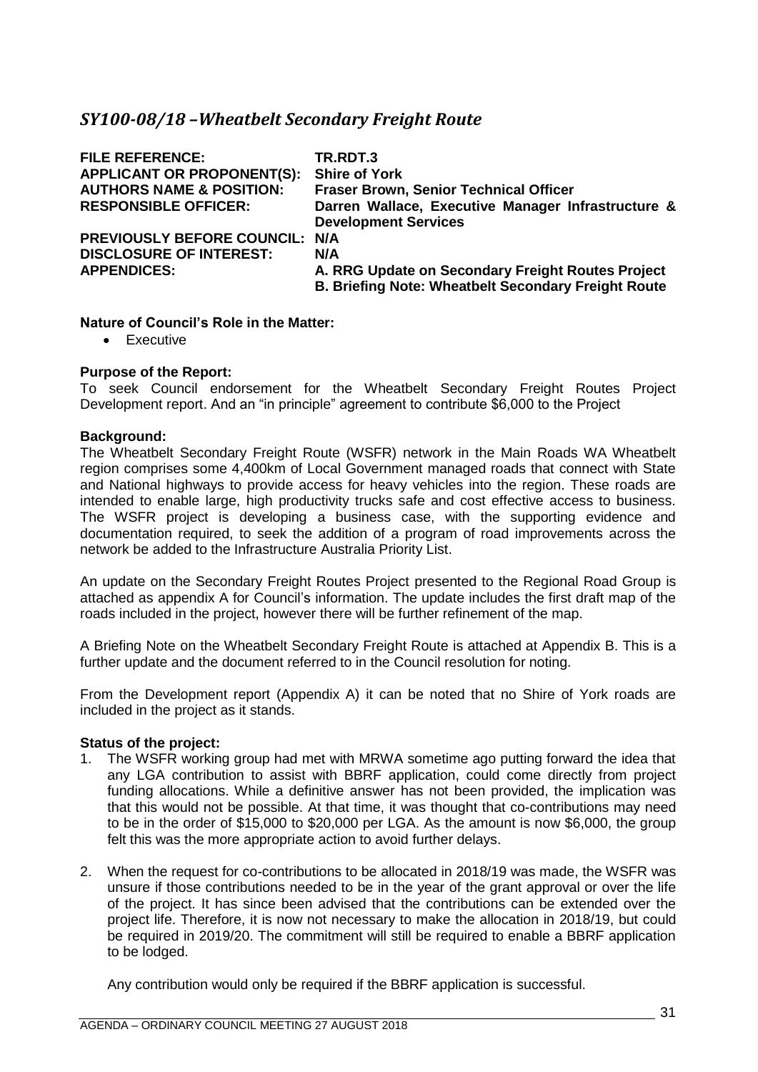## *SY100-08/18 –Wheatbelt Secondary Freight Route*

| | |
|---|---|
| **FILE REFERENCE:** | **TR.RDT.3** |
| **APPLICANT OR PROPONENT(S):** | **Shire of York** |
| **AUTHORS NAME & POSITION:** | **Fraser Brown, Senior Technical Officer** |
| **RESPONSIBLE OFFICER:** | **Darren Wallace, Executive Manager Infrastructure & Development Services** |
| **PREVIOUSLY BEFORE COUNCIL:** | **N/A** |
| **DISCLOSURE OF INTEREST:** | **N/A** |
| **APPENDICES:** | **A. RRG Update on Secondary Freight Routes Project**<br>**B. Briefing Note: Wheatbelt Secondary Freight Route** |

**Nature of Council's Role in the Matter:**

- Executive

**Purpose of the Report:**

To seek Council endorsement for the Wheatbelt Secondary Freight Routes Project Development report. And an "in principle" agreement to contribute $6,000 to the Project

**Background:**

The Wheatbelt Secondary Freight Route (WSFR) network in the Main Roads WA Wheatbelt region comprises some 4,400km of Local Government managed roads that connect with State and National highways to provide access for heavy vehicles into the region. These roads are intended to enable large, high productivity trucks safe and cost effective access to business. The WSFR project is developing a business case, with the supporting evidence and documentation required, to seek the addition of a program of road improvements across the network be added to the Infrastructure Australia Priority List.

An update on the Secondary Freight Routes Project presented to the Regional Road Group is attached as appendix A for Council's information. The update includes the first draft map of the roads included in the project, however there will be further refinement of the map.

A Briefing Note on the Wheatbelt Secondary Freight Route is attached at Appendix B. This is a further update and the document referred to in the Council resolution for noting.

From the Development report (Appendix A) it can be noted that no Shire of York roads are included in the project as it stands.

**Status of the project:**

1. The WSFR working group had met with MRWA sometime ago putting forward the idea that any LGA contribution to assist with BBRF application, could come directly from project funding allocations. While a definitive answer has not been provided, the implication was that this would not be possible. At that time, it was thought that co-contributions may need to be in the order of $15,000 to $20,000 per LGA. As the amount is now $6,000, the group felt this was the more appropriate action to avoid further delays.

2. When the request for co-contributions to be allocated in 2018/19 was made, the WSFR was unsure if those contributions needed to be in the year of the grant approval or over the life of the project. It has since been advised that the contributions can be extended over the project life. Therefore, it is now not necessary to make the allocation in 2018/19, but could be required in 2019/20. The commitment will still be required to enable a BBRF application to be lodged.

   Any contribution would only be required if the BBRF application is successful.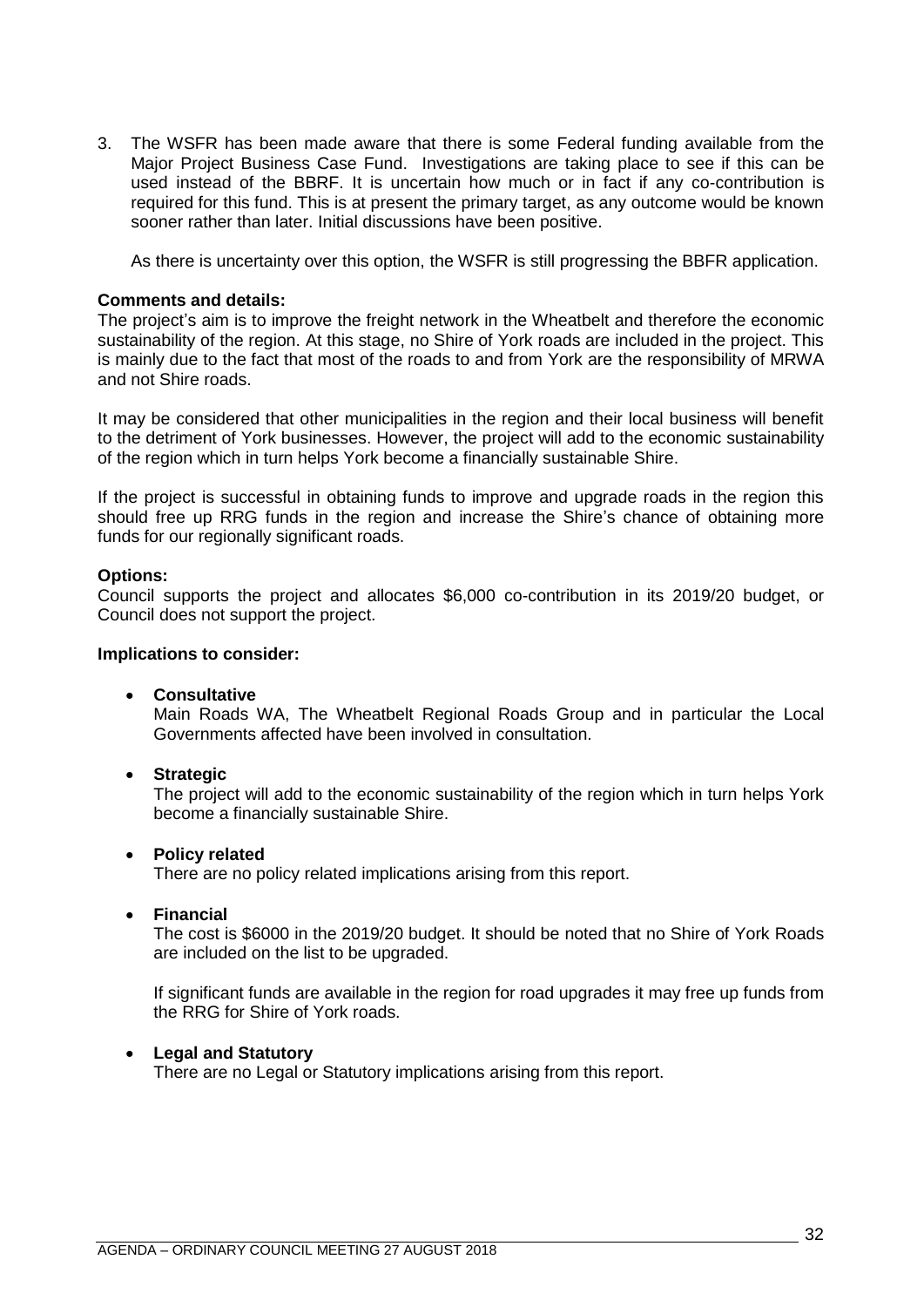3. The WSFR has been made aware that there is some Federal funding available from the Major Project Business Case Fund. Investigations are taking place to see if this can be used instead of the BBRF. It is uncertain how much or in fact if any co-contribution is required for this fund. This is at present the primary target, as any outcome would be known sooner rather than later. Initial discussions have been positive.

   As there is uncertainty over this option, the WSFR is still progressing the BBFR application.

**Comments and details:**
The project's aim is to improve the freight network in the Wheatbelt and therefore the economic sustainability of the region. At this stage, no Shire of York roads are included in the project. This is mainly due to the fact that most of the roads to and from York are the responsibility of MRWA and not Shire roads.

It may be considered that other municipalities in the region and their local business will benefit to the detriment of York businesses. However, the project will add to the economic sustainability of the region which in turn helps York become a financially sustainable Shire.

If the project is successful in obtaining funds to improve and upgrade roads in the region this should free up RRG funds in the region and increase the Shire's chance of obtaining more funds for our regionally significant roads.

**Options:**
Council supports the project and allocates $6,000 co-contribution in its 2019/20 budget, or Council does not support the project.

**Implications to consider:**

- **Consultative**
  Main Roads WA, The Wheatbelt Regional Roads Group and in particular the Local Governments affected have been involved in consultation.

- **Strategic**
  The project will add to the economic sustainability of the region which in turn helps York become a financially sustainable Shire.

- **Policy related**
  There are no policy related implications arising from this report.

- **Financial**
  The cost is $6000 in the 2019/20 budget. It should be noted that no Shire of York Roads are included on the list to be upgraded.

  If significant funds are available in the region for road upgrades it may free up funds from the RRG for Shire of York roads.

- **Legal and Statutory**
  There are no Legal or Statutory implications arising from this report.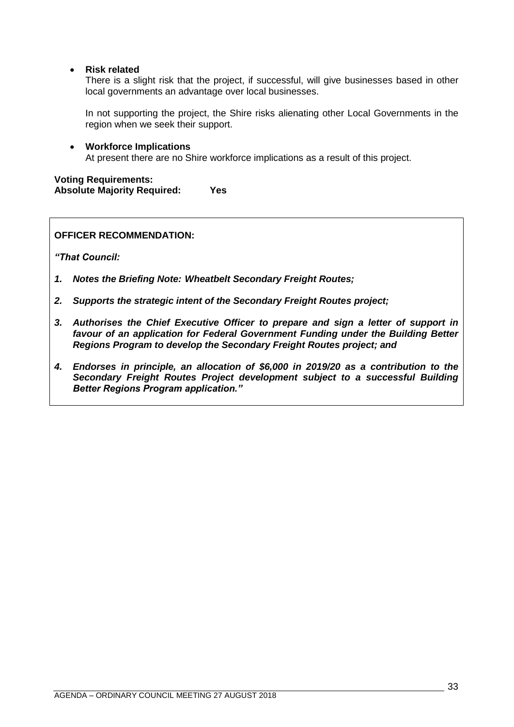- **Risk related**

  There is a slight risk that the project, if successful, will give businesses based in other local governments an advantage over local businesses.

  In not supporting the project, the Shire risks alienating other Local Governments in the region when we seek their support.

- **Workforce Implications**

  At present there are no Shire workforce implications as a result of this project.

**Voting Requirements:**
**Absolute Majority Required: Yes**

**OFFICER RECOMMENDATION:**

***"That Council:***

1. ***Notes the Briefing Note: Wheatbelt Secondary Freight Routes;***
2. ***Supports the strategic intent of the Secondary Freight Routes project;***
3. ***Authorises the Chief Executive Officer to prepare and sign a letter of support in favour of an application for Federal Government Funding under the Building Better Regions Program to develop the Secondary Freight Routes project; and***
4. ***Endorses in principle, an allocation of $6,000 in 2019/20 as a contribution to the Secondary Freight Routes Project development subject to a successful Building Better Regions Program application."***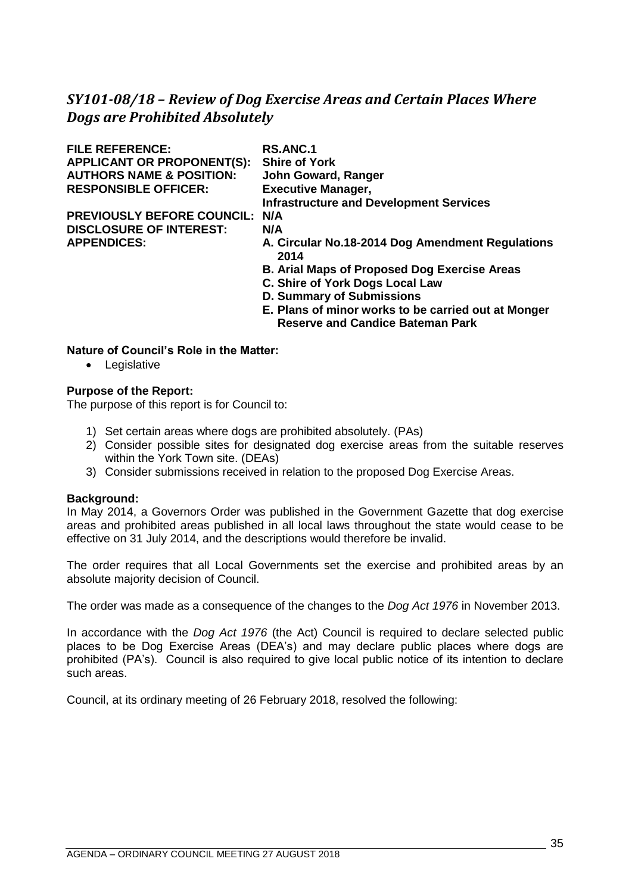## *SY101-08/18 – Review of Dog Exercise Areas and Certain Places Where Dogs are Prohibited Absolutely*

| | |
|---|---|
| **FILE REFERENCE:** | **RS.ANC.1** |
| **APPLICANT OR PROPONENT(S):** | **Shire of York** |
| **AUTHORS NAME & POSITION:** | **John Goward, Ranger** |
| **RESPONSIBLE OFFICER:** | **Executive Manager, Infrastructure and Development Services** |
| **PREVIOUSLY BEFORE COUNCIL:** | **N/A** |
| **DISCLOSURE OF INTEREST:** | **N/A** |
| **APPENDICES:** | **A. Circular No.18-2014 Dog Amendment Regulations 2014**<br>**B. Arial Maps of Proposed Dog Exercise Areas**<br>**C. Shire of York Dogs Local Law**<br>**D. Summary of Submissions**<br>**E. Plans of minor works to be carried out at Monger Reserve and Candice Bateman Park** |

**Nature of Council's Role in the Matter:**

- Legislative

**Purpose of the Report:**

The purpose of this report is for Council to:

1) Set certain areas where dogs are prohibited absolutely. (PAs)
2) Consider possible sites for designated dog exercise areas from the suitable reserves within the York Town site. (DEAs)
3) Consider submissions received in relation to the proposed Dog Exercise Areas.

**Background:**

In May 2014, a Governors Order was published in the Government Gazette that dog exercise areas and prohibited areas published in all local laws throughout the state would cease to be effective on 31 July 2014, and the descriptions would therefore be invalid.

The order requires that all Local Governments set the exercise and prohibited areas by an absolute majority decision of Council.

The order was made as a consequence of the changes to the *Dog Act 1976* in November 2013.

In accordance with the *Dog Act 1976* (the Act) Council is required to declare selected public places to be Dog Exercise Areas (DEA's) and may declare public places where dogs are prohibited (PA's). Council is also required to give local public notice of its intention to declare such areas.

Council, at its ordinary meeting of 26 February 2018, resolved the following: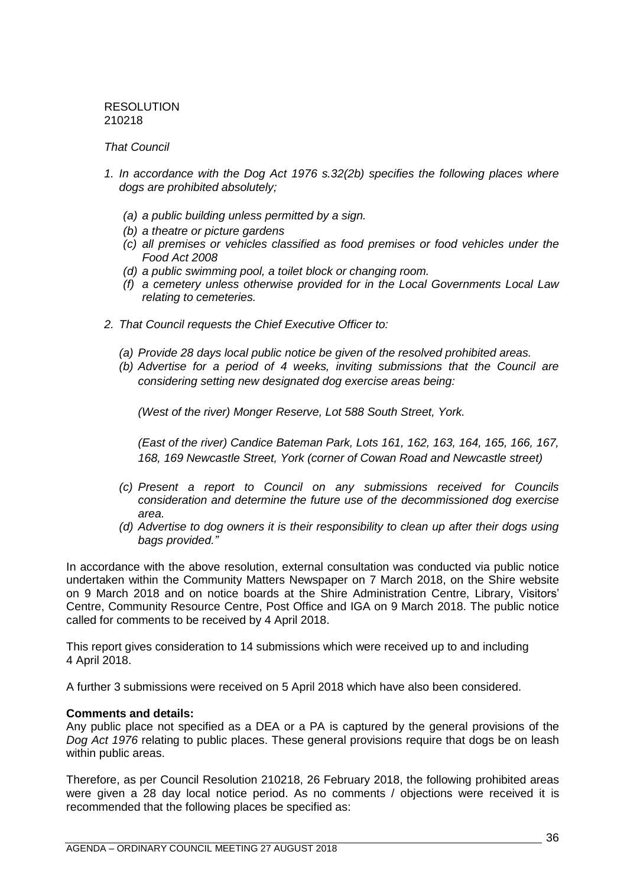RESOLUTION
210218

*That Council*

1. *In accordance with the Dog Act 1976 s.32(2b) specifies the following places where dogs are prohibited absolutely;*

   *(a) a public building unless permitted by a sign.*
   *(b) a theatre or picture gardens*
   *(c) all premises or vehicles classified as food premises or food vehicles under the Food Act 2008*
   *(d) a public swimming pool, a toilet block or changing room.*
   *(f) a cemetery unless otherwise provided for in the Local Governments Local Law relating to cemeteries.*

2. *That Council requests the Chief Executive Officer to:*

   *(a) Provide 28 days local public notice be given of the resolved prohibited areas.*
   *(b) Advertise for a period of 4 weeks, inviting submissions that the Council are considering setting new designated dog exercise areas being:*

   *(West of the river) Monger Reserve, Lot 588 South Street, York.*

   *(East of the river) Candice Bateman Park, Lots 161, 162, 163, 164, 165, 166, 167, 168, 169 Newcastle Street, York (corner of Cowan Road and Newcastle street)*

   *(c) Present a report to Council on any submissions received for Councils consideration and determine the future use of the decommissioned dog exercise area.*
   *(d) Advertise to dog owners it is their responsibility to clean up after their dogs using bags provided."*

In accordance with the above resolution, external consultation was conducted via public notice undertaken within the Community Matters Newspaper on 7 March 2018, on the Shire website on 9 March 2018 and on notice boards at the Shire Administration Centre, Library, Visitors' Centre, Community Resource Centre, Post Office and IGA on 9 March 2018. The public notice called for comments to be received by 4 April 2018.

This report gives consideration to 14 submissions which were received up to and including 4 April 2018.

A further 3 submissions were received on 5 April 2018 which have also been considered.

**Comments and details:**
Any public place not specified as a DEA or a PA is captured by the general provisions of the *Dog Act 1976* relating to public places. These general provisions require that dogs be on leash within public areas.

Therefore, as per Council Resolution 210218, 26 February 2018, the following prohibited areas were given a 28 day local notice period. As no comments / objections were received it is recommended that the following places be specified as: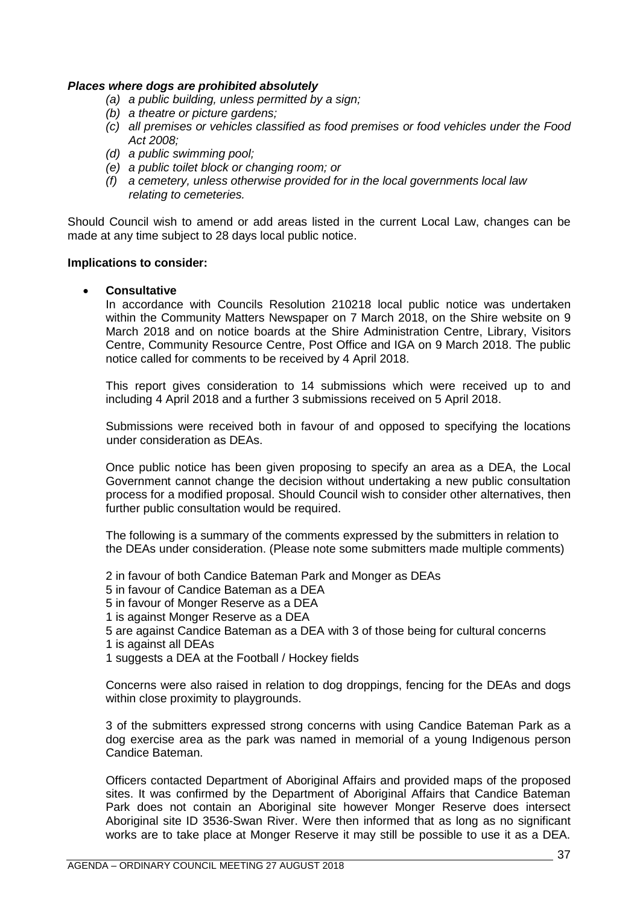***Places where dogs are prohibited absolutely***

- *(a) a public building, unless permitted by a sign;*
- *(b) a theatre or picture gardens;*
- *(c) all premises or vehicles classified as food premises or food vehicles under the Food Act 2008;*
- *(d) a public swimming pool;*
- *(e) a public toilet block or changing room; or*
- *(f) a cemetery, unless otherwise provided for in the local governments local law relating to cemeteries.*

Should Council wish to amend or add areas listed in the current Local Law, changes can be made at any time subject to 28 days local public notice.

**Implications to consider:**

- **Consultative**

  In accordance with Councils Resolution 210218 local public notice was undertaken within the Community Matters Newspaper on 7 March 2018, on the Shire website on 9 March 2018 and on notice boards at the Shire Administration Centre, Library, Visitors Centre, Community Resource Centre, Post Office and IGA on 9 March 2018. The public notice called for comments to be received by 4 April 2018.

  This report gives consideration to 14 submissions which were received up to and including 4 April 2018 and a further 3 submissions received on 5 April 2018.

  Submissions were received both in favour of and opposed to specifying the locations under consideration as DEAs.

  Once public notice has been given proposing to specify an area as a DEA, the Local Government cannot change the decision without undertaking a new public consultation process for a modified proposal. Should Council wish to consider other alternatives, then further public consultation would be required.

  The following is a summary of the comments expressed by the submitters in relation to the DEAs under consideration. (Please note some submitters made multiple comments)

  2 in favour of both Candice Bateman Park and Monger as DEAs
  5 in favour of Candice Bateman as a DEA
  5 in favour of Monger Reserve as a DEA
  1 is against Monger Reserve as a DEA
  5 are against Candice Bateman as a DEA with 3 of those being for cultural concerns
  1 is against all DEAs
  1 suggests a DEA at the Football / Hockey fields

  Concerns were also raised in relation to dog droppings, fencing for the DEAs and dogs within close proximity to playgrounds.

  3 of the submitters expressed strong concerns with using Candice Bateman Park as a dog exercise area as the park was named in memorial of a young Indigenous person Candice Bateman.

  Officers contacted Department of Aboriginal Affairs and provided maps of the proposed sites. It was confirmed by the Department of Aboriginal Affairs that Candice Bateman Park does not contain an Aboriginal site however Monger Reserve does intersect Aboriginal site ID 3536-Swan River. Were then informed that as long as no significant works are to take place at Monger Reserve it may still be possible to use it as a DEA.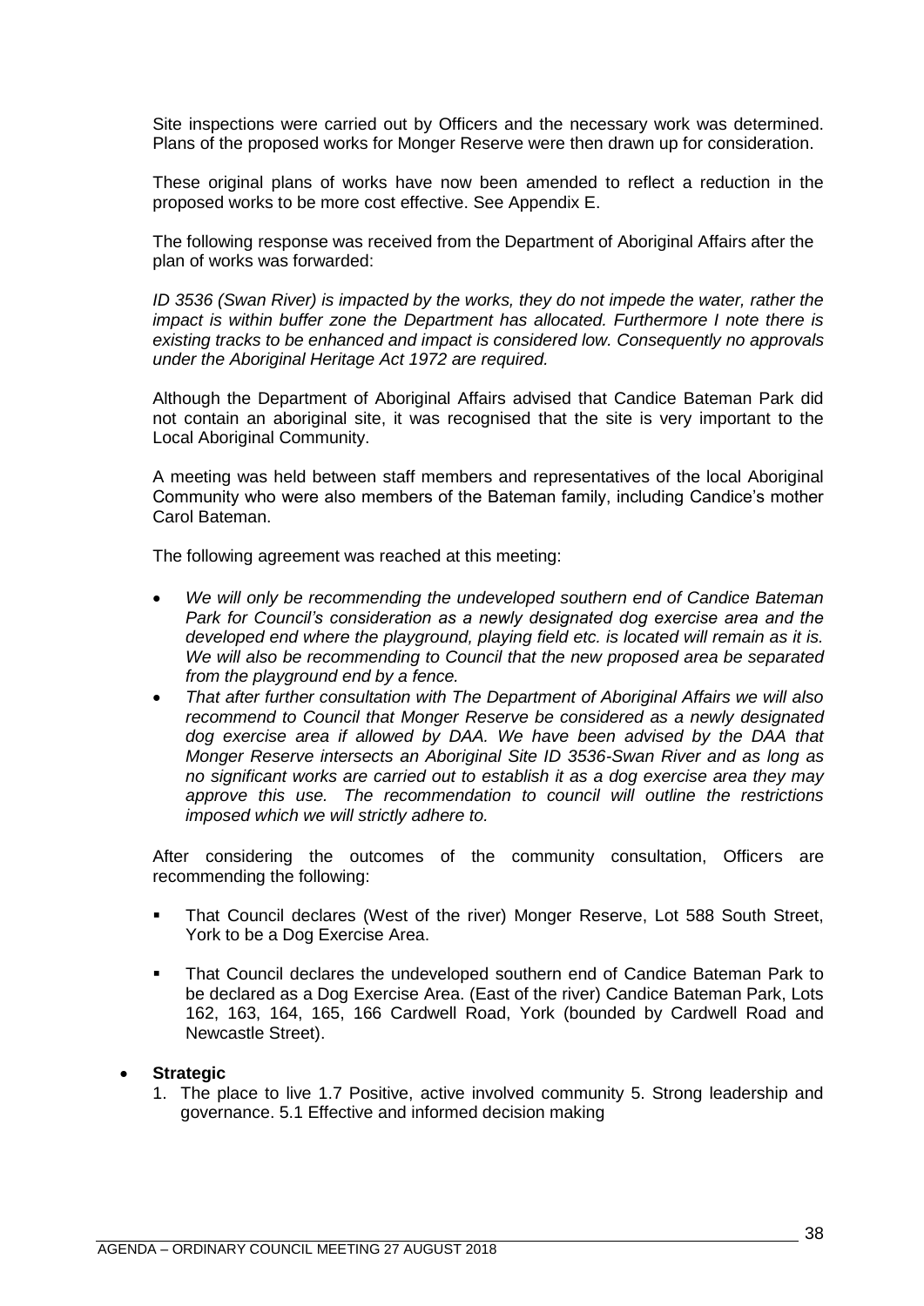Site inspections were carried out by Officers and the necessary work was determined. Plans of the proposed works for Monger Reserve were then drawn up for consideration.

These original plans of works have now been amended to reflect a reduction in the proposed works to be more cost effective. See Appendix E.

The following response was received from the Department of Aboriginal Affairs after the plan of works was forwarded:

*ID 3536 (Swan River) is impacted by the works, they do not impede the water, rather the impact is within buffer zone the Department has allocated. Furthermore I note there is existing tracks to be enhanced and impact is considered low. Consequently no approvals under the Aboriginal Heritage Act 1972 are required.*

Although the Department of Aboriginal Affairs advised that Candice Bateman Park did not contain an aboriginal site, it was recognised that the site is very important to the Local Aboriginal Community.

A meeting was held between staff members and representatives of the local Aboriginal Community who were also members of the Bateman family, including Candice's mother Carol Bateman.

The following agreement was reached at this meeting:

- *We will only be recommending the undeveloped southern end of Candice Bateman Park for Council's consideration as a newly designated dog exercise area and the developed end where the playground, playing field etc. is located will remain as it is. We will also be recommending to Council that the new proposed area be separated from the playground end by a fence.*
- *That after further consultation with The Department of Aboriginal Affairs we will also recommend to Council that Monger Reserve be considered as a newly designated dog exercise area if allowed by DAA. We have been advised by the DAA that Monger Reserve intersects an Aboriginal Site ID 3536-Swan River and as long as no significant works are carried out to establish it as a dog exercise area they may approve this use. The recommendation to council will outline the restrictions imposed which we will strictly adhere to.*

After considering the outcomes of the community consultation, Officers are recommending the following:

- That Council declares (West of the river) Monger Reserve, Lot 588 South Street, York to be a Dog Exercise Area.
- That Council declares the undeveloped southern end of Candice Bateman Park to be declared as a Dog Exercise Area. (East of the river) Candice Bateman Park, Lots 162, 163, 164, 165, 166 Cardwell Road, York (bounded by Cardwell Road and Newcastle Street).

- **Strategic**
  1. The place to live 1.7 Positive, active involved community 5. Strong leadership and governance. 5.1 Effective and informed decision making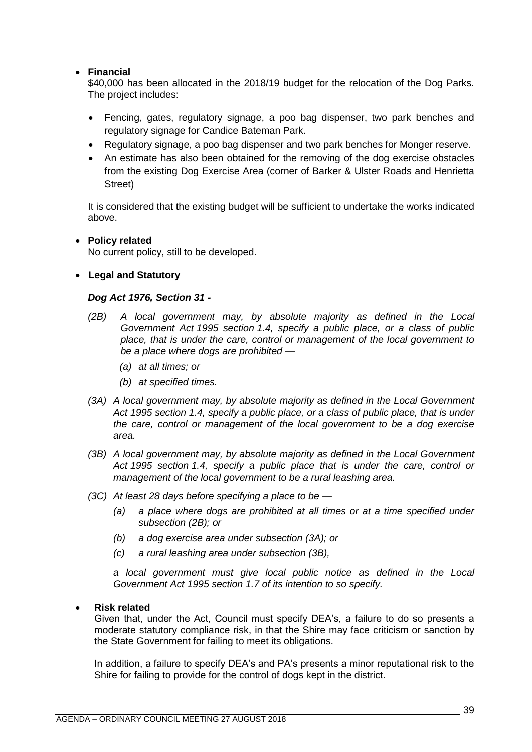- **Financial**

  $40,000 has been allocated in the 2018/19 budget for the relocation of the Dog Parks. The project includes:

  - Fencing, gates, regulatory signage, a poo bag dispenser, two park benches and regulatory signage for Candice Bateman Park.
  - Regulatory signage, a poo bag dispenser and two park benches for Monger reserve.
  - An estimate has also been obtained for the removing of the dog exercise obstacles from the existing Dog Exercise Area (corner of Barker & Ulster Roads and Henrietta Street)

  It is considered that the existing budget will be sufficient to undertake the works indicated above.

- **Policy related**

  No current policy, still to be developed.

- **Legal and Statutory**

  ***Dog Act 1976, Section 31 -***

  *(2B) A local government may, by absolute majority as defined in the Local Government Act 1995 section 1.4, specify a public place, or a class of public place, that is under the care, control or management of the local government to be a place where dogs are prohibited —*

  *(a) at all times; or*

  *(b) at specified times.*

  *(3A) A local government may, by absolute majority as defined in the Local Government Act 1995 section 1.4, specify a public place, or a class of public place, that is under the care, control or management of the local government to be a dog exercise area.*

  *(3B) A local government may, by absolute majority as defined in the Local Government Act 1995 section 1.4, specify a public place that is under the care, control or management of the local government to be a rural leashing area.*

  *(3C) At least 28 days before specifying a place to be —*

  *(a) a place where dogs are prohibited at all times or at a time specified under subsection (2B); or*

  *(b) a dog exercise area under subsection (3A); or*

  *(c) a rural leashing area under subsection (3B),*

  *a local government must give local public notice as defined in the Local Government Act 1995 section 1.7 of its intention to so specify.*

- **Risk related**

  Given that, under the Act, Council must specify DEA's, a failure to do so presents a moderate statutory compliance risk, in that the Shire may face criticism or sanction by the State Government for failing to meet its obligations.

  In addition, a failure to specify DEA's and PA's presents a minor reputational risk to the Shire for failing to provide for the control of dogs kept in the district.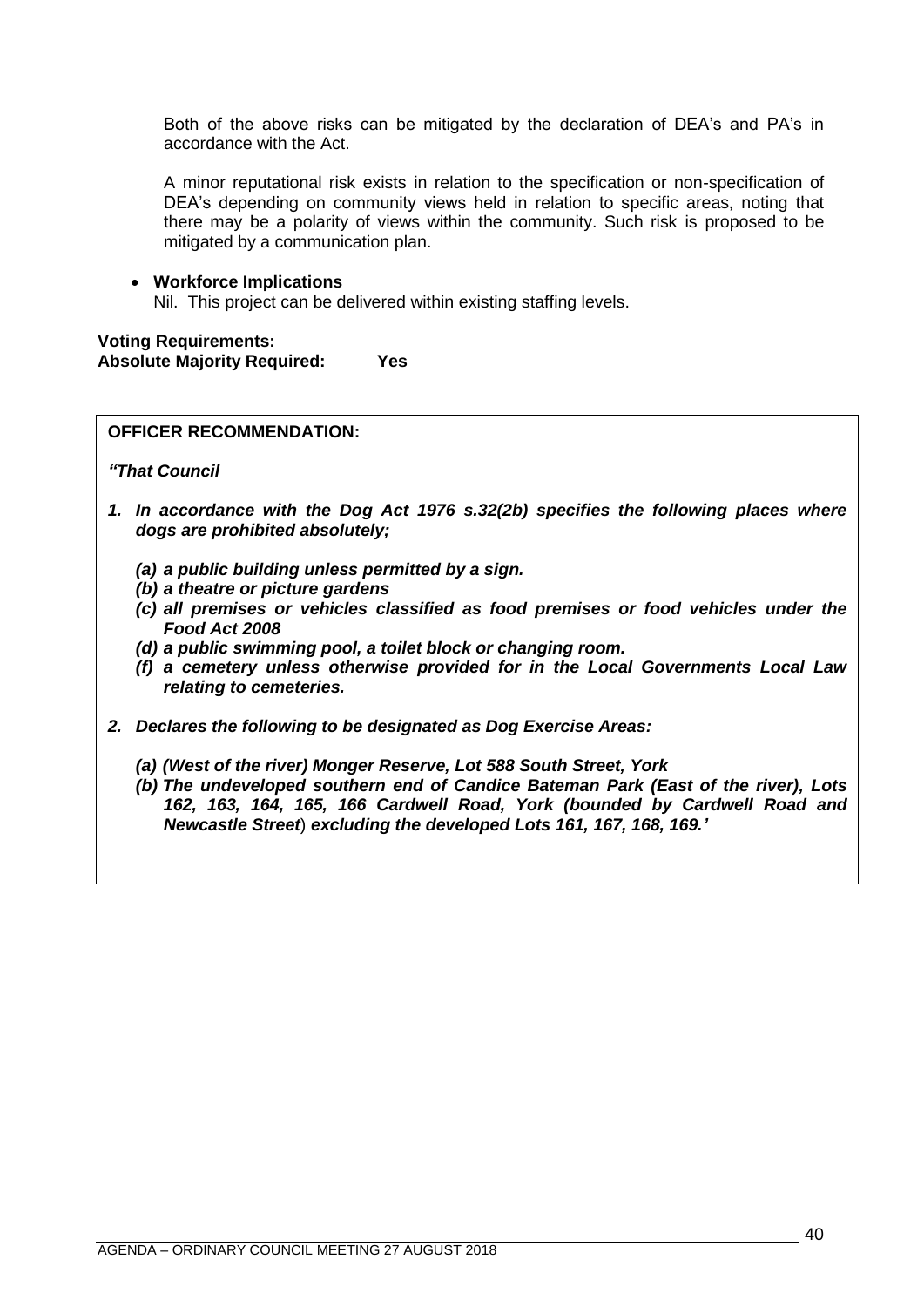Both of the above risks can be mitigated by the declaration of DEA's and PA's in accordance with the Act.

A minor reputational risk exists in relation to the specification or non-specification of DEA's depending on community views held in relation to specific areas, noting that there may be a polarity of views within the community. Such risk is proposed to be mitigated by a communication plan.

- **Workforce Implications**
  Nil. This project can be delivered within existing staffing levels.

**Voting Requirements:**
**Absolute Majority Required: Yes**

**OFFICER RECOMMENDATION:**

***"That Council***

1. ***In accordance with the Dog Act 1976 s.32(2b) specifies the following places where dogs are prohibited absolutely;***

   ***(a) a public building unless permitted by a sign.***
   ***(b) a theatre or picture gardens***
   ***(c) all premises or vehicles classified as food premises or food vehicles under the Food Act 2008***
   ***(d) a public swimming pool, a toilet block or changing room.***
   ***(f) a cemetery unless otherwise provided for in the Local Governments Local Law relating to cemeteries.***

2. ***Declares the following to be designated as Dog Exercise Areas:***

   ***(a) (West of the river) Monger Reserve, Lot 588 South Street, York***
   ***(b) The undeveloped southern end of Candice Bateman Park (East of the river), Lots 162, 163, 164, 165, 166 Cardwell Road, York (bounded by Cardwell Road and Newcastle Street) excluding the developed Lots 161, 167, 168, 169.'***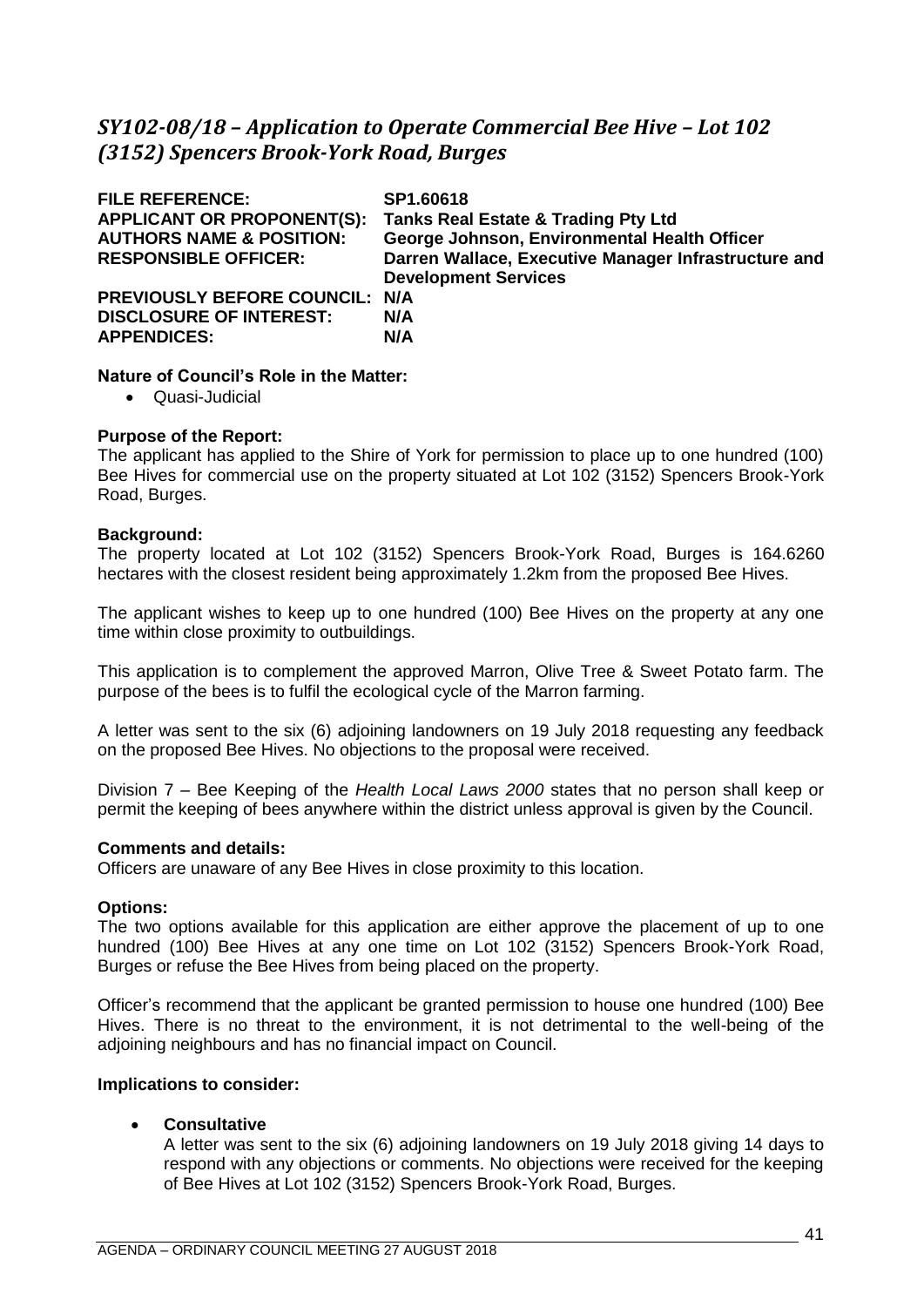## *SY102-08/18 – Application to Operate Commercial Bee Hive – Lot 102 (3152) Spencers Brook-York Road, Burges*

| | |
|---|---|
| **FILE REFERENCE:** | **SP1.60618** |
| **APPLICANT OR PROPONENT(S):** | **Tanks Real Estate & Trading Pty Ltd** |
| **AUTHORS NAME & POSITION:** | **George Johnson, Environmental Health Officer** |
| **RESPONSIBLE OFFICER:** | **Darren Wallace, Executive Manager Infrastructure and Development Services** |
| **PREVIOUSLY BEFORE COUNCIL:** | **N/A** |
| **DISCLOSURE OF INTEREST:** | **N/A** |
| **APPENDICES:** | **N/A** |

**Nature of Council's Role in the Matter:**

- Quasi-Judicial

**Purpose of the Report:**

The applicant has applied to the Shire of York for permission to place up to one hundred (100) Bee Hives for commercial use on the property situated at Lot 102 (3152) Spencers Brook-York Road, Burges.

**Background:**

The property located at Lot 102 (3152) Spencers Brook-York Road, Burges is 164.6260 hectares with the closest resident being approximately 1.2km from the proposed Bee Hives.

The applicant wishes to keep up to one hundred (100) Bee Hives on the property at any one time within close proximity to outbuildings.

This application is to complement the approved Marron, Olive Tree & Sweet Potato farm. The purpose of the bees is to fulfil the ecological cycle of the Marron farming.

A letter was sent to the six (6) adjoining landowners on 19 July 2018 requesting any feedback on the proposed Bee Hives. No objections to the proposal were received.

Division 7 – Bee Keeping of the *Health Local Laws 2000* states that no person shall keep or permit the keeping of bees anywhere within the district unless approval is given by the Council.

**Comments and details:**

Officers are unaware of any Bee Hives in close proximity to this location.

**Options:**

The two options available for this application are either approve the placement of up to one hundred (100) Bee Hives at any one time on Lot 102 (3152) Spencers Brook-York Road, Burges or refuse the Bee Hives from being placed on the property.

Officer's recommend that the applicant be granted permission to house one hundred (100) Bee Hives. There is no threat to the environment, it is not detrimental to the well-being of the adjoining neighbours and has no financial impact on Council.

**Implications to consider:**

- **Consultative**

  A letter was sent to the six (6) adjoining landowners on 19 July 2018 giving 14 days to respond with any objections or comments. No objections were received for the keeping of Bee Hives at Lot 102 (3152) Spencers Brook-York Road, Burges.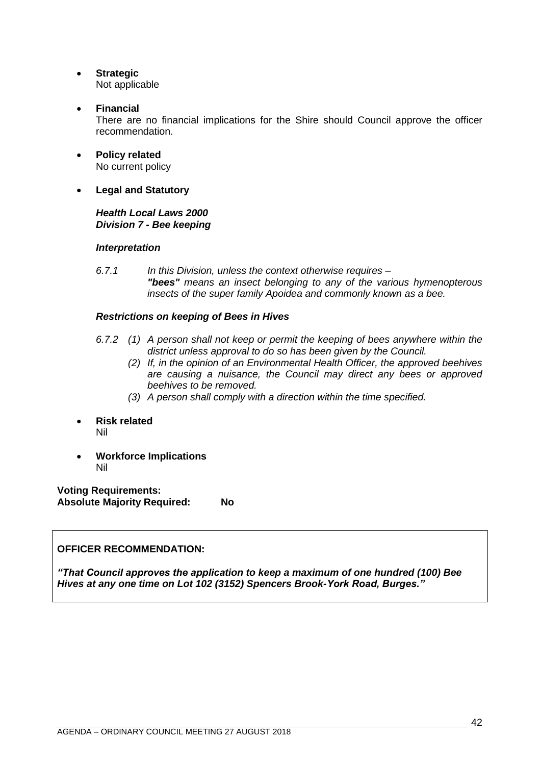- **Strategic**
  Not applicable

- **Financial**
  There are no financial implications for the Shire should Council approve the officer recommendation.

- **Policy related**
  No current policy

- **Legal and Statutory**

  ***Health Local Laws 2000***
  ***Division 7 - Bee keeping***

  ***Interpretation***

  *6.7.1 In this Division, unless the context otherwise requires –*
  ***"bees"*** *means an insect belonging to any of the various hymenopterous insects of the super family Apoidea and commonly known as a bee.*

  ***Restrictions on keeping of Bees in Hives***

  *6.7.2 (1) A person shall not keep or permit the keeping of bees anywhere within the district unless approval to do so has been given by the Council.*
  *(2) If, in the opinion of an Environmental Health Officer, the approved beehives are causing a nuisance, the Council may direct any bees or approved beehives to be removed.*
  *(3) A person shall comply with a direction within the time specified.*

- **Risk related**
  Nil

- **Workforce Implications**
  Nil

**Voting Requirements:**
**Absolute Majority Required: No**

**OFFICER RECOMMENDATION:**

***"That Council approves the application to keep a maximum of one hundred (100) Bee Hives at any one time on Lot 102 (3152) Spencers Brook-York Road, Burges."***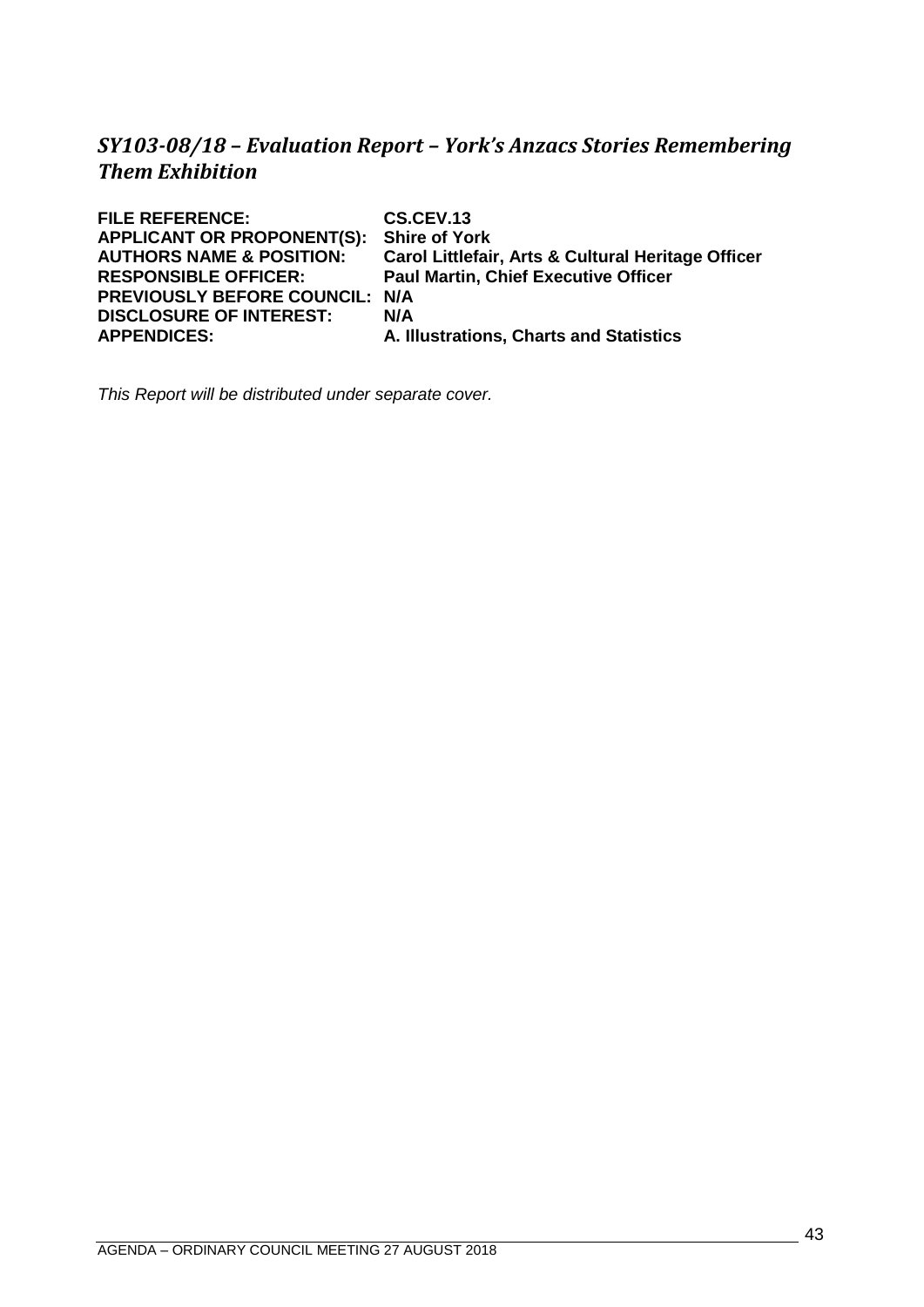## *SY103-08/18 – Evaluation Report – York's Anzacs Stories Remembering Them Exhibition*

**FILE REFERENCE:** **CS.CEV.13**
**APPLICANT OR PROPONENT(S):** **Shire of York**
**AUTHORS NAME & POSITION:** **Carol Littlefair, Arts & Cultural Heritage Officer**
**RESPONSIBLE OFFICER:** **Paul Martin, Chief Executive Officer**
**PREVIOUSLY BEFORE COUNCIL:** **N/A**
**DISCLOSURE OF INTEREST:** **N/A**
**APPENDICES:** **A. Illustrations, Charts and Statistics**

*This Report will be distributed under separate cover.*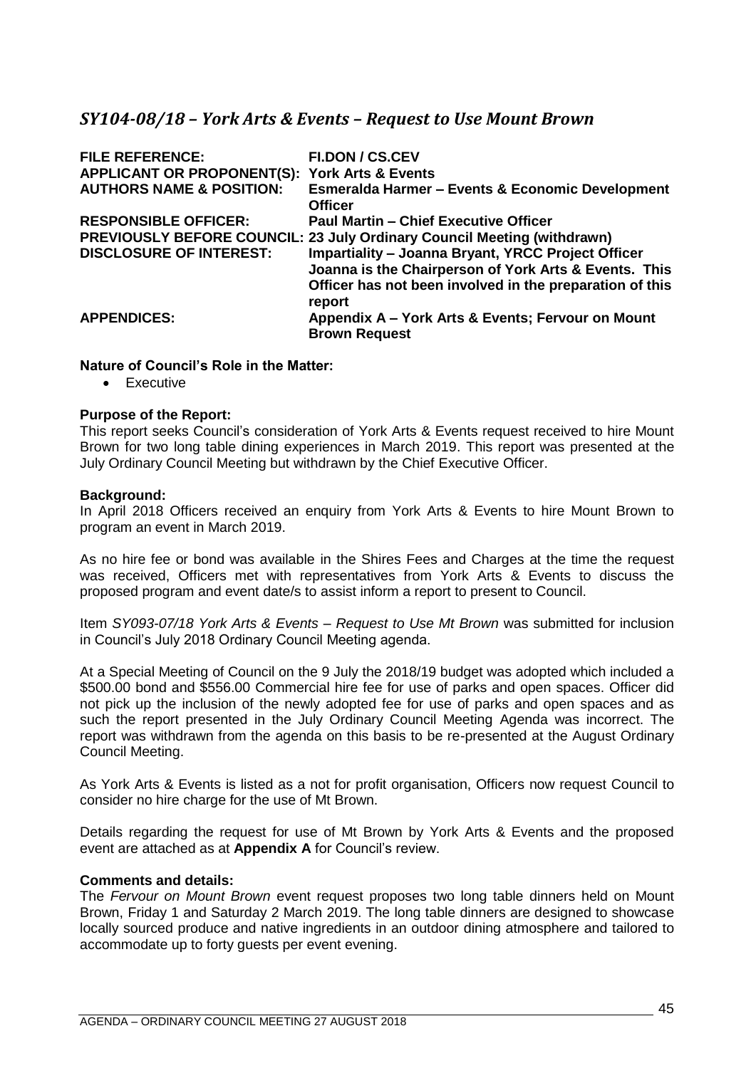## *SY104-08/18 – York Arts & Events – Request to Use Mount Brown*

| | |
|---|---|
| **FILE REFERENCE:** | **FI.DON / CS.CEV** |
| **APPLICANT OR PROPONENT(S):** | **York Arts & Events** |
| **AUTHORS NAME & POSITION:** | **Esmeralda Harmer – Events & Economic Development Officer** |
| **RESPONSIBLE OFFICER:** | **Paul Martin – Chief Executive Officer** |
| **PREVIOUSLY BEFORE COUNCIL:** | **23 July Ordinary Council Meeting (withdrawn)** |
| **DISCLOSURE OF INTEREST:** | **Impartiality – Joanna Bryant, YRCC Project Officer Joanna is the Chairperson of York Arts & Events. This Officer has not been involved in the preparation of this report** |
| **APPENDICES:** | **Appendix A – York Arts & Events; Fervour on Mount Brown Request** |

**Nature of Council's Role in the Matter:**

- Executive

**Purpose of the Report:**

This report seeks Council's consideration of York Arts & Events request received to hire Mount Brown for two long table dining experiences in March 2019. This report was presented at the July Ordinary Council Meeting but withdrawn by the Chief Executive Officer.

**Background:**

In April 2018 Officers received an enquiry from York Arts & Events to hire Mount Brown to program an event in March 2019.

As no hire fee or bond was available in the Shires Fees and Charges at the time the request was received, Officers met with representatives from York Arts & Events to discuss the proposed program and event date/s to assist inform a report to present to Council.

Item *SY093-07/18 York Arts & Events – Request to Use Mt Brown* was submitted for inclusion in Council's July 2018 Ordinary Council Meeting agenda.

At a Special Meeting of Council on the 9 July the 2018/19 budget was adopted which included a $500.00 bond and $556.00 Commercial hire fee for use of parks and open spaces. Officer did not pick up the inclusion of the newly adopted fee for use of parks and open spaces and as such the report presented in the July Ordinary Council Meeting Agenda was incorrect. The report was withdrawn from the agenda on this basis to be re-presented at the August Ordinary Council Meeting.

As York Arts & Events is listed as a not for profit organisation, Officers now request Council to consider no hire charge for the use of Mt Brown.

Details regarding the request for use of Mt Brown by York Arts & Events and the proposed event are attached as at **Appendix A** for Council's review.

**Comments and details:**

The *Fervour on Mount Brown* event request proposes two long table dinners held on Mount Brown, Friday 1 and Saturday 2 March 2019. The long table dinners are designed to showcase locally sourced produce and native ingredients in an outdoor dining atmosphere and tailored to accommodate up to forty guests per event evening.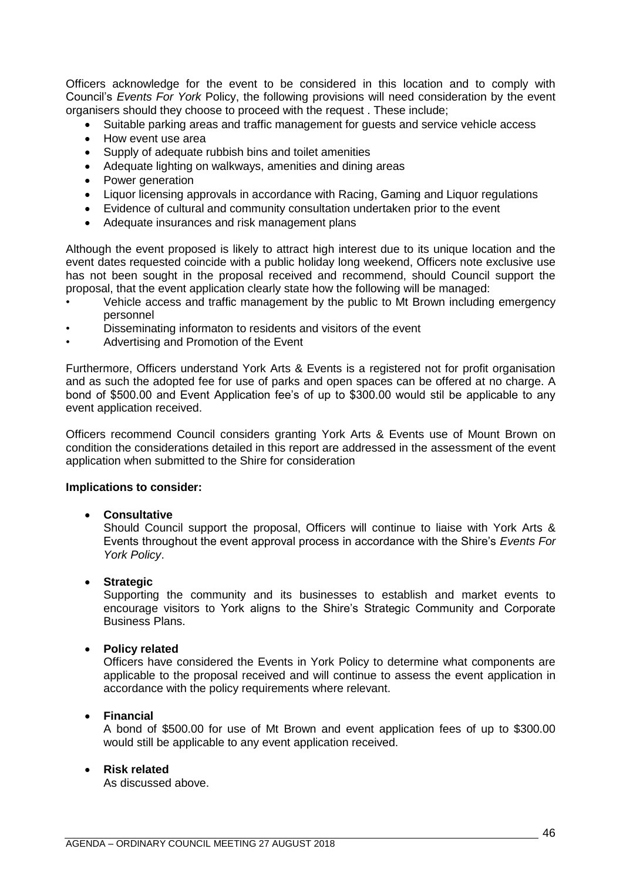Officers acknowledge for the event to be considered in this location and to comply with Council's *Events For York* Policy, the following provisions will need consideration by the event organisers should they choose to proceed with the request . These include;

- Suitable parking areas and traffic management for guests and service vehicle access
- How event use area
- Supply of adequate rubbish bins and toilet amenities
- Adequate lighting on walkways, amenities and dining areas
- Power generation
- Liquor licensing approvals in accordance with Racing, Gaming and Liquor regulations
- Evidence of cultural and community consultation undertaken prior to the event
- Adequate insurances and risk management plans

Although the event proposed is likely to attract high interest due to its unique location and the event dates requested coincide with a public holiday long weekend, Officers note exclusive use has not been sought in the proposal received and recommend, should Council support the proposal, that the event application clearly state how the following will be managed:

- Vehicle access and traffic management by the public to Mt Brown including emergency personnel
- Disseminating informaton to residents and visitors of the event
- Advertising and Promotion of the Event

Furthermore, Officers understand York Arts & Events is a registered not for profit organisation and as such the adopted fee for use of parks and open spaces can be offered at no charge. A bond of $500.00 and Event Application fee's of up to $300.00 would stil be applicable to any event application received.

Officers recommend Council considers granting York Arts & Events use of Mount Brown on condition the considerations detailed in this report are addressed in the assessment of the event application when submitted to the Shire for consideration

**Implications to consider:**

- **Consultative**
  Should Council support the proposal, Officers will continue to liaise with York Arts & Events throughout the event approval process in accordance with the Shire's *Events For York Policy*.

- **Strategic**
  Supporting the community and its businesses to establish and market events to encourage visitors to York aligns to the Shire's Strategic Community and Corporate Business Plans.

- **Policy related**
  Officers have considered the Events in York Policy to determine what components are applicable to the proposal received and will continue to assess the event application in accordance with the policy requirements where relevant.

- **Financial**
  A bond of $500.00 for use of Mt Brown and event application fees of up to $300.00 would still be applicable to any event application received.

- **Risk related**
  As discussed above.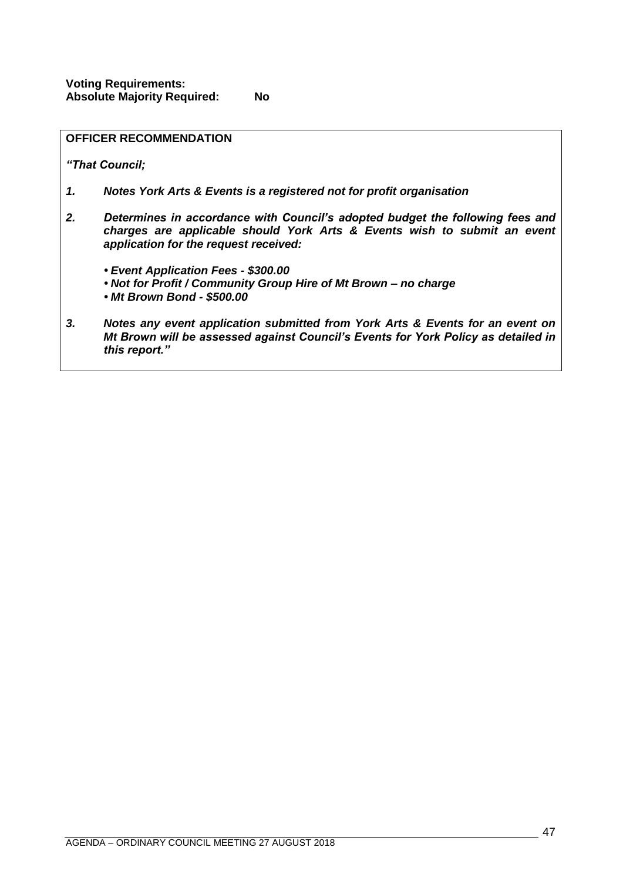**Voting Requirements:**
**Absolute Majority Required:** **No**

**OFFICER RECOMMENDATION**

***"That Council;***

1. ***Notes York Arts & Events is a registered not for profit organisation***

2. ***Determines in accordance with Council's adopted budget the following fees and charges are applicable should York Arts & Events wish to submit an event application for the request received:***

   - ***Event Application Fees - $300.00***
   - ***Not for Profit / Community Group Hire of Mt Brown – no charge***
   - ***Mt Brown Bond - $500.00***

3. ***Notes any event application submitted from York Arts & Events for an event on Mt Brown will be assessed against Council's Events for York Policy as detailed in this report."***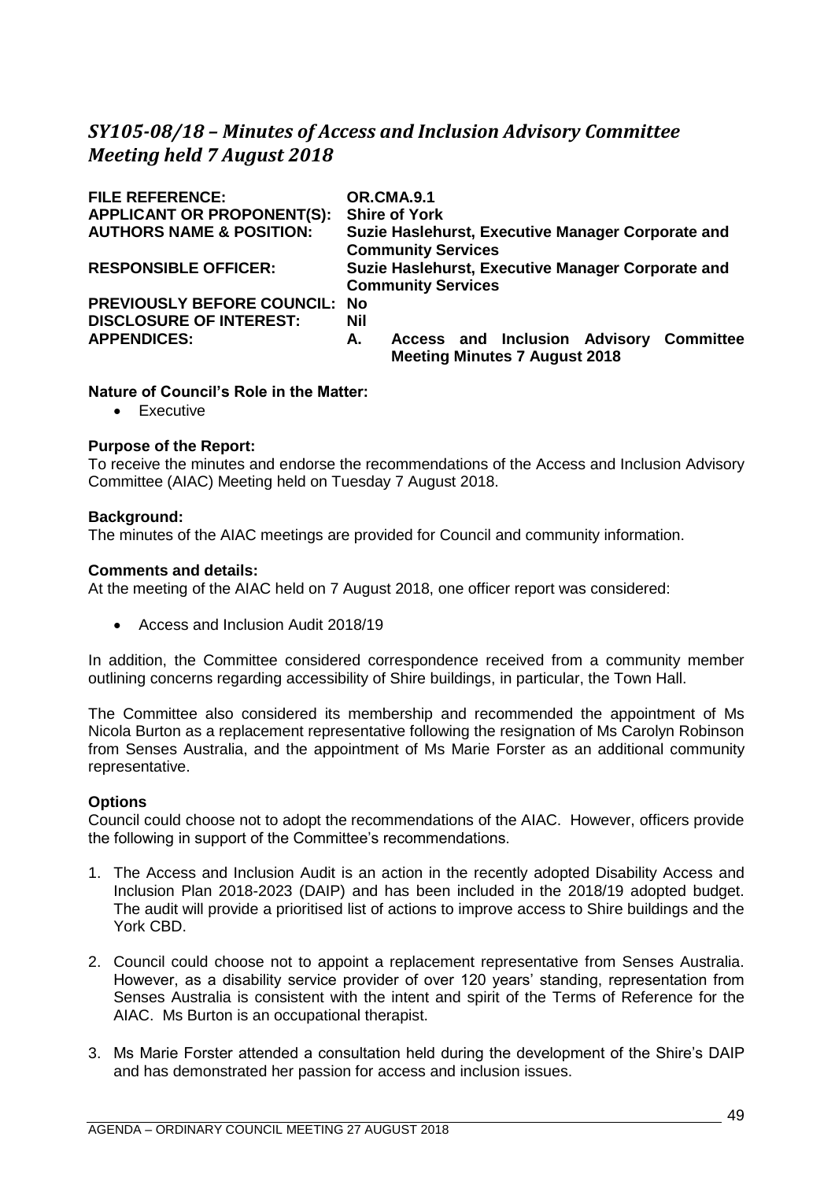## *SY105-08/18 – Minutes of Access and Inclusion Advisory Committee Meeting held 7 August 2018*

| | |
|---|---|
| **FILE REFERENCE:** | **OR.CMA.9.1** |
| **APPLICANT OR PROPONENT(S):** | **Shire of York** |
| **AUTHORS NAME & POSITION:** | **Suzie Haslehurst, Executive Manager Corporate and Community Services** |
| **RESPONSIBLE OFFICER:** | **Suzie Haslehurst, Executive Manager Corporate and Community Services** |
| **PREVIOUSLY BEFORE COUNCIL:** | **No** |
| **DISCLOSURE OF INTEREST:** | **Nil** |
| **APPENDICES:** | **A. Access and Inclusion Advisory Committee Meeting Minutes 7 August 2018** |

**Nature of Council's Role in the Matter:**

- Executive

**Purpose of the Report:**

To receive the minutes and endorse the recommendations of the Access and Inclusion Advisory Committee (AIAC) Meeting held on Tuesday 7 August 2018.

**Background:**

The minutes of the AIAC meetings are provided for Council and community information.

**Comments and details:**

At the meeting of the AIAC held on 7 August 2018, one officer report was considered:

- Access and Inclusion Audit 2018/19

In addition, the Committee considered correspondence received from a community member outlining concerns regarding accessibility of Shire buildings, in particular, the Town Hall.

The Committee also considered its membership and recommended the appointment of Ms Nicola Burton as a replacement representative following the resignation of Ms Carolyn Robinson from Senses Australia, and the appointment of Ms Marie Forster as an additional community representative.

**Options**

Council could choose not to adopt the recommendations of the AIAC. However, officers provide the following in support of the Committee's recommendations.

1. The Access and Inclusion Audit is an action in the recently adopted Disability Access and Inclusion Plan 2018-2023 (DAIP) and has been included in the 2018/19 adopted budget. The audit will provide a prioritised list of actions to improve access to Shire buildings and the York CBD.
2. Council could choose not to appoint a replacement representative from Senses Australia. However, as a disability service provider of over 120 years' standing, representation from Senses Australia is consistent with the intent and spirit of the Terms of Reference for the AIAC. Ms Burton is an occupational therapist.
3. Ms Marie Forster attended a consultation held during the development of the Shire's DAIP and has demonstrated her passion for access and inclusion issues.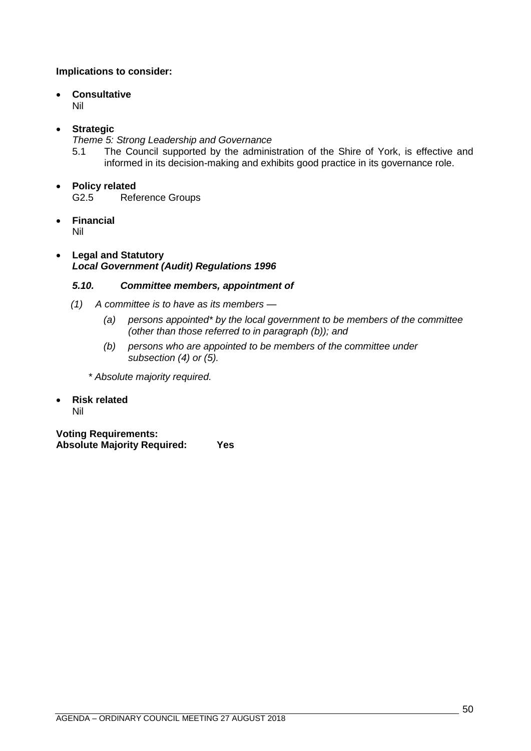**Implications to consider:**

- **Consultative**
  Nil

- **Strategic**
  *Theme 5: Strong Leadership and Governance*
  5.1 The Council supported by the administration of the Shire of York, is effective and informed in its decision-making and exhibits good practice in its governance role.

- **Policy related**
  G2.5 Reference Groups

- **Financial**
  Nil

- **Legal and Statutory**
  ***Local Government (Audit) Regulations 1996***

  ***5.10. Committee members, appointment of***

  *(1) A committee is to have as its members —*

  *(a) persons appointed\* by the local government to be members of the committee (other than those referred to in paragraph (b)); and*

  *(b) persons who are appointed to be members of the committee under subsection (4) or (5).*

  *\* Absolute majority required.*

- **Risk related**
  Nil

**Voting Requirements:**
**Absolute Majority Required: Yes**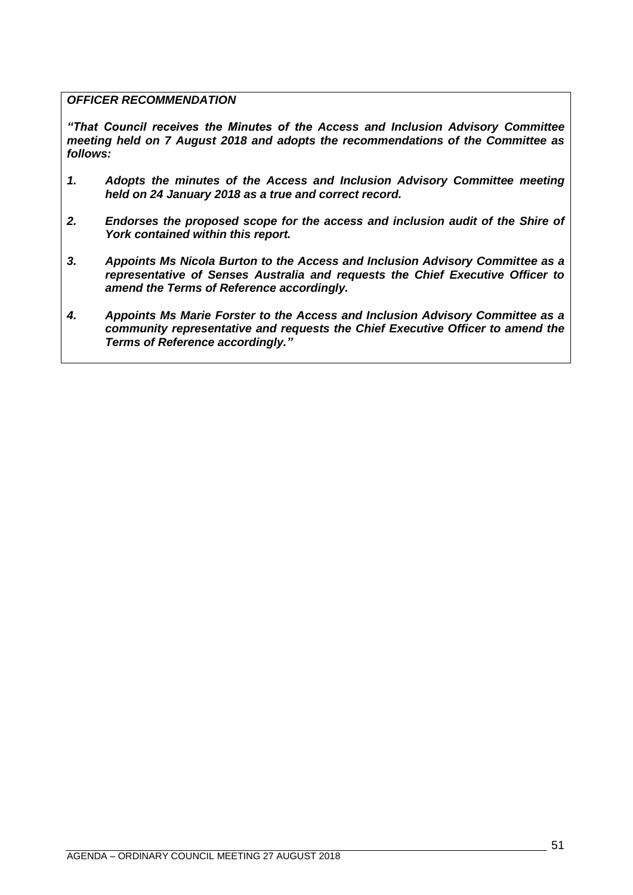***OFFICER RECOMMENDATION***

***"That Council receives the Minutes of the Access and Inclusion Advisory Committee meeting held on 7 August 2018 and adopts the recommendations of the Committee as follows:***

1. ***Adopts the minutes of the Access and Inclusion Advisory Committee meeting held on 24 January 2018 as a true and correct record.***

2. ***Endorses the proposed scope for the access and inclusion audit of the Shire of York contained within this report.***

3. ***Appoints Ms Nicola Burton to the Access and Inclusion Advisory Committee as a representative of Senses Australia and requests the Chief Executive Officer to amend the Terms of Reference accordingly.***

4. ***Appoints Ms Marie Forster to the Access and Inclusion Advisory Committee as a community representative and requests the Chief Executive Officer to amend the Terms of Reference accordingly."***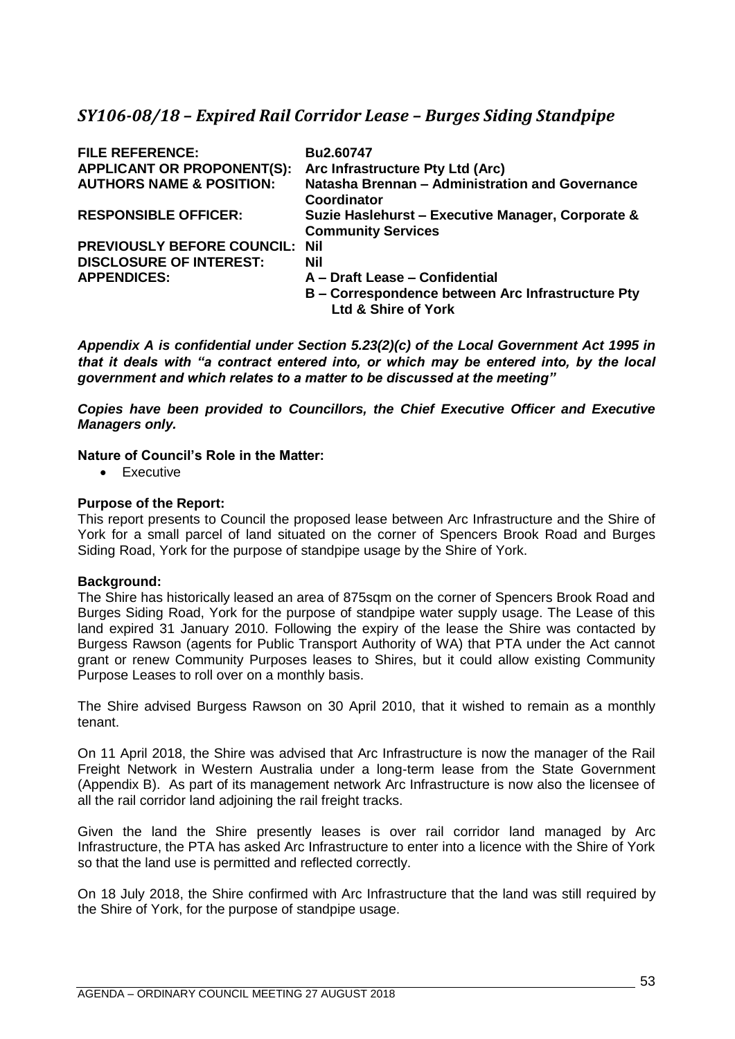## *SY106-08/18 – Expired Rail Corridor Lease – Burges Siding Standpipe*

| | |
|---|---|
| **FILE REFERENCE:** | **Bu2.60747** |
| **APPLICANT OR PROPONENT(S):** | **Arc Infrastructure Pty Ltd (Arc)** |
| **AUTHORS NAME & POSITION:** | **Natasha Brennan – Administration and Governance Coordinator** |
| **RESPONSIBLE OFFICER:** | **Suzie Haslehurst – Executive Manager, Corporate & Community Services** |
| **PREVIOUSLY BEFORE COUNCIL:** | **Nil** |
| **DISCLOSURE OF INTEREST:** | **Nil** |
| **APPENDICES:** | **A – Draft Lease – Confidential**<br>**B – Correspondence between Arc Infrastructure Pty Ltd & Shire of York** |

***Appendix A is confidential under Section 5.23(2)(c) of the Local Government Act 1995 in that it deals with "a contract entered into, or which may be entered into, by the local government and which relates to a matter to be discussed at the meeting"***

***Copies have been provided to Councillors, the Chief Executive Officer and Executive Managers only.***

**Nature of Council's Role in the Matter:**

- Executive

**Purpose of the Report:**

This report presents to Council the proposed lease between Arc Infrastructure and the Shire of York for a small parcel of land situated on the corner of Spencers Brook Road and Burges Siding Road, York for the purpose of standpipe usage by the Shire of York.

**Background:**

The Shire has historically leased an area of 875sqm on the corner of Spencers Brook Road and Burges Siding Road, York for the purpose of standpipe water supply usage. The Lease of this land expired 31 January 2010. Following the expiry of the lease the Shire was contacted by Burgess Rawson (agents for Public Transport Authority of WA) that PTA under the Act cannot grant or renew Community Purposes leases to Shires, but it could allow existing Community Purpose Leases to roll over on a monthly basis.

The Shire advised Burgess Rawson on 30 April 2010, that it wished to remain as a monthly tenant.

On 11 April 2018, the Shire was advised that Arc Infrastructure is now the manager of the Rail Freight Network in Western Australia under a long-term lease from the State Government (Appendix B). As part of its management network Arc Infrastructure is now also the licensee of all the rail corridor land adjoining the rail freight tracks.

Given the land the Shire presently leases is over rail corridor land managed by Arc Infrastructure, the PTA has asked Arc Infrastructure to enter into a licence with the Shire of York so that the land use is permitted and reflected correctly.

On 18 July 2018, the Shire confirmed with Arc Infrastructure that the land was still required by the Shire of York, for the purpose of standpipe usage.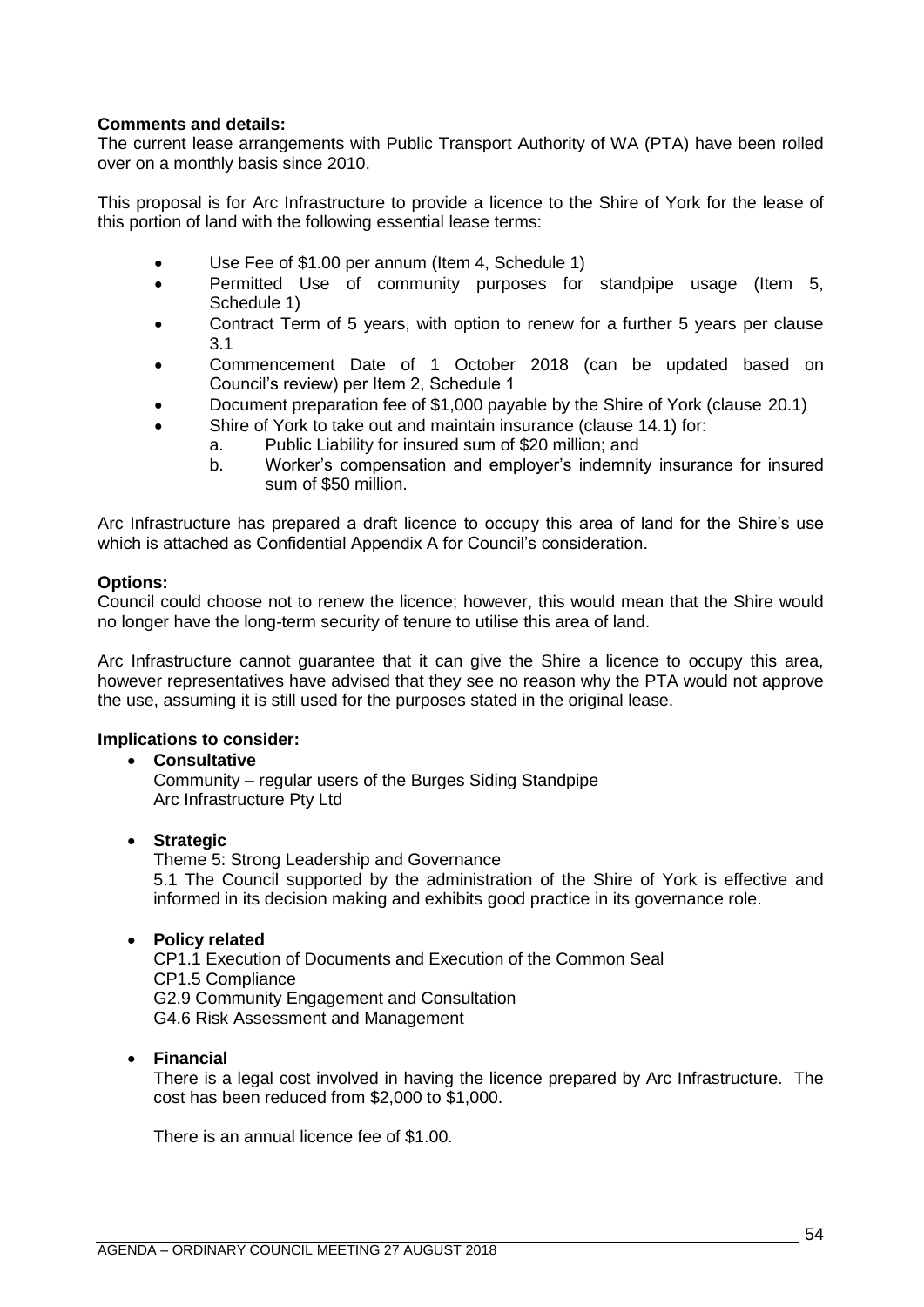**Comments and details:**
The current lease arrangements with Public Transport Authority of WA (PTA) have been rolled over on a monthly basis since 2010.

This proposal is for Arc Infrastructure to provide a licence to the Shire of York for the lease of this portion of land with the following essential lease terms:

- Use Fee of $1.00 per annum (Item 4, Schedule 1)
- Permitted Use of community purposes for standpipe usage (Item 5, Schedule 1)
- Contract Term of 5 years, with option to renew for a further 5 years per clause 3.1
- Commencement Date of 1 October 2018 (can be updated based on Council's review) per Item 2, Schedule 1
- Document preparation fee of $1,000 payable by the Shire of York (clause 20.1)
- Shire of York to take out and maintain insurance (clause 14.1) for:
    a. Public Liability for insured sum of $20 million; and
    b. Worker's compensation and employer's indemnity insurance for insured sum of $50 million.

Arc Infrastructure has prepared a draft licence to occupy this area of land for the Shire's use which is attached as Confidential Appendix A for Council's consideration.

**Options:**
Council could choose not to renew the licence; however, this would mean that the Shire would no longer have the long-term security of tenure to utilise this area of land.

Arc Infrastructure cannot guarantee that it can give the Shire a licence to occupy this area, however representatives have advised that they see no reason why the PTA would not approve the use, assuming it is still used for the purposes stated in the original lease.

**Implications to consider:**

- **Consultative**
  Community – regular users of the Burges Siding Standpipe
  Arc Infrastructure Pty Ltd

- **Strategic**
  Theme 5: Strong Leadership and Governance
  5.1 The Council supported by the administration of the Shire of York is effective and informed in its decision making and exhibits good practice in its governance role.

- **Policy related**
  CP1.1 Execution of Documents and Execution of the Common Seal
  CP1.5 Compliance
  G2.9 Community Engagement and Consultation
  G4.6 Risk Assessment and Management

- **Financial**
  There is a legal cost involved in having the licence prepared by Arc Infrastructure. The cost has been reduced from $2,000 to $1,000.

  There is an annual licence fee of $1.00.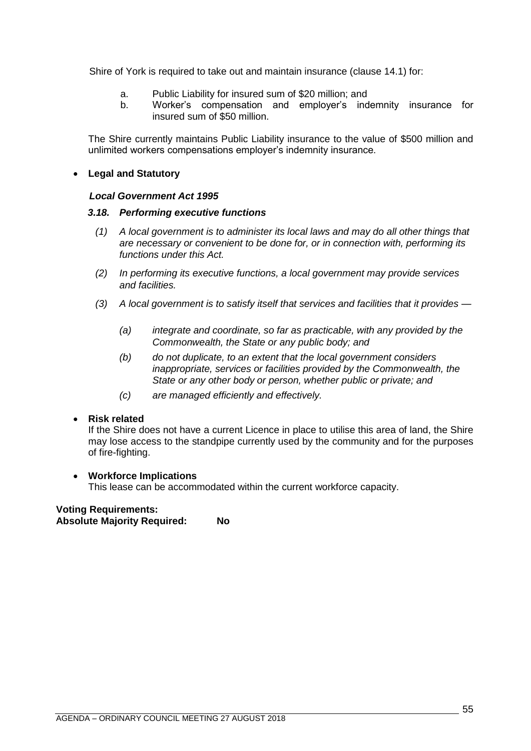Shire of York is required to take out and maintain insurance (clause 14.1) for:

a. Public Liability for insured sum of $20 million; and
b. Worker's compensation and employer's indemnity insurance for insured sum of $50 million.

The Shire currently maintains Public Liability insurance to the value of $500 million and unlimited workers compensations employer's indemnity insurance.

- **Legal and Statutory**

***Local Government Act 1995***

***3.18. Performing executive functions***

*(1) A local government is to administer its local laws and may do all other things that are necessary or convenient to be done for, or in connection with, performing its functions under this Act.*

*(2) In performing its executive functions, a local government may provide services and facilities.*

*(3) A local government is to satisfy itself that services and facilities that it provides —*

*(a) integrate and coordinate, so far as practicable, with any provided by the Commonwealth, the State or any public body; and*

*(b) do not duplicate, to an extent that the local government considers inappropriate, services or facilities provided by the Commonwealth, the State or any other body or person, whether public or private; and*

*(c) are managed efficiently and effectively.*

- **Risk related**
  If the Shire does not have a current Licence in place to utilise this area of land, the Shire may lose access to the standpipe currently used by the community and for the purposes of fire-fighting.

- **Workforce Implications**
  This lease can be accommodated within the current workforce capacity.

**Voting Requirements:**
**Absolute Majority Required: No**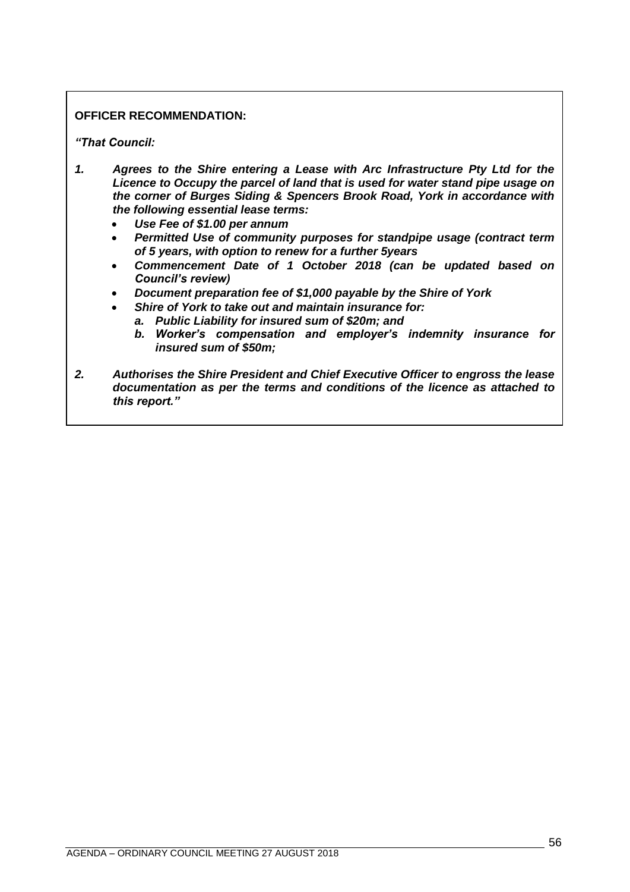**OFFICER RECOMMENDATION:**

***"That Council:***

1. ***Agrees to the Shire entering a Lease with Arc Infrastructure Pty Ltd for the Licence to Occupy the parcel of land that is used for water stand pipe usage on the corner of Burges Siding & Spencers Brook Road, York in accordance with the following essential lease terms:***
   - ***Use Fee of $1.00 per annum***
   - ***Permitted Use of community purposes for standpipe usage (contract term of 5 years, with option to renew for a further 5years***
   - ***Commencement Date of 1 October 2018 (can be updated based on Council's review)***
   - ***Document preparation fee of $1,000 payable by the Shire of York***
   - ***Shire of York to take out and maintain insurance for:***
     - ***a. Public Liability for insured sum of $20m; and***
     - ***b. Worker's compensation and employer's indemnity insurance for insured sum of $50m;***

2. ***Authorises the Shire President and Chief Executive Officer to engross the lease documentation as per the terms and conditions of the licence as attached to this report."***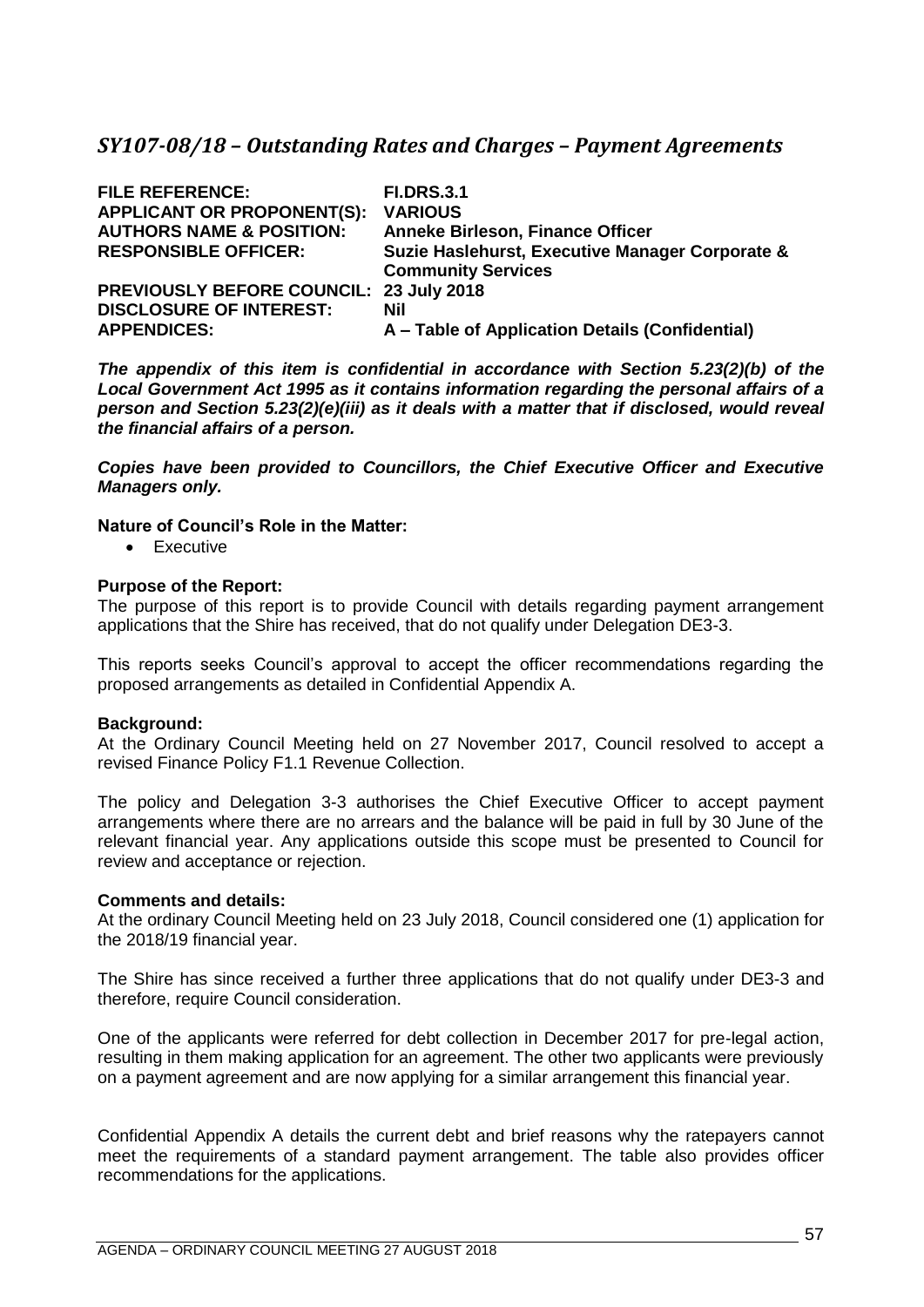## *SY107-08/18 – Outstanding Rates and Charges – Payment Agreements*

| | |
|---|---|
| **FILE REFERENCE:** | **FI.DRS.3.1** |
| **APPLICANT OR PROPONENT(S):** | **VARIOUS** |
| **AUTHORS NAME & POSITION:** | **Anneke Birleson, Finance Officer** |
| **RESPONSIBLE OFFICER:** | **Suzie Haslehurst, Executive Manager Corporate & Community Services** |
| **PREVIOUSLY BEFORE COUNCIL:** | **23 July 2018** |
| **DISCLOSURE OF INTEREST:** | **Nil** |
| **APPENDICES:** | **A – Table of Application Details (Confidential)** |

***The appendix of this item is confidential in accordance with Section 5.23(2)(b) of the Local Government Act 1995 as it contains information regarding the personal affairs of a person and Section 5.23(2)(e)(iii) as it deals with a matter that if disclosed, would reveal the financial affairs of a person.***

***Copies have been provided to Councillors, the Chief Executive Officer and Executive Managers only.***

**Nature of Council's Role in the Matter:**

- Executive

**Purpose of the Report:**

The purpose of this report is to provide Council with details regarding payment arrangement applications that the Shire has received, that do not qualify under Delegation DE3-3.

This reports seeks Council's approval to accept the officer recommendations regarding the proposed arrangements as detailed in Confidential Appendix A.

**Background:**

At the Ordinary Council Meeting held on 27 November 2017, Council resolved to accept a revised Finance Policy F1.1 Revenue Collection.

The policy and Delegation 3-3 authorises the Chief Executive Officer to accept payment arrangements where there are no arrears and the balance will be paid in full by 30 June of the relevant financial year. Any applications outside this scope must be presented to Council for review and acceptance or rejection.

**Comments and details:**

At the ordinary Council Meeting held on 23 July 2018, Council considered one (1) application for the 2018/19 financial year.

The Shire has since received a further three applications that do not qualify under DE3-3 and therefore, require Council consideration.

One of the applicants were referred for debt collection in December 2017 for pre-legal action, resulting in them making application for an agreement. The other two applicants were previously on a payment agreement and are now applying for a similar arrangement this financial year.

Confidential Appendix A details the current debt and brief reasons why the ratepayers cannot meet the requirements of a standard payment arrangement. The table also provides officer recommendations for the applications.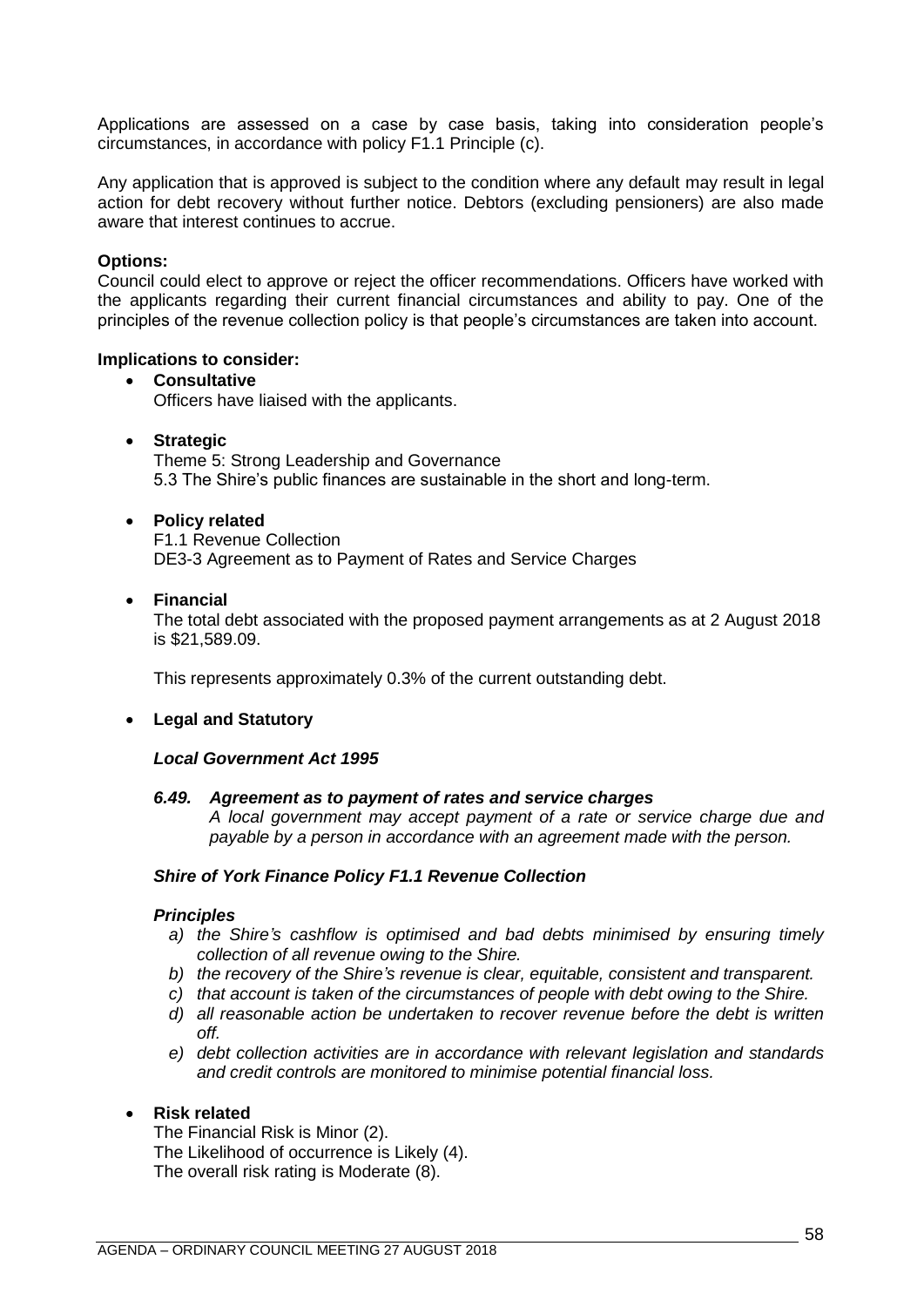Applications are assessed on a case by case basis, taking into consideration people's circumstances, in accordance with policy F1.1 Principle (c).

Any application that is approved is subject to the condition where any default may result in legal action for debt recovery without further notice. Debtors (excluding pensioners) are also made aware that interest continues to accrue.

**Options:**
Council could elect to approve or reject the officer recommendations. Officers have worked with the applicants regarding their current financial circumstances and ability to pay. One of the principles of the revenue collection policy is that people's circumstances are taken into account.

**Implications to consider:**

- **Consultative**
  Officers have liaised with the applicants.

- **Strategic**
  Theme 5: Strong Leadership and Governance
  5.3 The Shire's public finances are sustainable in the short and long-term.

- **Policy related**
  F1.1 Revenue Collection
  DE3-3 Agreement as to Payment of Rates and Service Charges

- **Financial**
  The total debt associated with the proposed payment arrangements as at 2 August 2018 is $21,589.09.

  This represents approximately 0.3% of the current outstanding debt.

- **Legal and Statutory**

  ***Local Government Act 1995***

  ***6.49. Agreement as to payment of rates and service charges***
  *A local government may accept payment of a rate or service charge due and payable by a person in accordance with an agreement made with the person.*

  ***Shire of York Finance Policy F1.1 Revenue Collection***

  ***Principles***

  *a) the Shire's cashflow is optimised and bad debts minimised by ensuring timely collection of all revenue owing to the Shire.*
  *b) the recovery of the Shire's revenue is clear, equitable, consistent and transparent.*
  *c) that account is taken of the circumstances of people with debt owing to the Shire.*
  *d) all reasonable action be undertaken to recover revenue before the debt is written off.*
  *e) debt collection activities are in accordance with relevant legislation and standards and credit controls are monitored to minimise potential financial loss.*

- **Risk related**
  The Financial Risk is Minor (2).
  The Likelihood of occurrence is Likely (4).
  The overall risk rating is Moderate (8).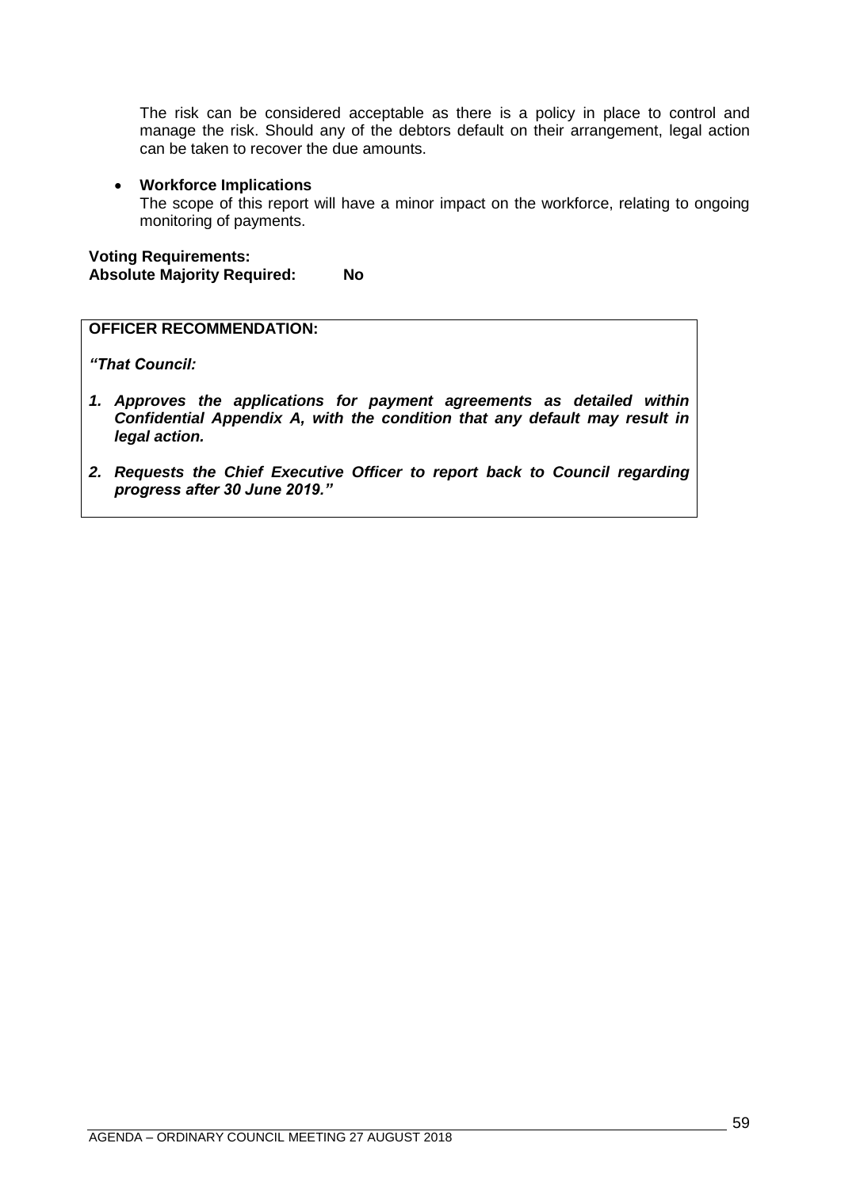The risk can be considered acceptable as there is a policy in place to control and manage the risk. Should any of the debtors default on their arrangement, legal action can be taken to recover the due amounts.

- **Workforce Implications**
  The scope of this report will have a minor impact on the workforce, relating to ongoing monitoring of payments.

**Voting Requirements:**
**Absolute Majority Required: No**

**OFFICER RECOMMENDATION:**

***"That Council:***

1. ***Approves the applications for payment agreements as detailed within Confidential Appendix A, with the condition that any default may result in legal action.***

2. ***Requests the Chief Executive Officer to report back to Council regarding progress after 30 June 2019."***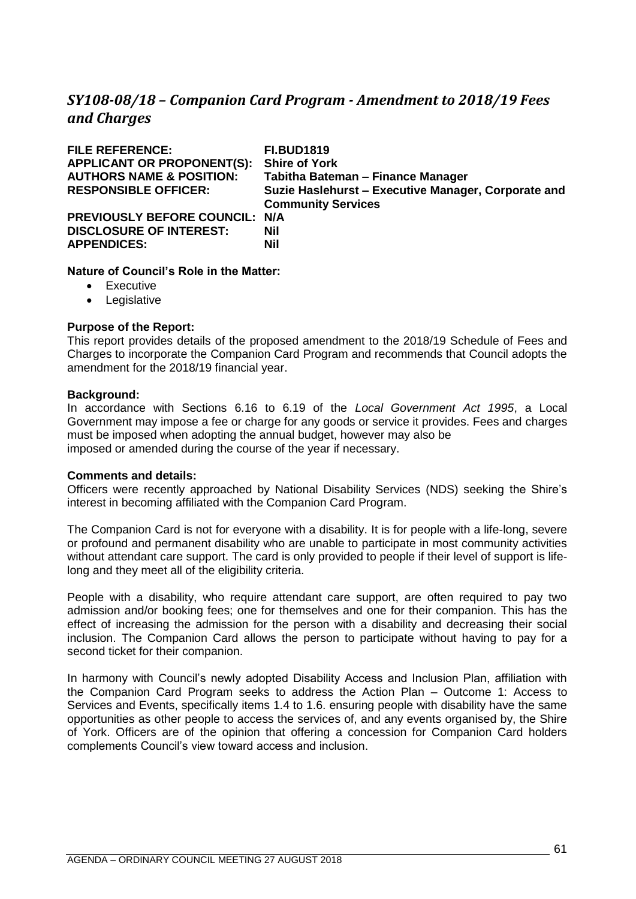## *SY108-08/18 – Companion Card Program - Amendment to 2018/19 Fees and Charges*

| | |
|---|---|
| **FILE REFERENCE:** | **FI.BUD1819** |
| **APPLICANT OR PROPONENT(S):** | **Shire of York** |
| **AUTHORS NAME & POSITION:** | **Tabitha Bateman – Finance Manager** |
| **RESPONSIBLE OFFICER:** | **Suzie Haslehurst – Executive Manager, Corporate and Community Services** |
| **PREVIOUSLY BEFORE COUNCIL:** | **N/A** |
| **DISCLOSURE OF INTEREST:** | **Nil** |
| **APPENDICES:** | **Nil** |

**Nature of Council's Role in the Matter:**

- Executive
- Legislative

**Purpose of the Report:**

This report provides details of the proposed amendment to the 2018/19 Schedule of Fees and Charges to incorporate the Companion Card Program and recommends that Council adopts the amendment for the 2018/19 financial year.

**Background:**

In accordance with Sections 6.16 to 6.19 of the *Local Government Act 1995*, a Local Government may impose a fee or charge for any goods or service it provides. Fees and charges must be imposed when adopting the annual budget, however may also be imposed or amended during the course of the year if necessary.

**Comments and details:**

Officers were recently approached by National Disability Services (NDS) seeking the Shire's interest in becoming affiliated with the Companion Card Program.

The Companion Card is not for everyone with a disability. It is for people with a life-long, severe or profound and permanent disability who are unable to participate in most community activities without attendant care support. The card is only provided to people if their level of support is life-long and they meet all of the eligibility criteria.

People with a disability, who require attendant care support, are often required to pay two admission and/or booking fees; one for themselves and one for their companion. This has the effect of increasing the admission for the person with a disability and decreasing their social inclusion. The Companion Card allows the person to participate without having to pay for a second ticket for their companion.

In harmony with Council's newly adopted Disability Access and Inclusion Plan, affiliation with the Companion Card Program seeks to address the Action Plan – Outcome 1: Access to Services and Events, specifically items 1.4 to 1.6. ensuring people with disability have the same opportunities as other people to access the services of, and any events organised by, the Shire of York. Officers are of the opinion that offering a concession for Companion Card holders complements Council's view toward access and inclusion.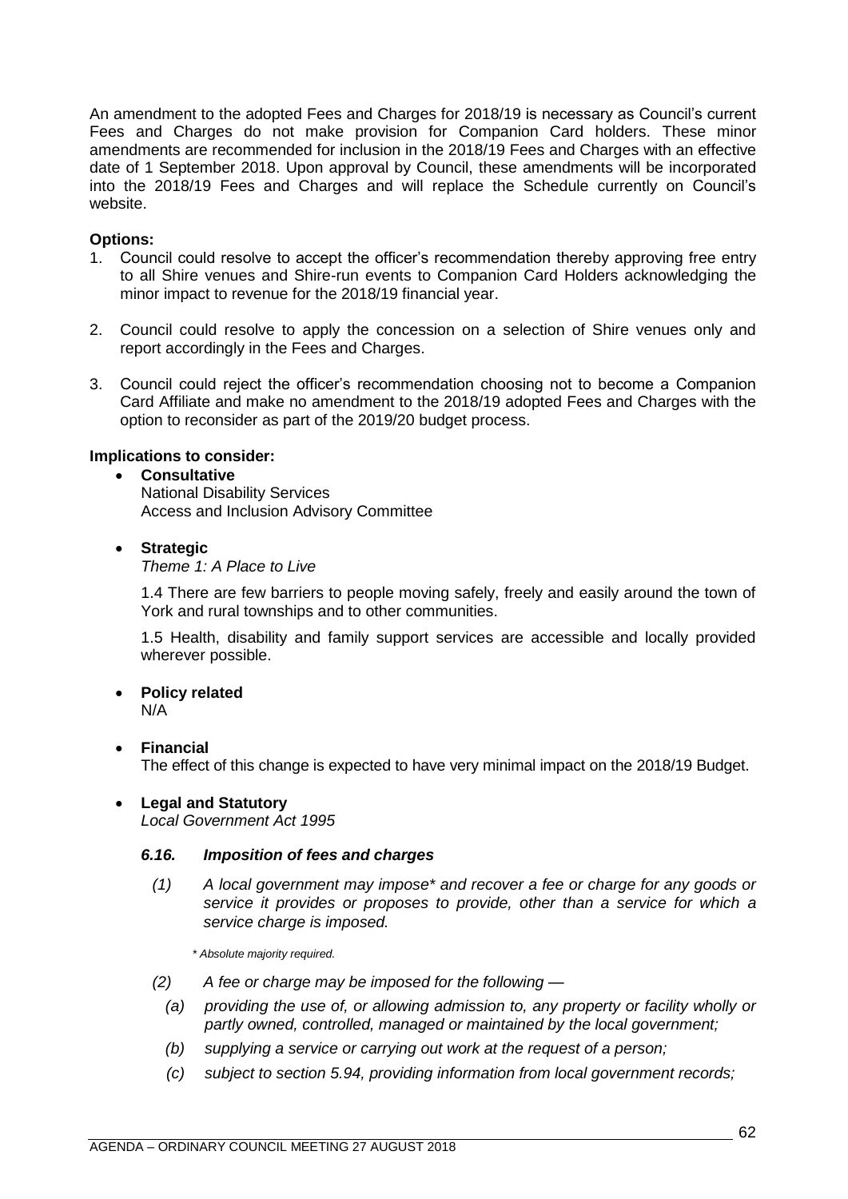An amendment to the adopted Fees and Charges for 2018/19 is necessary as Council's current Fees and Charges do not make provision for Companion Card holders. These minor amendments are recommended for inclusion in the 2018/19 Fees and Charges with an effective date of 1 September 2018. Upon approval by Council, these amendments will be incorporated into the 2018/19 Fees and Charges and will replace the Schedule currently on Council's website.

**Options:**

1. Council could resolve to accept the officer's recommendation thereby approving free entry to all Shire venues and Shire-run events to Companion Card Holders acknowledging the minor impact to revenue for the 2018/19 financial year.
2. Council could resolve to apply the concession on a selection of Shire venues only and report accordingly in the Fees and Charges.
3. Council could reject the officer's recommendation choosing not to become a Companion Card Affiliate and make no amendment to the 2018/19 adopted Fees and Charges with the option to reconsider as part of the 2019/20 budget process.

**Implications to consider:**

- **Consultative**
  National Disability Services
  Access and Inclusion Advisory Committee

- **Strategic**
  *Theme 1: A Place to Live*

  1.4 There are few barriers to people moving safely, freely and easily around the town of York and rural townships and to other communities.

  1.5 Health, disability and family support services are accessible and locally provided wherever possible.

- **Policy related**
  N/A

- **Financial**
  The effect of this change is expected to have very minimal impact on the 2018/19 Budget.

- **Legal and Statutory**
  *Local Government Act 1995*

  ***6.16. Imposition of fees and charges***

  *(1) A local government may impose\* and recover a fee or charge for any goods or service it provides or proposes to provide, other than a service for which a service charge is imposed.*

  *\* Absolute majority required.*

  *(2) A fee or charge may be imposed for the following —*

  *(a) providing the use of, or allowing admission to, any property or facility wholly or partly owned, controlled, managed or maintained by the local government;*

  *(b) supplying a service or carrying out work at the request of a person;*

  *(c) subject to section 5.94, providing information from local government records;*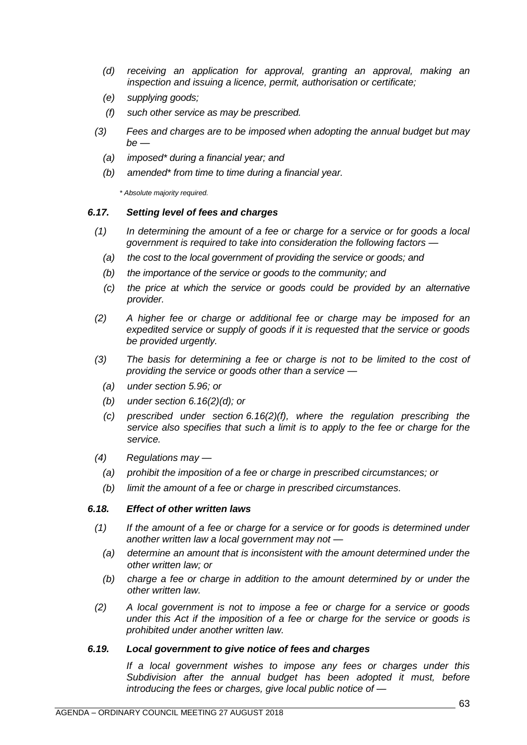*(d) receiving an application for approval, granting an approval, making an inspection and issuing a licence, permit, authorisation or certificate;*

*(e) supplying goods;*

*(f) such other service as may be prescribed.*

*(3) Fees and charges are to be imposed when adopting the annual budget but may be —*

*(a) imposed* during a financial year; and*

*(b) amended* from time to time during a financial year.*

*\* Absolute majority required.*

### *6.17. Setting level of fees and charges*

*(1) In determining the amount of a fee or charge for a service or for goods a local government is required to take into consideration the following factors —*

*(a) the cost to the local government of providing the service or goods; and*

*(b) the importance of the service or goods to the community; and*

*(c) the price at which the service or goods could be provided by an alternative provider.*

*(2) A higher fee or charge or additional fee or charge may be imposed for an expedited service or supply of goods if it is requested that the service or goods be provided urgently.*

*(3) The basis for determining a fee or charge is not to be limited to the cost of providing the service or goods other than a service —*

*(a) under section 5.96; or*

*(b) under section 6.16(2)(d); or*

*(c) prescribed under section 6.16(2)(f), where the regulation prescribing the service also specifies that such a limit is to apply to the fee or charge for the service.*

*(4) Regulations may —*

*(a) prohibit the imposition of a fee or charge in prescribed circumstances; or*

*(b) limit the amount of a fee or charge in prescribed circumstances.*

### *6.18. Effect of other written laws*

*(1) If the amount of a fee or charge for a service or for goods is determined under another written law a local government may not —*

*(a) determine an amount that is inconsistent with the amount determined under the other written law; or*

*(b) charge a fee or charge in addition to the amount determined by or under the other written law.*

*(2) A local government is not to impose a fee or charge for a service or goods under this Act if the imposition of a fee or charge for the service or goods is prohibited under another written law.*

### *6.19. Local government to give notice of fees and charges*

*If a local government wishes to impose any fees or charges under this Subdivision after the annual budget has been adopted it must, before introducing the fees or charges, give local public notice of —*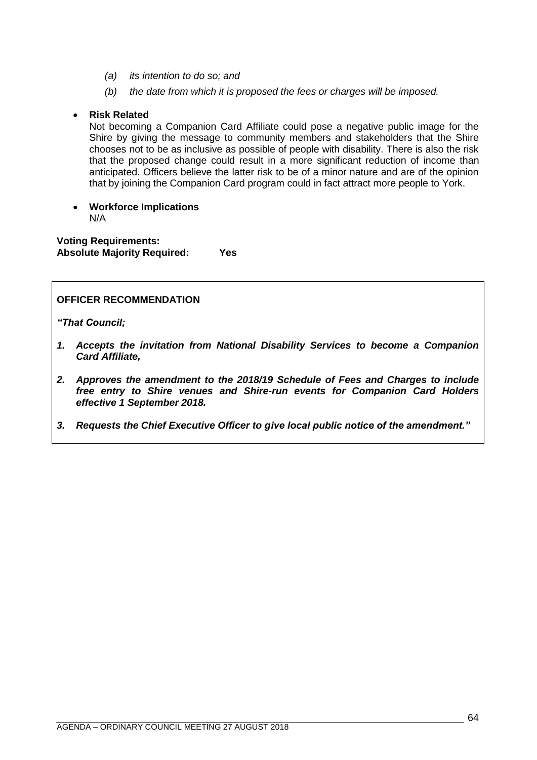*(a) its intention to do so; and*

*(b) the date from which it is proposed the fees or charges will be imposed.*

- **Risk Related**
  Not becoming a Companion Card Affiliate could pose a negative public image for the Shire by giving the message to community members and stakeholders that the Shire chooses not to be as inclusive as possible of people with disability. There is also the risk that the proposed change could result in a more significant reduction of income than anticipated. Officers believe the latter risk to be of a minor nature and are of the opinion that by joining the Companion Card program could in fact attract more people to York.

- **Workforce Implications**
  N/A

**Voting Requirements:**
**Absolute Majority Required: Yes**

**OFFICER RECOMMENDATION**

***"That Council;***

1. ***Accepts the invitation from National Disability Services to become a Companion Card Affiliate,***

2. ***Approves the amendment to the 2018/19 Schedule of Fees and Charges to include free entry to Shire venues and Shire-run events for Companion Card Holders effective 1 September 2018.***

3. ***Requests the Chief Executive Officer to give local public notice of the amendment."***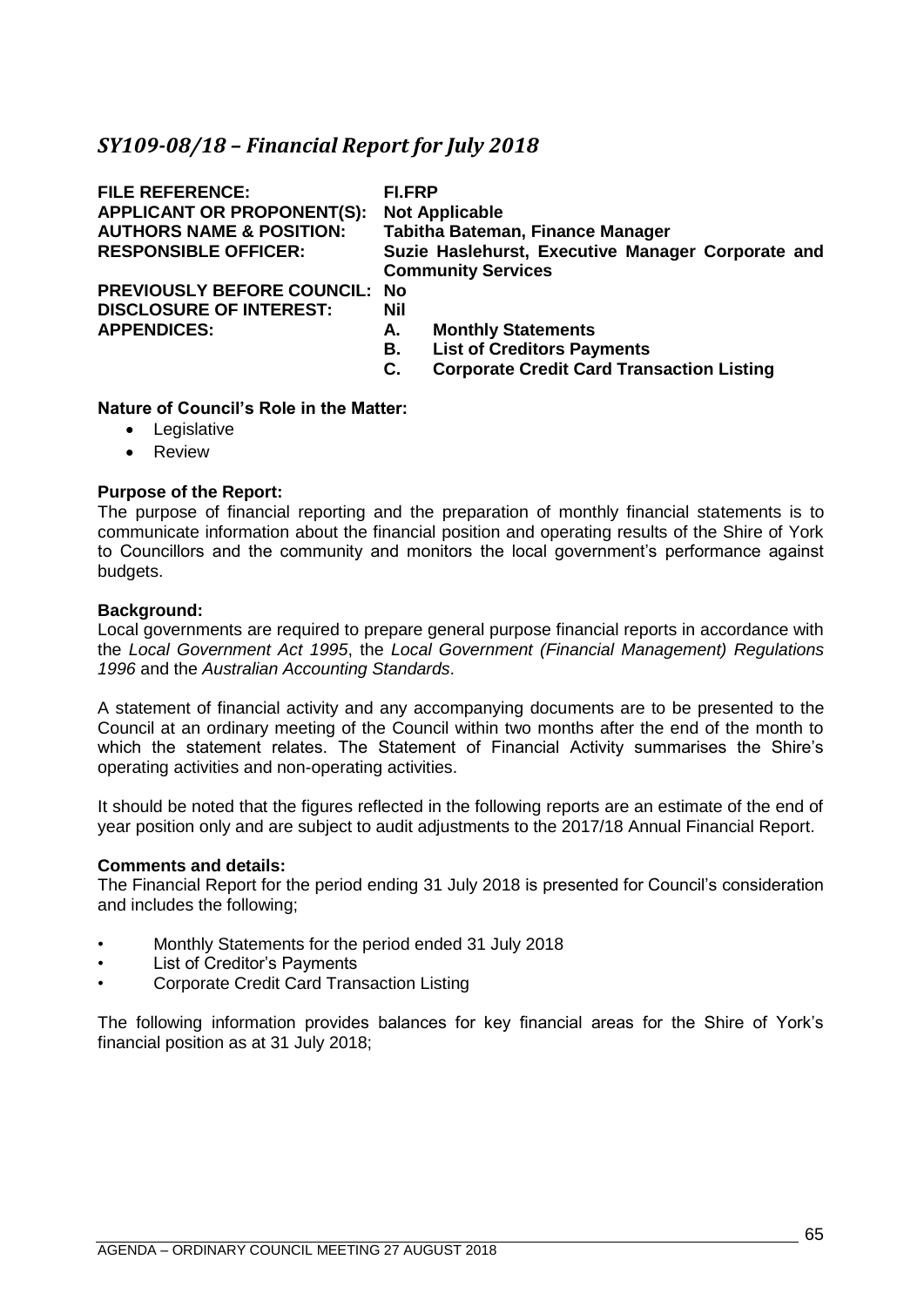## *SY109-08/18 – Financial Report for July 2018*

| | |
|---|---|
| **FILE REFERENCE:** | **FI.FRP** |
| **APPLICANT OR PROPONENT(S):** | **Not Applicable** |
| **AUTHORS NAME & POSITION:** | **Tabitha Bateman, Finance Manager** |
| **RESPONSIBLE OFFICER:** | **Suzie Haslehurst, Executive Manager Corporate and Community Services** |
| **PREVIOUSLY BEFORE COUNCIL:** | **No** |
| **DISCLOSURE OF INTEREST:** | **Nil** |
| **APPENDICES:** | **A. Monthly Statements**<br>**B. List of Creditors Payments**<br>**C. Corporate Credit Card Transaction Listing** |

**Nature of Council's Role in the Matter:**

- Legislative
- Review

**Purpose of the Report:**

The purpose of financial reporting and the preparation of monthly financial statements is to communicate information about the financial position and operating results of the Shire of York to Councillors and the community and monitors the local government's performance against budgets.

**Background:**

Local governments are required to prepare general purpose financial reports in accordance with the *Local Government Act 1995*, the *Local Government (Financial Management) Regulations 1996* and the *Australian Accounting Standards*.

A statement of financial activity and any accompanying documents are to be presented to the Council at an ordinary meeting of the Council within two months after the end of the month to which the statement relates. The Statement of Financial Activity summarises the Shire's operating activities and non-operating activities.

It should be noted that the figures reflected in the following reports are an estimate of the end of year position only and are subject to audit adjustments to the 2017/18 Annual Financial Report.

**Comments and details:**

The Financial Report for the period ending 31 July 2018 is presented for Council's consideration and includes the following;

- Monthly Statements for the period ended 31 July 2018
- List of Creditor's Payments
- Corporate Credit Card Transaction Listing

The following information provides balances for key financial areas for the Shire of York's financial position as at 31 July 2018;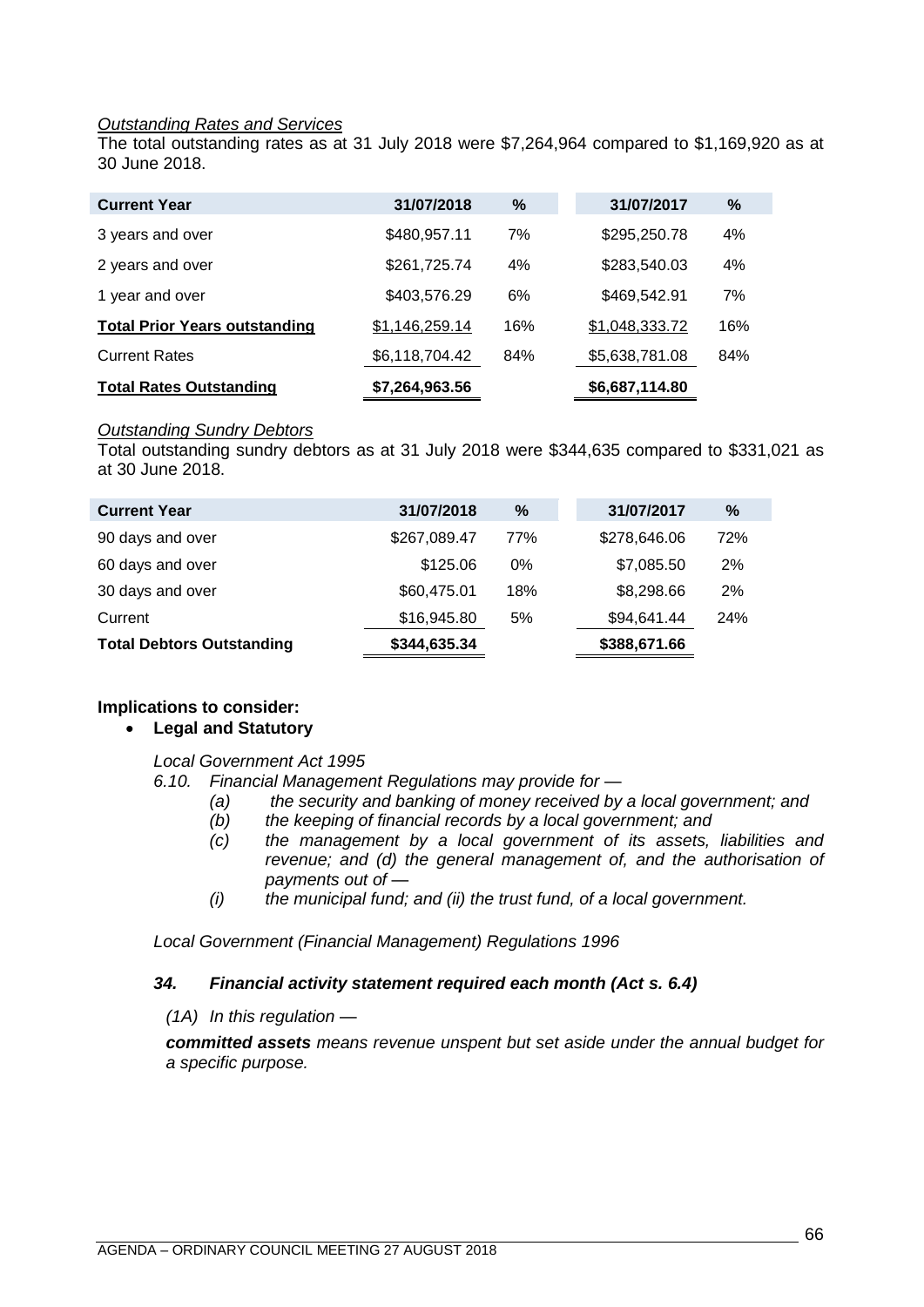*Outstanding Rates and Services*

The total outstanding rates as at 31 July 2018 were $7,264,964 compared to $1,169,920 as at 30 June 2018.

| **Current Year** | **31/07/2018** | **%** | **31/07/2017** | **%** |
|---|---|---|---|---|
| 3 years and over | $480,957.11 | 7% | $295,250.78 | 4% |
| 2 years and over | $261,725.74 | 4% | $283,540.03 | 4% |
| 1 year and over | $403,576.29 | 6% | $469,542.91 | 7% |
| **Total Prior Years outstanding** | $1,146,259.14 | 16% | $1,048,333.72 | 16% |
| Current Rates | $6,118,704.42 | 84% | $5,638,781.08 | 84% |
| **Total Rates Outstanding** | **$7,264,963.56** | | **$6,687,114.80** | |

*Outstanding Sundry Debtors*

Total outstanding sundry debtors as at 31 July 2018 were $344,635 compared to $331,021 as at 30 June 2018.

| **Current Year** | **31/07/2018** | **%** | **31/07/2017** | **%** |
|---|---|---|---|---|
| 90 days and over | $267,089.47 | 77% | $278,646.06 | 72% |
| 60 days and over | $125.06 | 0% | $7,085.50 | 2% |
| 30 days and over | $60,475.01 | 18% | $8,298.66 | 2% |
| Current | $16,945.80 | 5% | $94,641.44 | 24% |
| **Total Debtors Outstanding** | **$344,635.34** | | **$388,671.66** | |

**Implications to consider:**

- **Legal and Statutory**

*Local Government Act 1995*

*6.10. Financial Management Regulations may provide for —*

*(a) the security and banking of money received by a local government; and*

*(b) the keeping of financial records by a local government; and*

*(c) the management by a local government of its assets, liabilities and revenue; and (d) the general management of, and the authorisation of payments out of —*

*(i) the municipal fund; and (ii) the trust fund, of a local government.*

*Local Government (Financial Management) Regulations 1996*

***34. Financial activity statement required each month (Act s. 6.4)***

*(1A) In this regulation —*

***committed assets*** *means revenue unspent but set aside under the annual budget for a specific purpose.*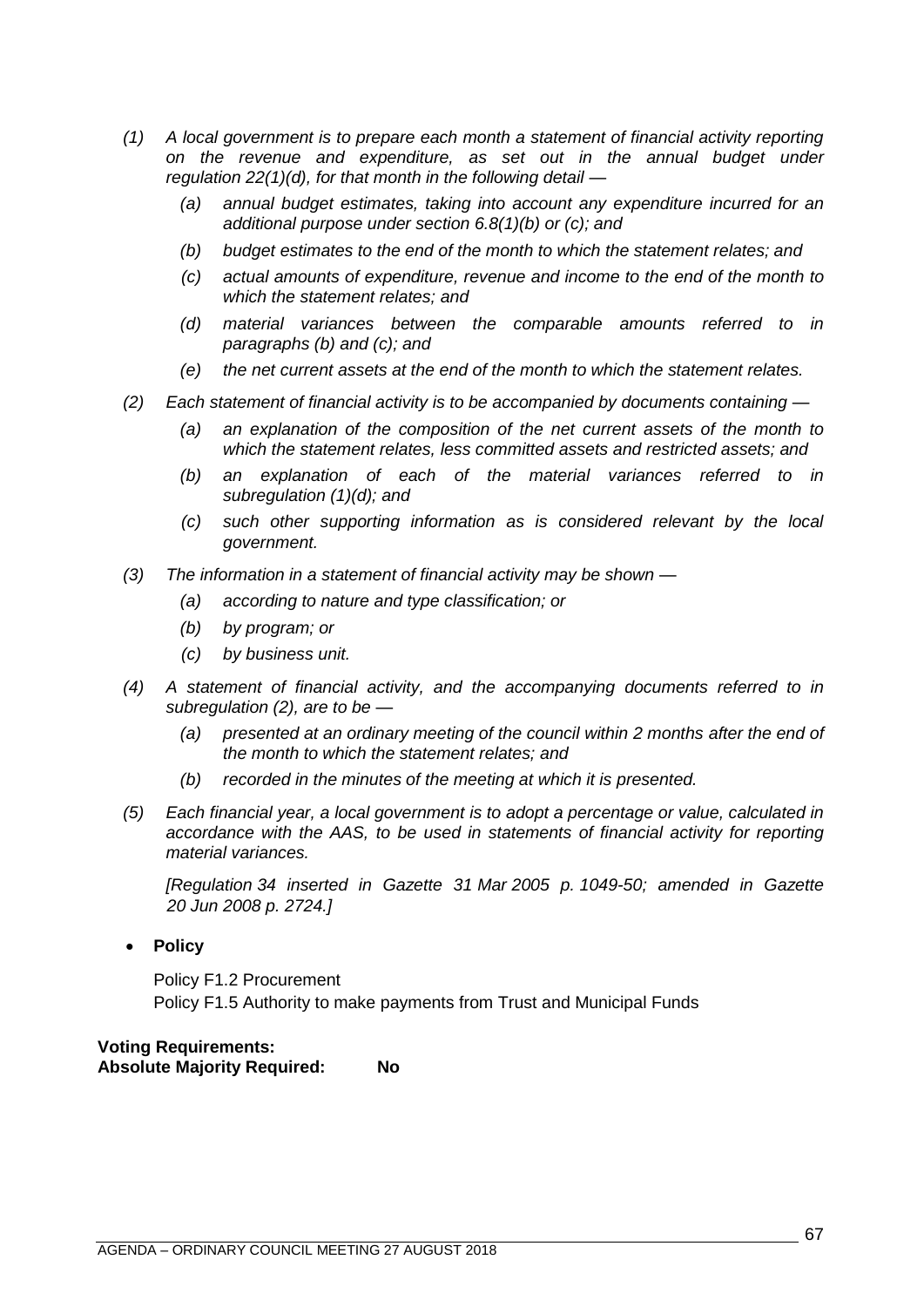*(1) A local government is to prepare each month a statement of financial activity reporting on the revenue and expenditure, as set out in the annual budget under regulation 22(1)(d), for that month in the following detail —*

*(a) annual budget estimates, taking into account any expenditure incurred for an additional purpose under section 6.8(1)(b) or (c); and*

*(b) budget estimates to the end of the month to which the statement relates; and*

*(c) actual amounts of expenditure, revenue and income to the end of the month to which the statement relates; and*

*(d) material variances between the comparable amounts referred to in paragraphs (b) and (c); and*

*(e) the net current assets at the end of the month to which the statement relates.*

*(2) Each statement of financial activity is to be accompanied by documents containing —*

*(a) an explanation of the composition of the net current assets of the month to which the statement relates, less committed assets and restricted assets; and*

*(b) an explanation of each of the material variances referred to in subregulation (1)(d); and*

*(c) such other supporting information as is considered relevant by the local government.*

*(3) The information in a statement of financial activity may be shown —*

*(a) according to nature and type classification; or*

*(b) by program; or*

*(c) by business unit.*

*(4) A statement of financial activity, and the accompanying documents referred to in subregulation (2), are to be —*

*(a) presented at an ordinary meeting of the council within 2 months after the end of the month to which the statement relates; and*

*(b) recorded in the minutes of the meeting at which it is presented.*

*(5) Each financial year, a local government is to adopt a percentage or value, calculated in accordance with the AAS, to be used in statements of financial activity for reporting material variances.*

*[Regulation 34 inserted in Gazette 31 Mar 2005 p. 1049-50; amended in Gazette 20 Jun 2008 p. 2724.]*

- **Policy**

  Policy F1.2 Procurement
  Policy F1.5 Authority to make payments from Trust and Municipal Funds

**Voting Requirements:**
**Absolute Majority Required: No**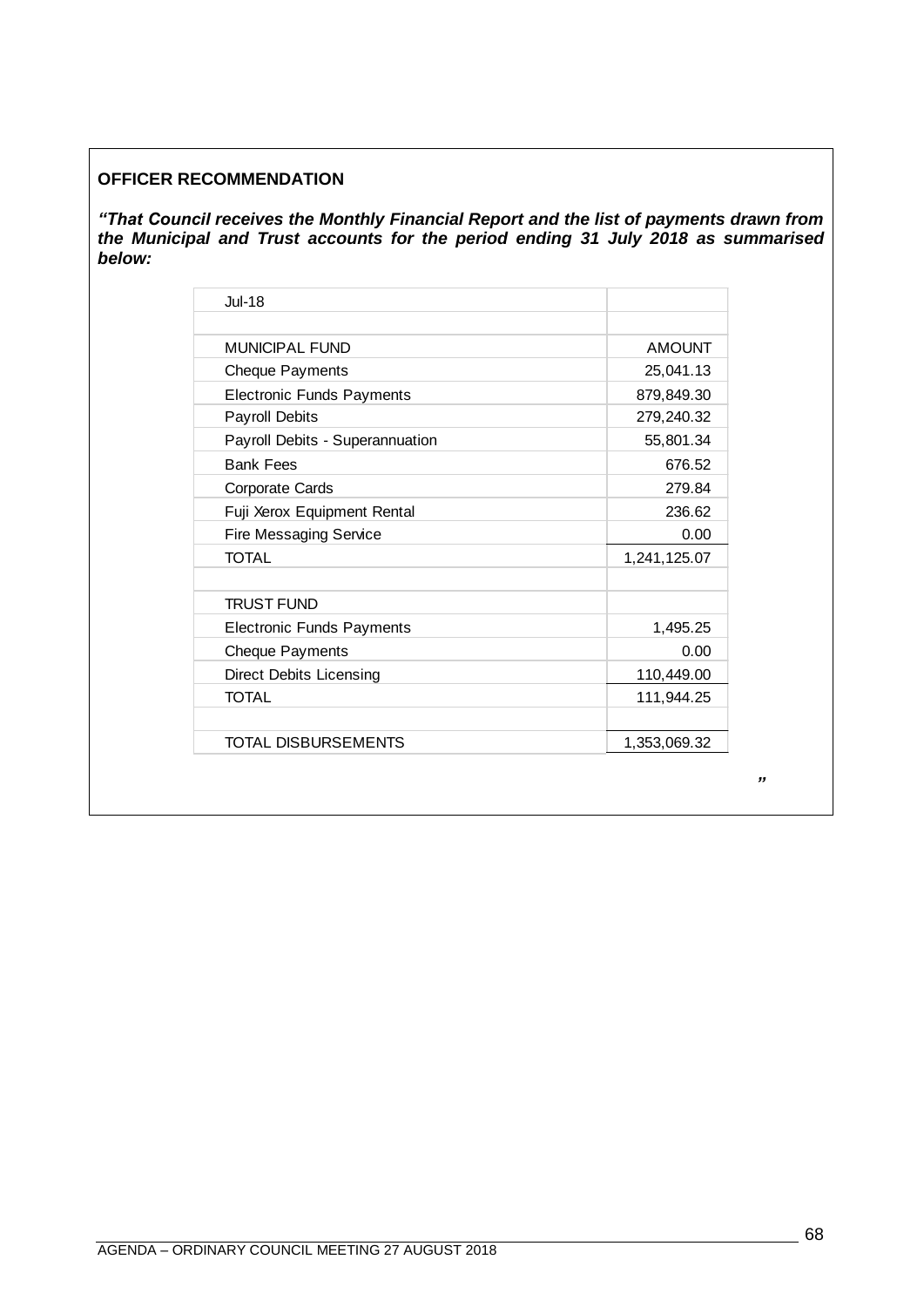**OFFICER RECOMMENDATION**

***"That Council receives the Monthly Financial Report and the list of payments drawn from the Municipal and Trust accounts for the period ending 31 July 2018 as summarised below:***

| Jul-18 | |
|---|---|
| | |
| MUNICIPAL FUND | AMOUNT |
| Cheque Payments | 25,041.13 |
| Electronic Funds Payments | 879,849.30 |
| Payroll Debits | 279,240.32 |
| Payroll Debits - Superannuation | 55,801.34 |
| Bank Fees | 676.52 |
| Corporate Cards | 279.84 |
| Fuji Xerox Equipment Rental | 236.62 |
| Fire Messaging Service | 0.00 |
| TOTAL | 1,241,125.07 |
| | |
| TRUST FUND | |
| Electronic Funds Payments | 1,495.25 |
| Cheque Payments | 0.00 |
| Direct Debits Licensing | 110,449.00 |
| TOTAL | 111,944.25 |
| | |
| TOTAL DISBURSEMENTS | 1,353,069.32 |

***"***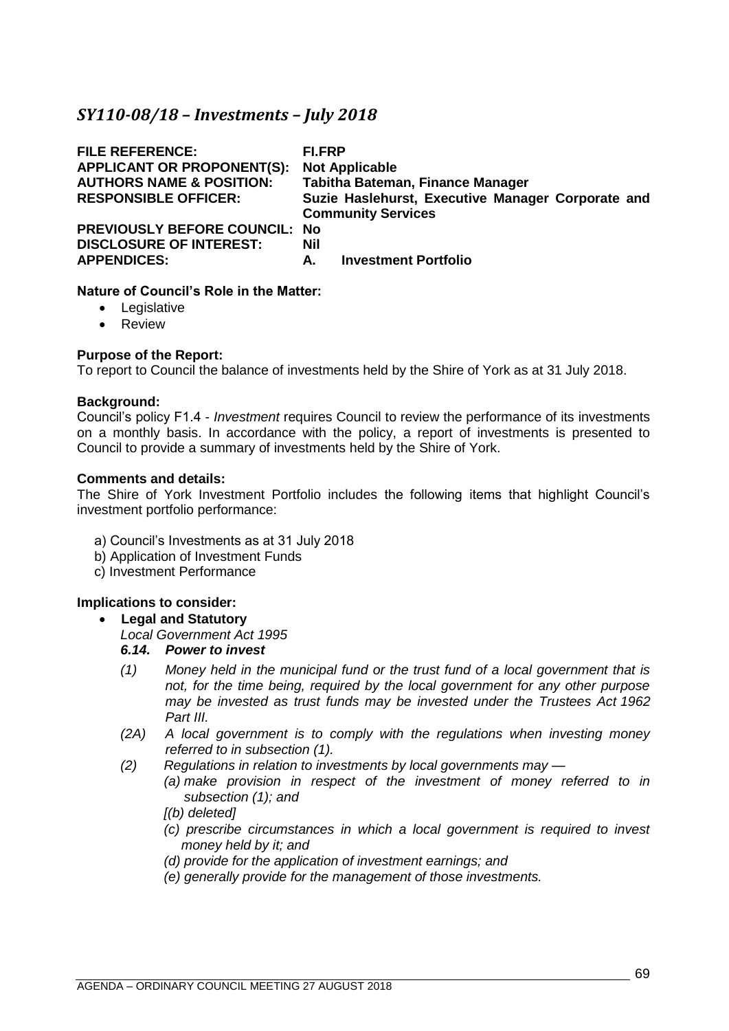## *SY110-08/18 – Investments – July 2018*

| | |
|---|---|
| **FILE REFERENCE:** | **FI.FRP** |
| **APPLICANT OR PROPONENT(S):** | **Not Applicable** |
| **AUTHORS NAME & POSITION:** | **Tabitha Bateman, Finance Manager** |
| **RESPONSIBLE OFFICER:** | **Suzie Haslehurst, Executive Manager Corporate and Community Services** |
| **PREVIOUSLY BEFORE COUNCIL:** | **No** |
| **DISCLOSURE OF INTEREST:** | **Nil** |
| **APPENDICES:** | **A. Investment Portfolio** |

**Nature of Council's Role in the Matter:**

- Legislative
- Review

**Purpose of the Report:**

To report to Council the balance of investments held by the Shire of York as at 31 July 2018.

**Background:**

Council's policy F1.4 - *Investment* requires Council to review the performance of its investments on a monthly basis. In accordance with the policy, a report of investments is presented to Council to provide a summary of investments held by the Shire of York.

**Comments and details:**

The Shire of York Investment Portfolio includes the following items that highlight Council's investment portfolio performance:

a) Council's Investments as at 31 July 2018
b) Application of Investment Funds
c) Investment Performance

**Implications to consider:**

- **Legal and Statutory**

  *Local Government Act 1995*

  ***6.14. Power to invest***

  *(1) Money held in the municipal fund or the trust fund of a local government that is not, for the time being, required by the local government for any other purpose may be invested as trust funds may be invested under the Trustees Act 1962 Part III.*

  *(2A) A local government is to comply with the regulations when investing money referred to in subsection (1).*

  *(2) Regulations in relation to investments by local governments may —*

  *(a) make provision in respect of the investment of money referred to in subsection (1); and*

  *[(b) deleted]*

  *(c) prescribe circumstances in which a local government is required to invest money held by it; and*

  *(d) provide for the application of investment earnings; and*

  *(e) generally provide for the management of those investments.*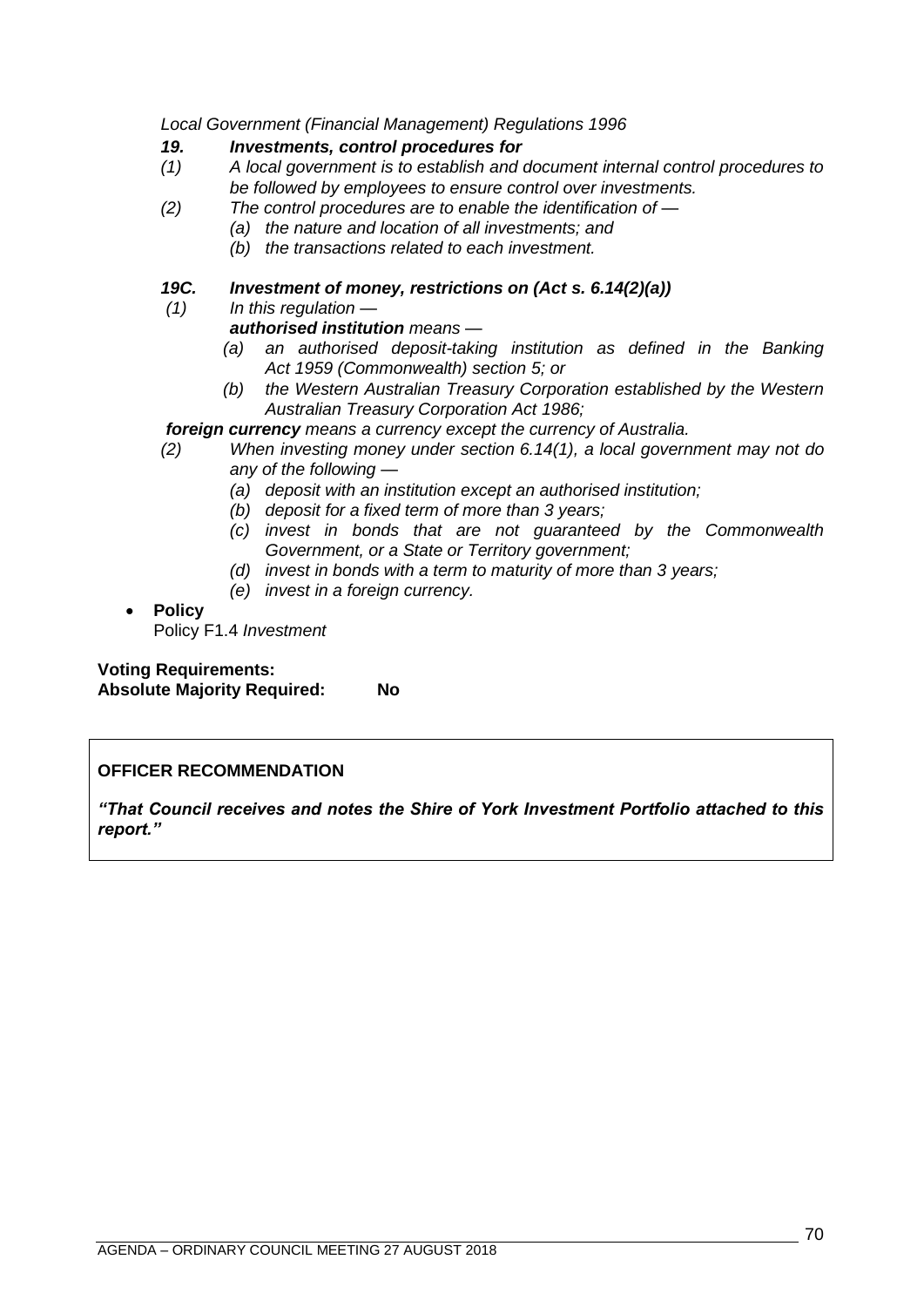*Local Government (Financial Management) Regulations 1996*

***19. Investments, control procedures for***

*(1) A local government is to establish and document internal control procedures to be followed by employees to ensure control over investments.*

*(2) The control procedures are to enable the identification of —*

*(a) the nature and location of all investments; and*

*(b) the transactions related to each investment.*

***19C. Investment of money, restrictions on (Act s. 6.14(2)(a))***

*(1) In this regulation —*

***authorised institution*** *means —*

*(a) an authorised deposit-taking institution as defined in the Banking Act 1959 (Commonwealth) section 5; or*

*(b) the Western Australian Treasury Corporation established by the Western Australian Treasury Corporation Act 1986;*

***foreign currency*** *means a currency except the currency of Australia.*

*(2) When investing money under section 6.14(1), a local government may not do any of the following —*

*(a) deposit with an institution except an authorised institution;*

*(b) deposit for a fixed term of more than 3 years;*

*(c) invest in bonds that are not guaranteed by the Commonwealth Government, or a State or Territory government;*

*(d) invest in bonds with a term to maturity of more than 3 years;*

*(e) invest in a foreign currency.*

- **Policy**

  Policy F1.4 *Investment*

**Voting Requirements:**

**Absolute Majority Required: No**

**OFFICER RECOMMENDATION**

***"That Council receives and notes the Shire of York Investment Portfolio attached to this report."***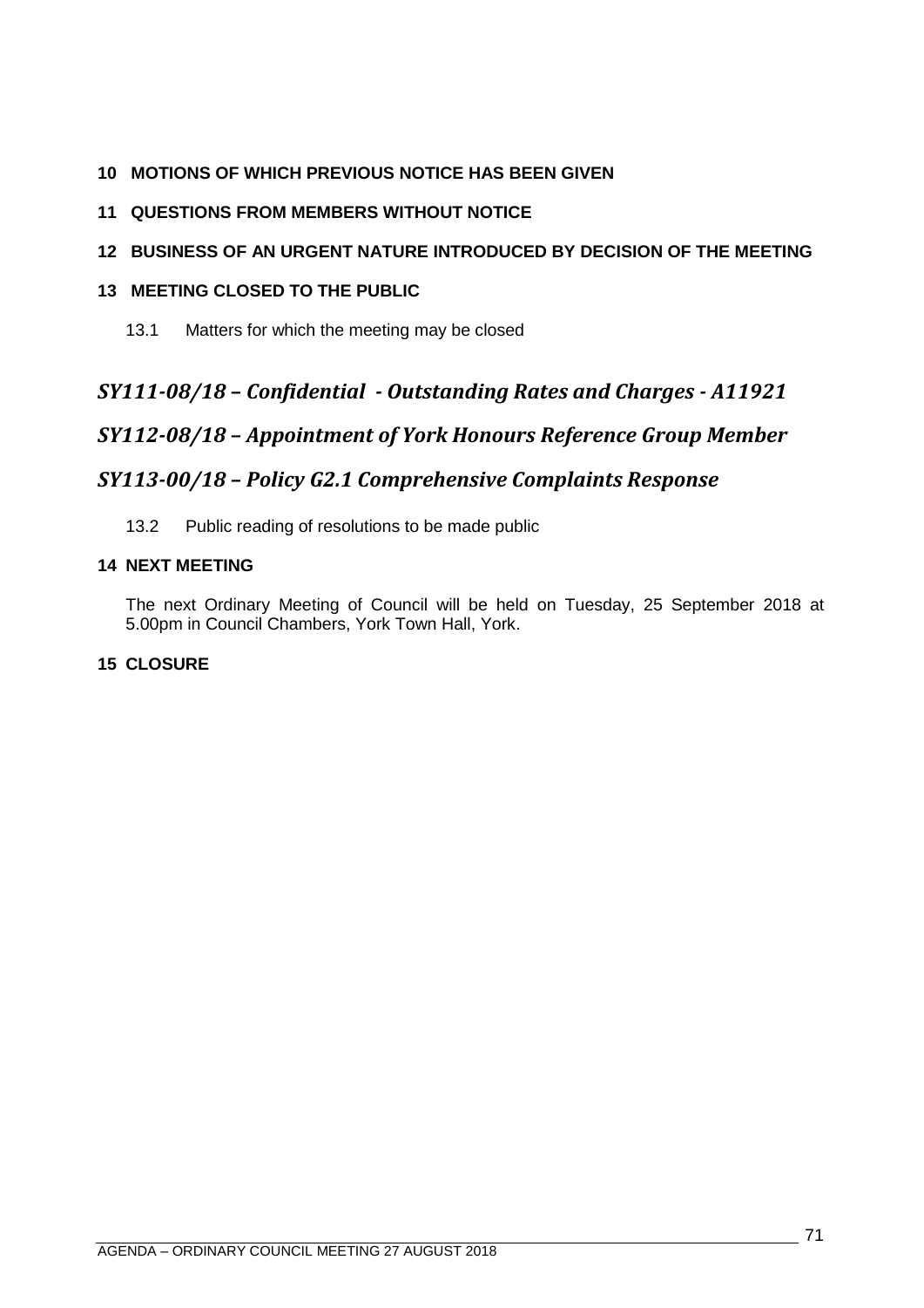## 10 MOTIONS OF WHICH PREVIOUS NOTICE HAS BEEN GIVEN

## 11 QUESTIONS FROM MEMBERS WITHOUT NOTICE

## 12 BUSINESS OF AN URGENT NATURE INTRODUCED BY DECISION OF THE MEETING

## 13 MEETING CLOSED TO THE PUBLIC

13.1 Matters for which the meeting may be closed

### *SY111-08/18 – Confidential - Outstanding Rates and Charges - A11921*

### *SY112-08/18 – Appointment of York Honours Reference Group Member*

### *SY113-00/18 – Policy G2.1 Comprehensive Complaints Response*

13.2 Public reading of resolutions to be made public

## 14 NEXT MEETING

The next Ordinary Meeting of Council will be held on Tuesday, 25 September 2018 at 5.00pm in Council Chambers, York Town Hall, York.

## 15 CLOSURE